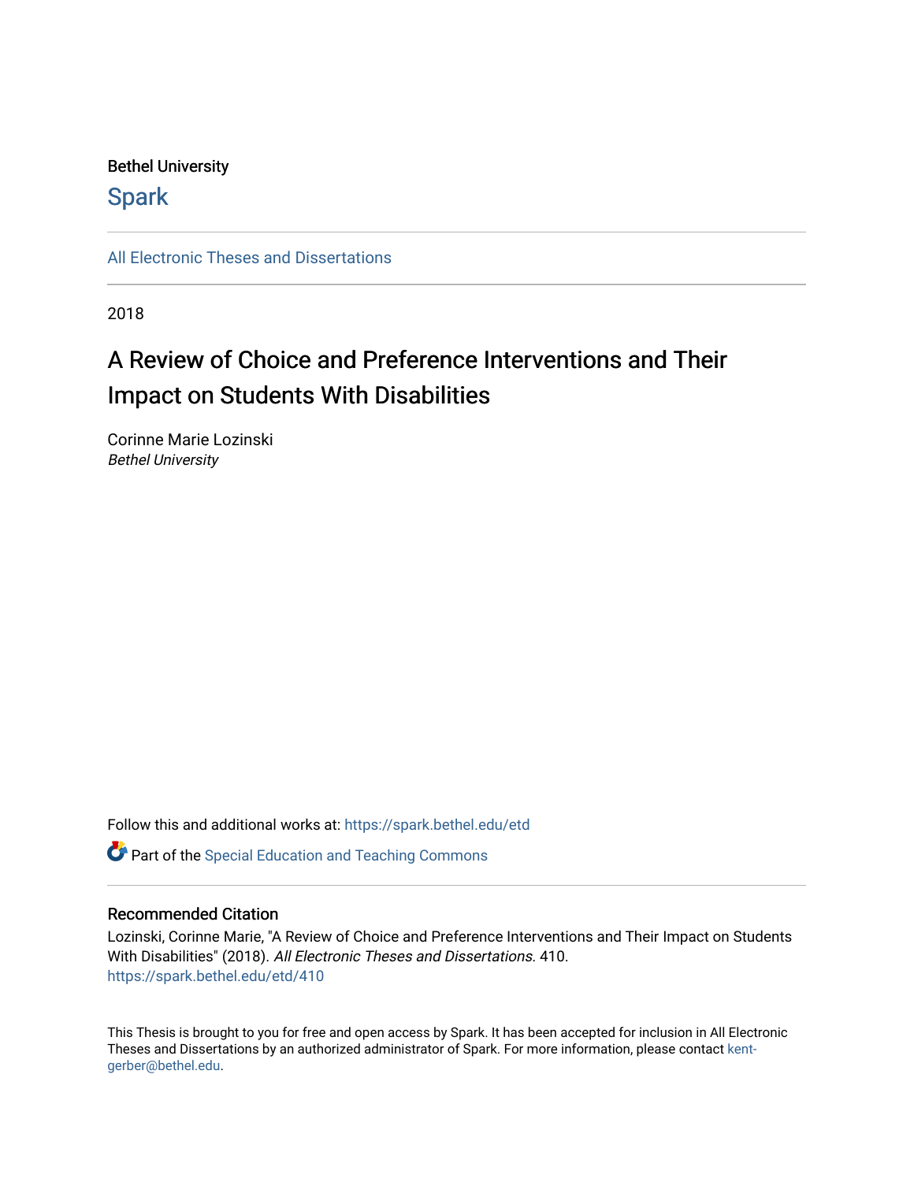Bethel University

# Spark

All Electronic Theses and Dissertations

2018

# A Review of Choice and Preference Interventions and Their Impact on Students With Disabilities

Corinne Marie Lozinski
*Bethel University*

Follow this and additional works at: https://spark.bethel.edu/etd

Part of the Special Education and Teaching Commons

## Recommended Citation

Lozinski, Corinne Marie, "A Review of Choice and Preference Interventions and Their Impact on Students With Disabilities" (2018). *All Electronic Theses and Dissertations*. 410.
https://spark.bethel.edu/etd/410

This Thesis is brought to you for free and open access by Spark. It has been accepted for inclusion in All Electronic Theses and Dissertations by an authorized administrator of Spark. For more information, please contact kent-gerber@bethel.edu.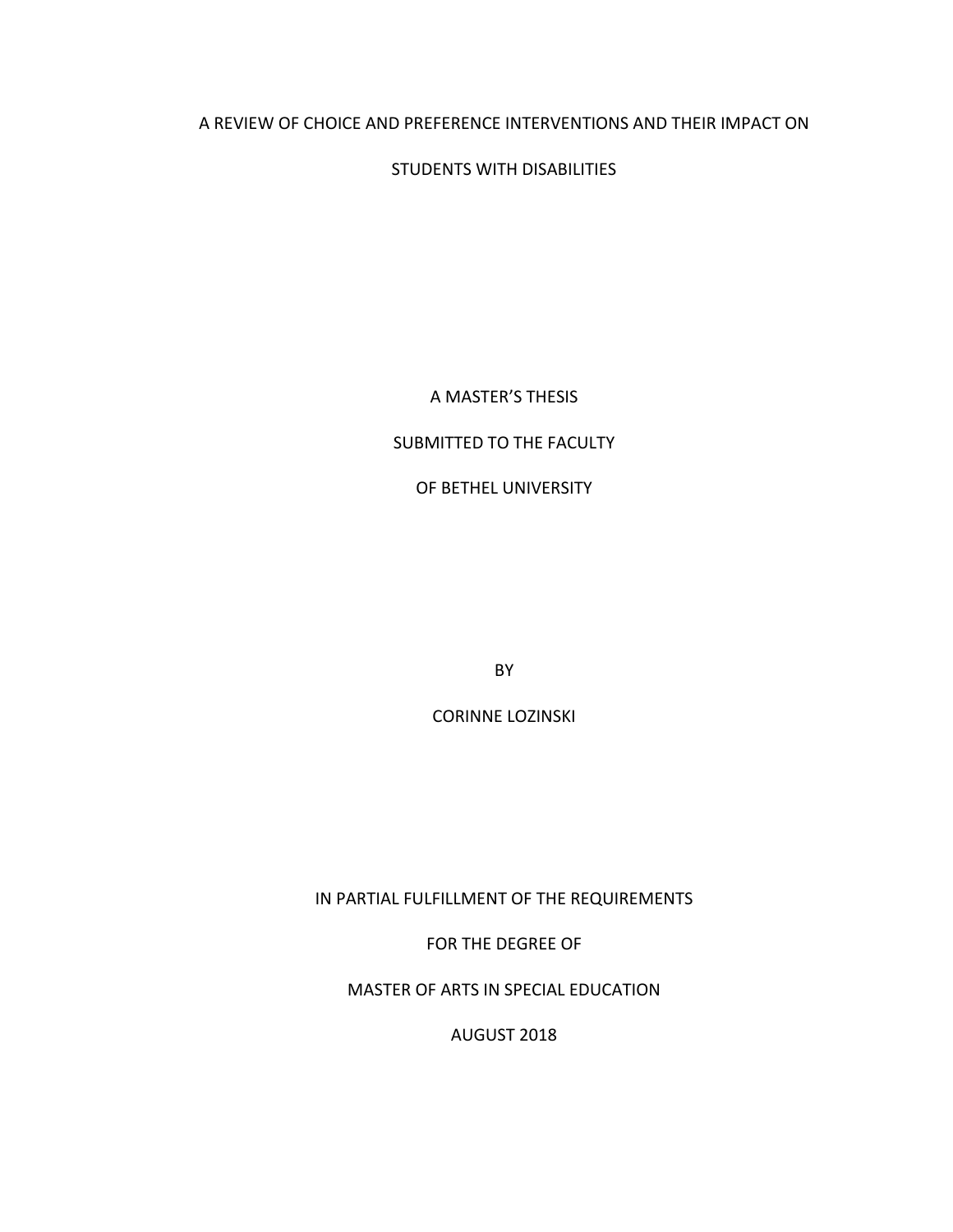A REVIEW OF CHOICE AND PREFERENCE INTERVENTIONS AND THEIR IMPACT ON

STUDENTS WITH DISABILITIES

A MASTER'S THESIS

SUBMITTED TO THE FACULTY

OF BETHEL UNIVERSITY

BY

CORINNE LOZINSKI

IN PARTIAL FULFILLMENT OF THE REQUIREMENTS

FOR THE DEGREE OF

MASTER OF ARTS IN SPECIAL EDUCATION

AUGUST 2018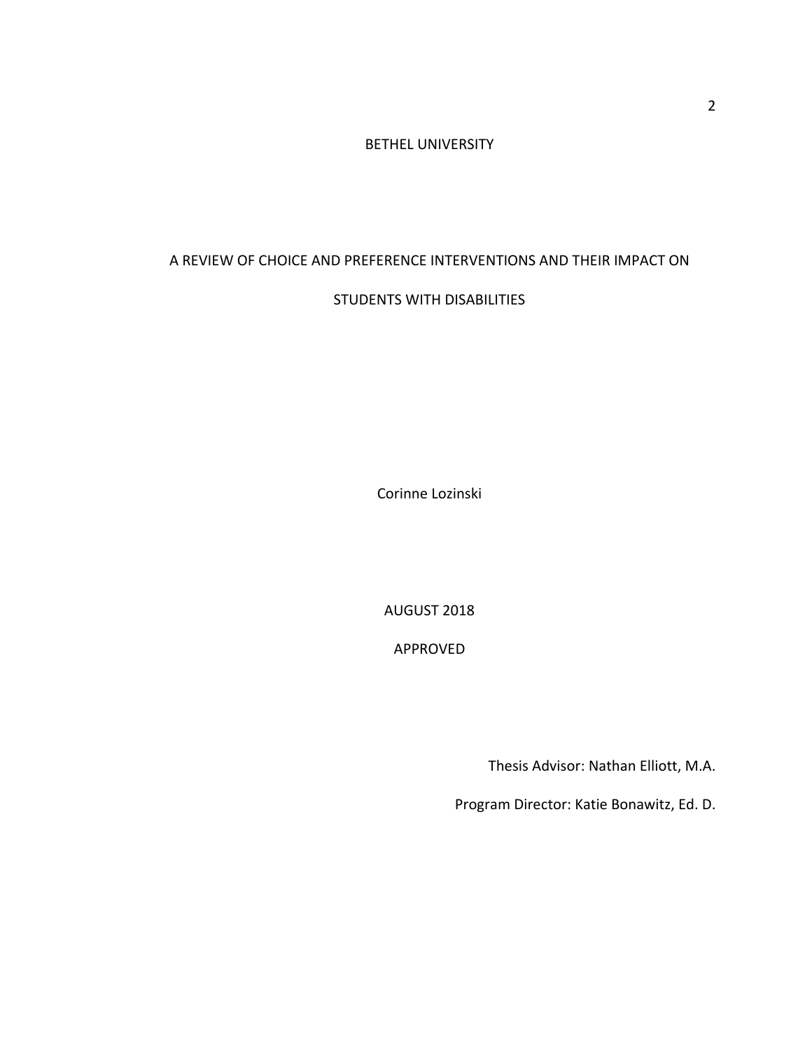BETHEL UNIVERSITY

A REVIEW OF CHOICE AND PREFERENCE INTERVENTIONS AND THEIR IMPACT ON STUDENTS WITH DISABILITIES

Corinne Lozinski

AUGUST 2018

APPROVED

Thesis Advisor: Nathan Elliott, M.A.

Program Director: Katie Bonawitz, Ed. D.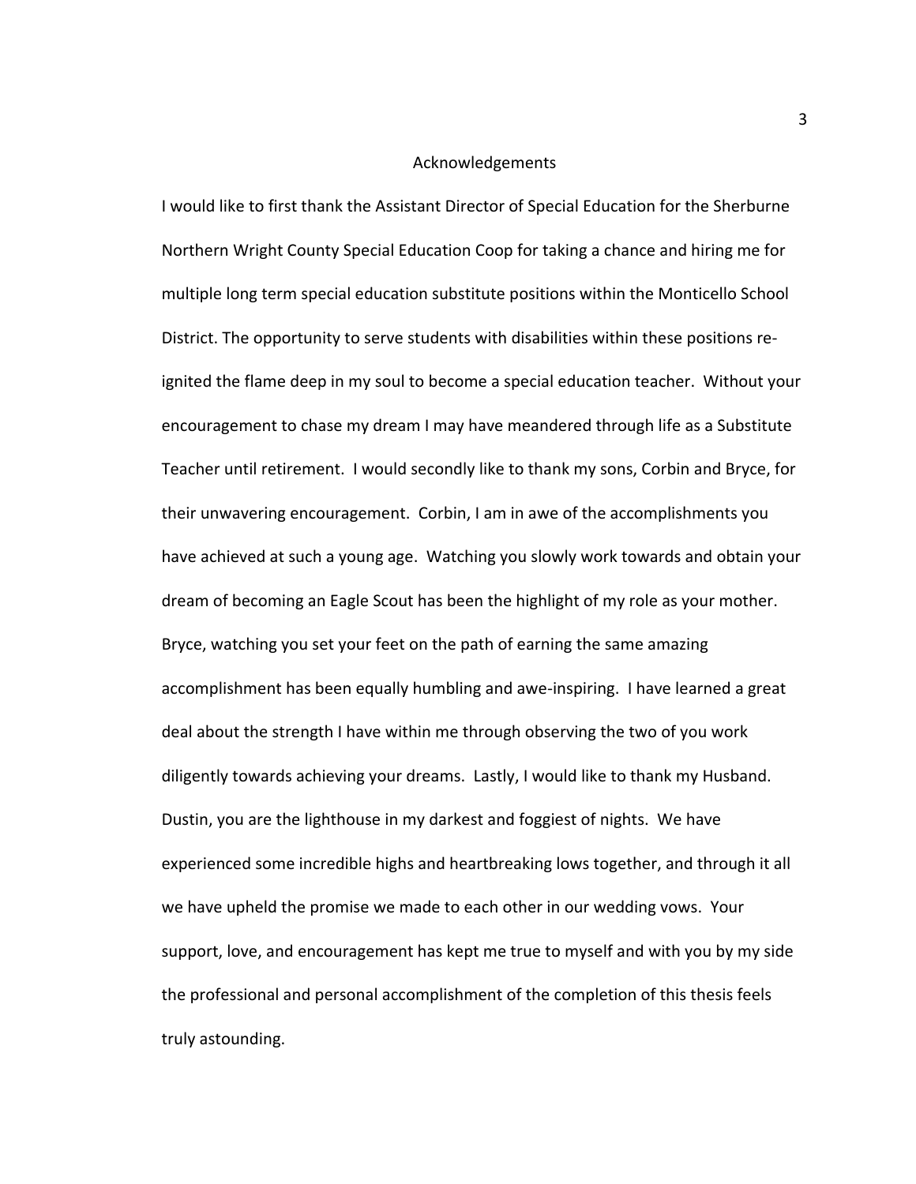## Acknowledgements

I would like to first thank the Assistant Director of Special Education for the Sherburne Northern Wright County Special Education Coop for taking a chance and hiring me for multiple long term special education substitute positions within the Monticello School District. The opportunity to serve students with disabilities within these positions re-ignited the flame deep in my soul to become a special education teacher. Without your encouragement to chase my dream I may have meandered through life as a Substitute Teacher until retirement. I would secondly like to thank my sons, Corbin and Bryce, for their unwavering encouragement. Corbin, I am in awe of the accomplishments you have achieved at such a young age. Watching you slowly work towards and obtain your dream of becoming an Eagle Scout has been the highlight of my role as your mother. Bryce, watching you set your feet on the path of earning the same amazing accomplishment has been equally humbling and awe-inspiring. I have learned a great deal about the strength I have within me through observing the two of you work diligently towards achieving your dreams. Lastly, I would like to thank my Husband. Dustin, you are the lighthouse in my darkest and foggiest of nights. We have experienced some incredible highs and heartbreaking lows together, and through it all we have upheld the promise we made to each other in our wedding vows. Your support, love, and encouragement has kept me true to myself and with you by my side the professional and personal accomplishment of the completion of this thesis feels truly astounding.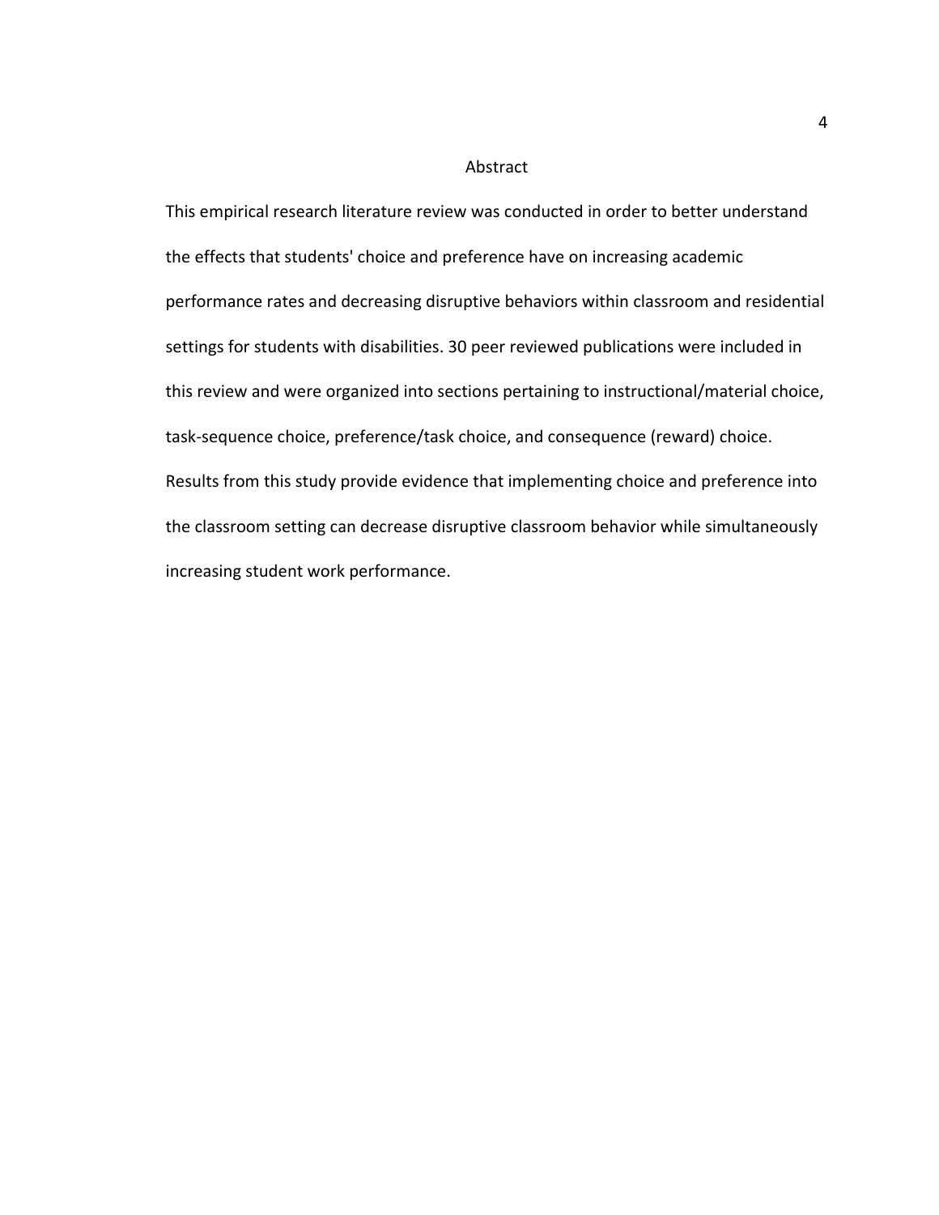# Abstract

This empirical research literature review was conducted in order to better understand the effects that students' choice and preference have on increasing academic performance rates and decreasing disruptive behaviors within classroom and residential settings for students with disabilities. 30 peer reviewed publications were included in this review and were organized into sections pertaining to instructional/material choice, task-sequence choice, preference/task choice, and consequence (reward) choice. Results from this study provide evidence that implementing choice and preference into the classroom setting can decrease disruptive classroom behavior while simultaneously increasing student work performance.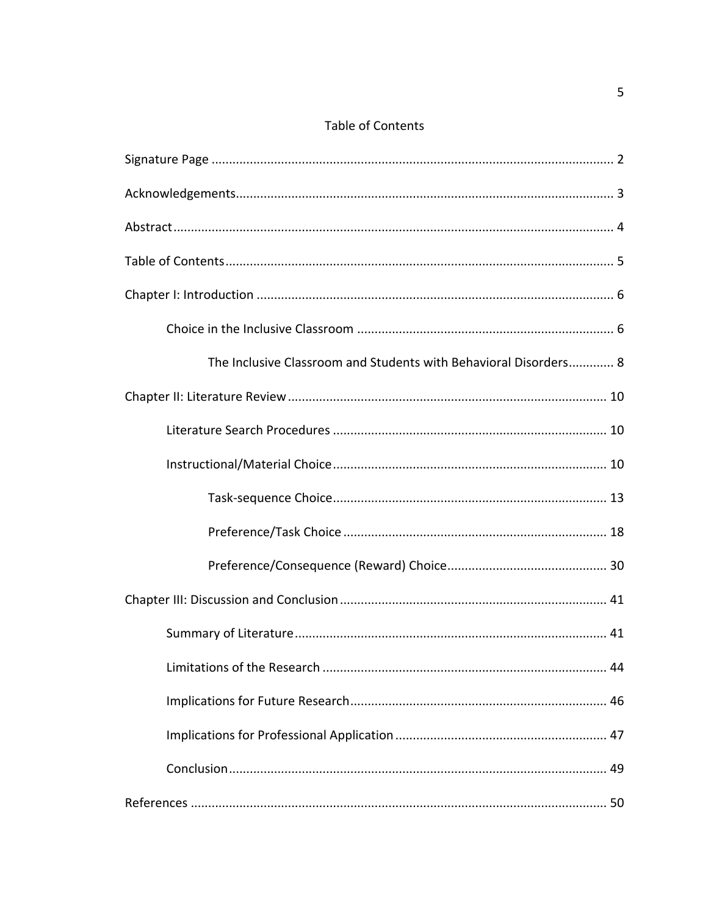# Table of Contents

Signature Page ........................................................................................................ 2

Acknowledgements.................................................................................................. 3

Abstract .................................................................................................................... 4

Table of Contents ..................................................................................................... 5

Chapter I: Introduction ............................................................................................ 6

Choice in the Inclusive Classroom ............................................................... 6

The Inclusive Classroom and Students with Behavioral Disorders............. 8

Chapter II: Literature Review ................................................................................. 10

Literature Search Procedures .................................................................... 10

Instructional/Material Choice .................................................................... 10

Task-sequence Choice................................................................... 13

Preference/Task Choice ................................................................ 18

Preference/Consequence (Reward) Choice.................................. 30

Chapter III: Discussion and Conclusion ................................................................. 41

Summary of Literature ............................................................................... 41

Limitations of the Research ....................................................................... 44

Implications for Future Research............................................................... 46

Implications for Professional Application .................................................. 47

Conclusion.................................................................................................. 49

References ............................................................................................................. 50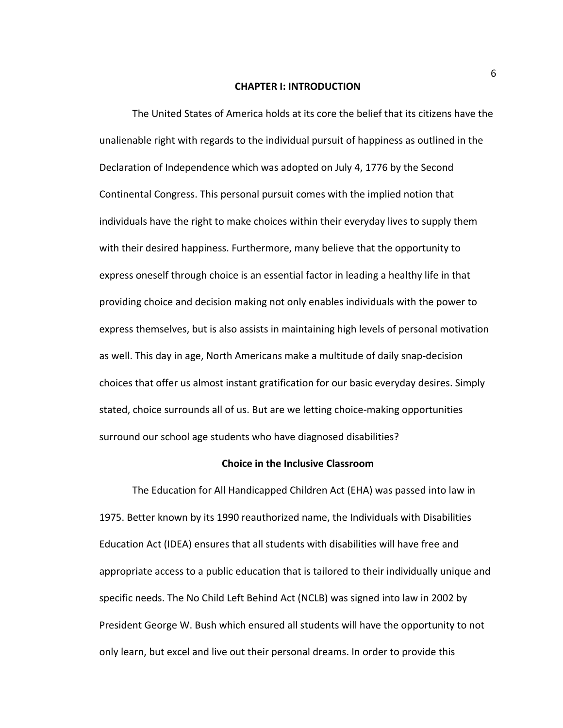# CHAPTER I: INTRODUCTION

The United States of America holds at its core the belief that its citizens have the unalienable right with regards to the individual pursuit of happiness as outlined in the Declaration of Independence which was adopted on July 4, 1776 by the Second Continental Congress. This personal pursuit comes with the implied notion that individuals have the right to make choices within their everyday lives to supply them with their desired happiness. Furthermore, many believe that the opportunity to express oneself through choice is an essential factor in leading a healthy life in that providing choice and decision making not only enables individuals with the power to express themselves, but is also assists in maintaining high levels of personal motivation as well. This day in age, North Americans make a multitude of daily snap-decision choices that offer us almost instant gratification for our basic everyday desires. Simply stated, choice surrounds all of us. But are we letting choice-making opportunities surround our school age students who have diagnosed disabilities?

## Choice in the Inclusive Classroom

The Education for All Handicapped Children Act (EHA) was passed into law in 1975. Better known by its 1990 reauthorized name, the Individuals with Disabilities Education Act (IDEA) ensures that all students with disabilities will have free and appropriate access to a public education that is tailored to their individually unique and specific needs. The No Child Left Behind Act (NCLB) was signed into law in 2002 by President George W. Bush which ensured all students will have the opportunity to not only learn, but excel and live out their personal dreams. In order to provide this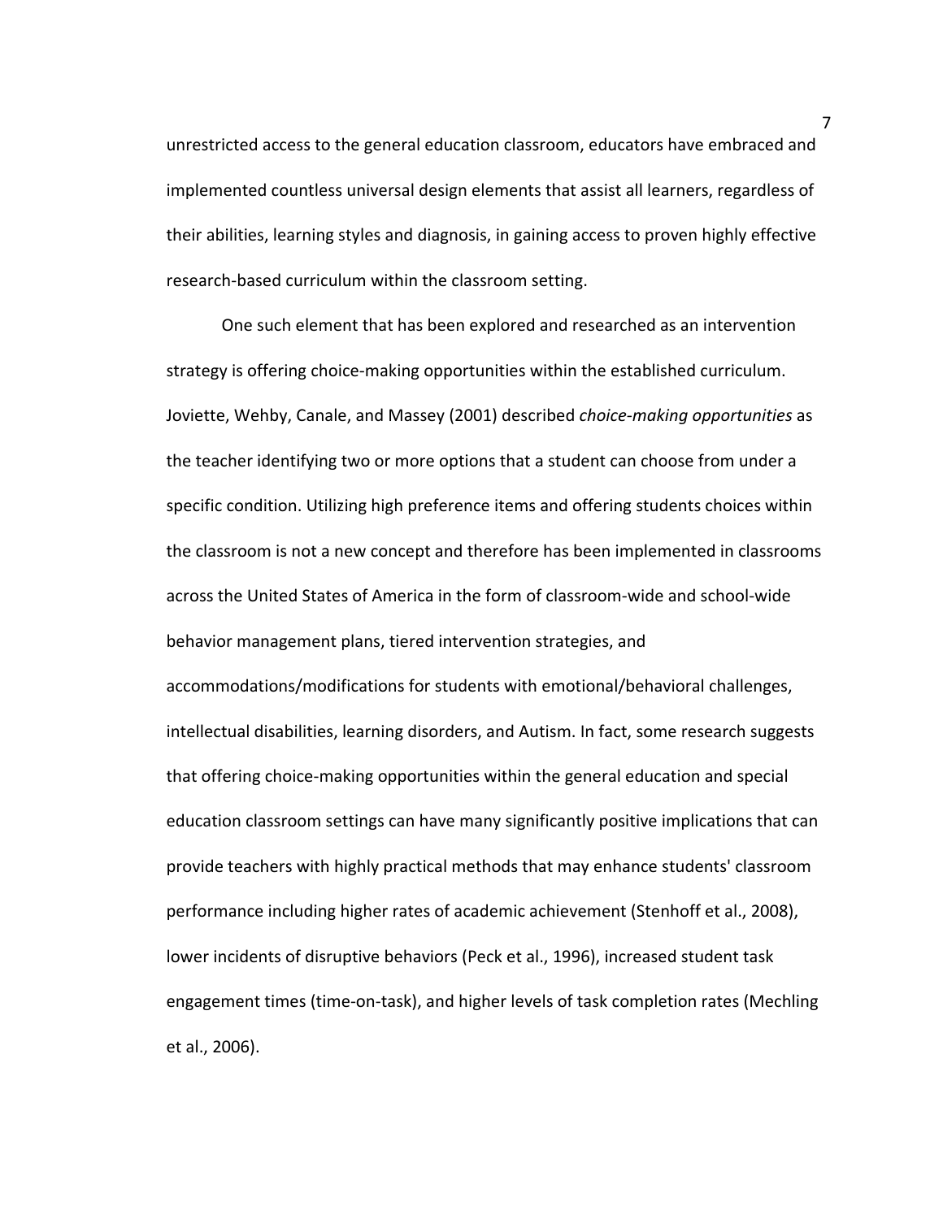unrestricted access to the general education classroom, educators have embraced and implemented countless universal design elements that assist all learners, regardless of their abilities, learning styles and diagnosis, in gaining access to proven highly effective research-based curriculum within the classroom setting.

One such element that has been explored and researched as an intervention strategy is offering choice-making opportunities within the established curriculum. Joviette, Wehby, Canale, and Massey (2001) described *choice-making opportunities* as the teacher identifying two or more options that a student can choose from under a specific condition. Utilizing high preference items and offering students choices within the classroom is not a new concept and therefore has been implemented in classrooms across the United States of America in the form of classroom-wide and school-wide behavior management plans, tiered intervention strategies, and accommodations/modifications for students with emotional/behavioral challenges, intellectual disabilities, learning disorders, and Autism. In fact, some research suggests that offering choice-making opportunities within the general education and special education classroom settings can have many significantly positive implications that can provide teachers with highly practical methods that may enhance students' classroom performance including higher rates of academic achievement (Stenhoff et al., 2008), lower incidents of disruptive behaviors (Peck et al., 1996), increased student task engagement times (time-on-task), and higher levels of task completion rates (Mechling et al., 2006).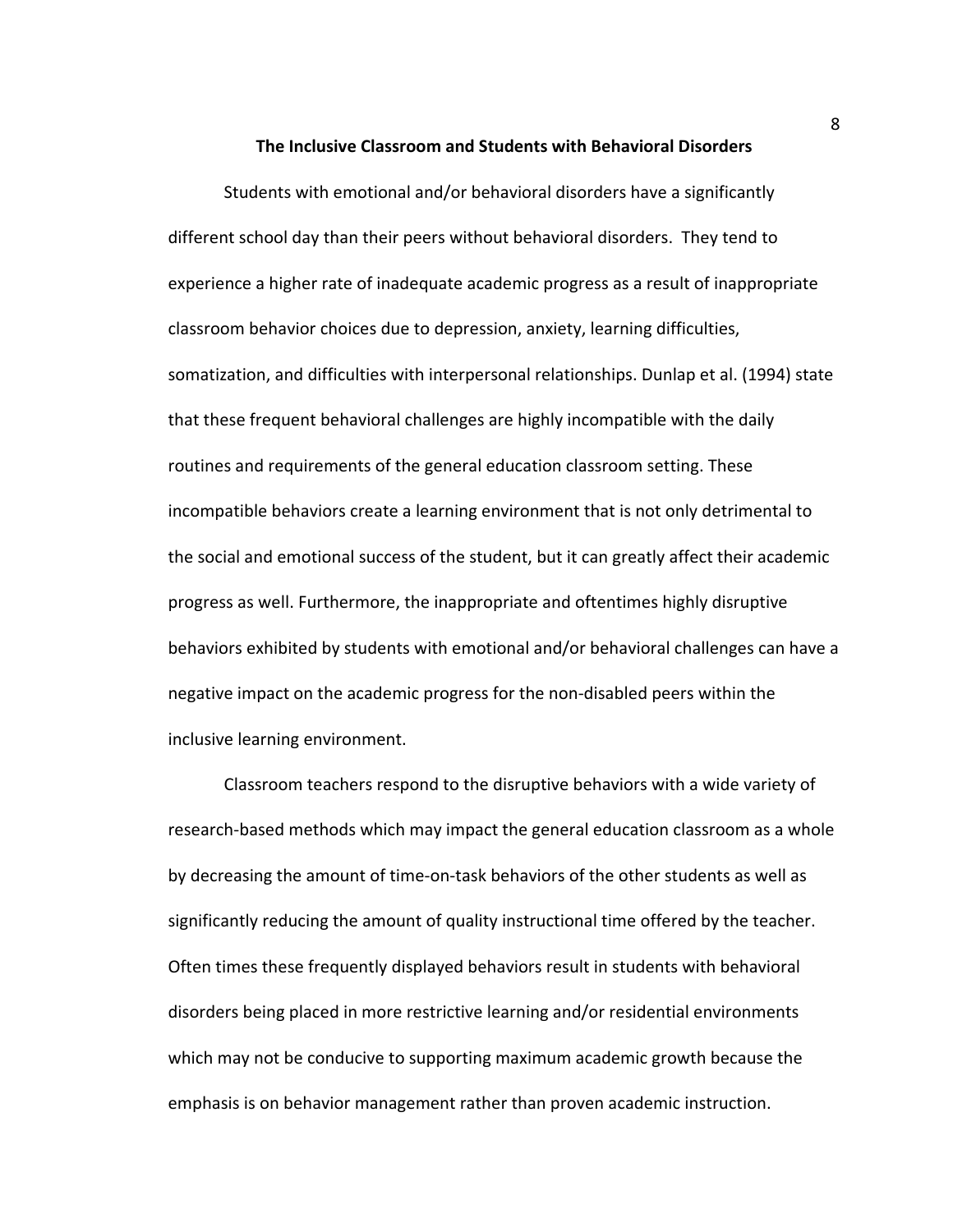## The Inclusive Classroom and Students with Behavioral Disorders

Students with emotional and/or behavioral disorders have a significantly different school day than their peers without behavioral disorders. They tend to experience a higher rate of inadequate academic progress as a result of inappropriate classroom behavior choices due to depression, anxiety, learning difficulties, somatization, and difficulties with interpersonal relationships. Dunlap et al. (1994) state that these frequent behavioral challenges are highly incompatible with the daily routines and requirements of the general education classroom setting. These incompatible behaviors create a learning environment that is not only detrimental to the social and emotional success of the student, but it can greatly affect their academic progress as well. Furthermore, the inappropriate and oftentimes highly disruptive behaviors exhibited by students with emotional and/or behavioral challenges can have a negative impact on the academic progress for the non-disabled peers within the inclusive learning environment.

Classroom teachers respond to the disruptive behaviors with a wide variety of research-based methods which may impact the general education classroom as a whole by decreasing the amount of time-on-task behaviors of the other students as well as significantly reducing the amount of quality instructional time offered by the teacher. Often times these frequently displayed behaviors result in students with behavioral disorders being placed in more restrictive learning and/or residential environments which may not be conducive to supporting maximum academic growth because the emphasis is on behavior management rather than proven academic instruction.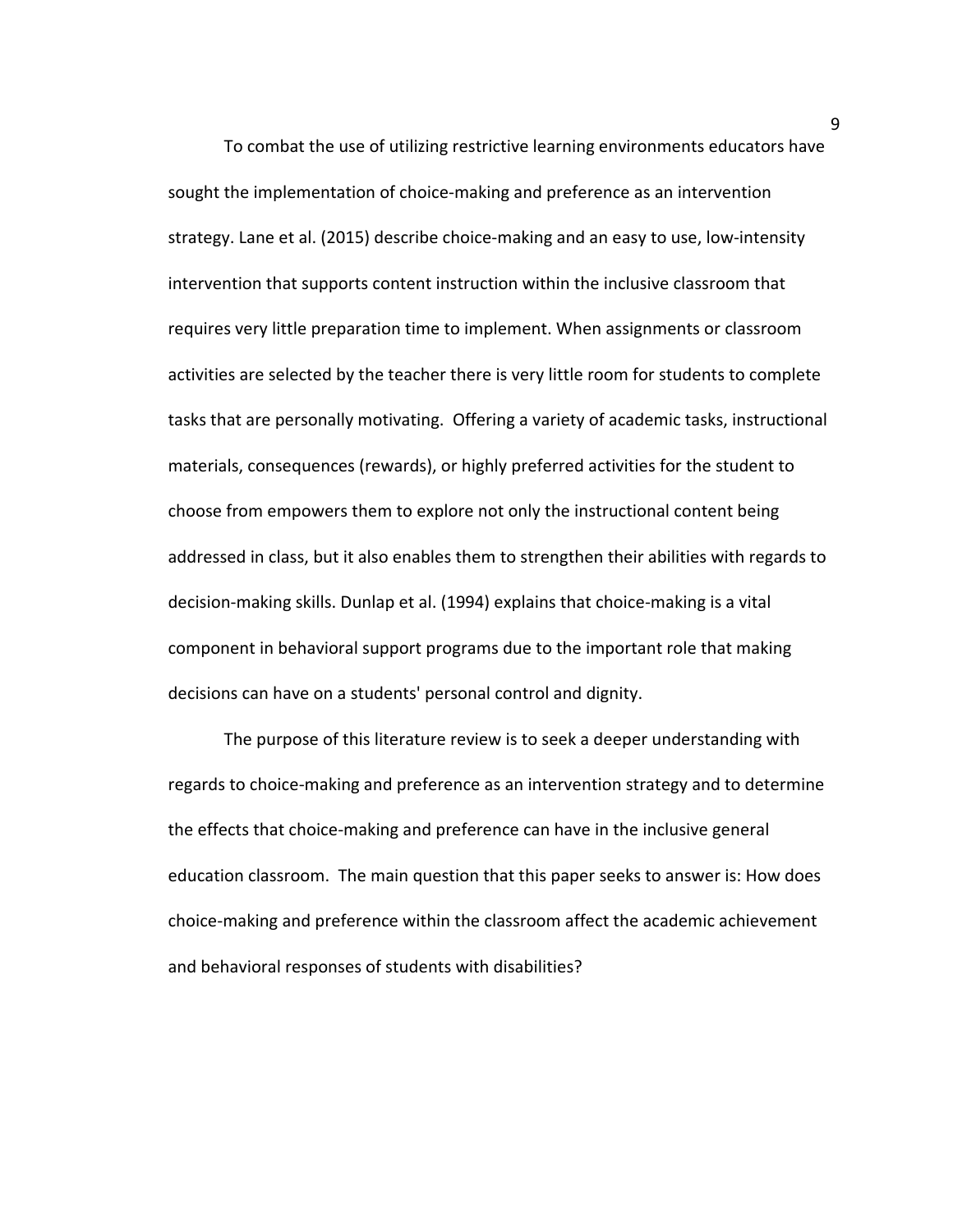To combat the use of utilizing restrictive learning environments educators have sought the implementation of choice-making and preference as an intervention strategy. Lane et al. (2015) describe choice-making and an easy to use, low-intensity intervention that supports content instruction within the inclusive classroom that requires very little preparation time to implement. When assignments or classroom activities are selected by the teacher there is very little room for students to complete tasks that are personally motivating. Offering a variety of academic tasks, instructional materials, consequences (rewards), or highly preferred activities for the student to choose from empowers them to explore not only the instructional content being addressed in class, but it also enables them to strengthen their abilities with regards to decision-making skills. Dunlap et al. (1994) explains that choice-making is a vital component in behavioral support programs due to the important role that making decisions can have on a students' personal control and dignity.

The purpose of this literature review is to seek a deeper understanding with regards to choice-making and preference as an intervention strategy and to determine the effects that choice-making and preference can have in the inclusive general education classroom. The main question that this paper seeks to answer is: How does choice-making and preference within the classroom affect the academic achievement and behavioral responses of students with disabilities?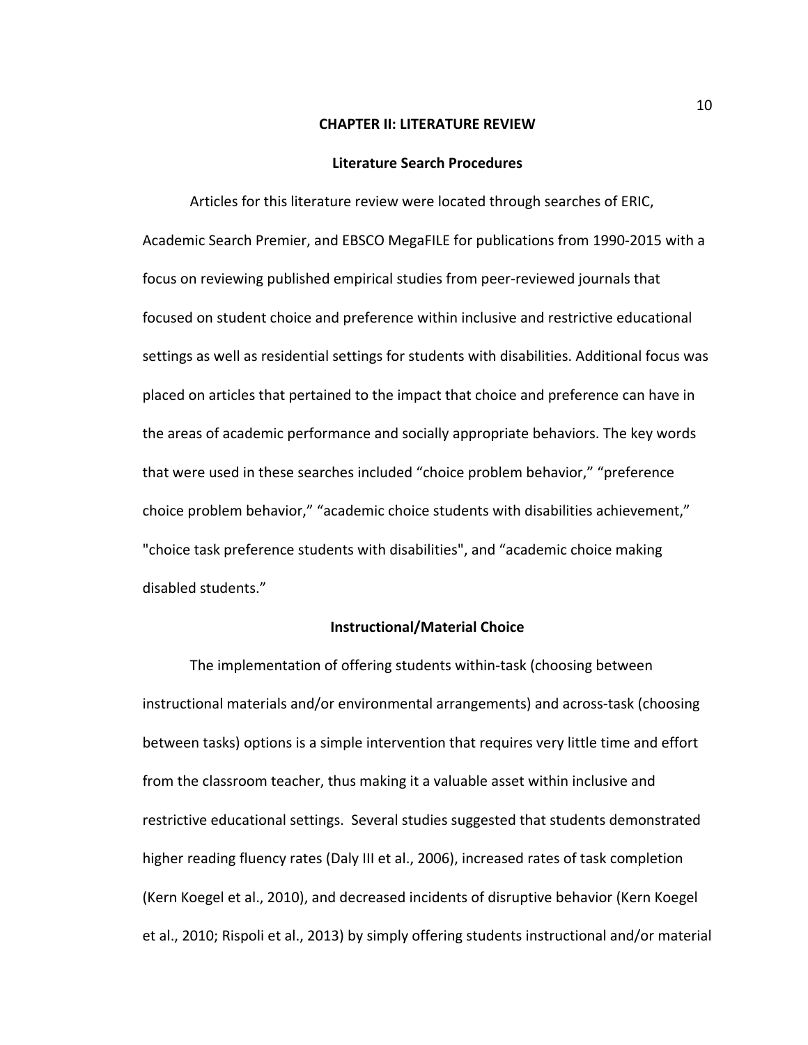## CHAPTER II: LITERATURE REVIEW

### Literature Search Procedures

Articles for this literature review were located through searches of ERIC, Academic Search Premier, and EBSCO MegaFILE for publications from 1990-2015 with a focus on reviewing published empirical studies from peer-reviewed journals that focused on student choice and preference within inclusive and restrictive educational settings as well as residential settings for students with disabilities. Additional focus was placed on articles that pertained to the impact that choice and preference can have in the areas of academic performance and socially appropriate behaviors. The key words that were used in these searches included “choice problem behavior,” “preference choice problem behavior,” “academic choice students with disabilities achievement,” "choice task preference students with disabilities", and “academic choice making disabled students.”

### Instructional/Material Choice

The implementation of offering students within-task (choosing between instructional materials and/or environmental arrangements) and across-task (choosing between tasks) options is a simple intervention that requires very little time and effort from the classroom teacher, thus making it a valuable asset within inclusive and restrictive educational settings. Several studies suggested that students demonstrated higher reading fluency rates (Daly III et al., 2006), increased rates of task completion (Kern Koegel et al., 2010), and decreased incidents of disruptive behavior (Kern Koegel et al., 2010; Rispoli et al., 2013) by simply offering students instructional and/or material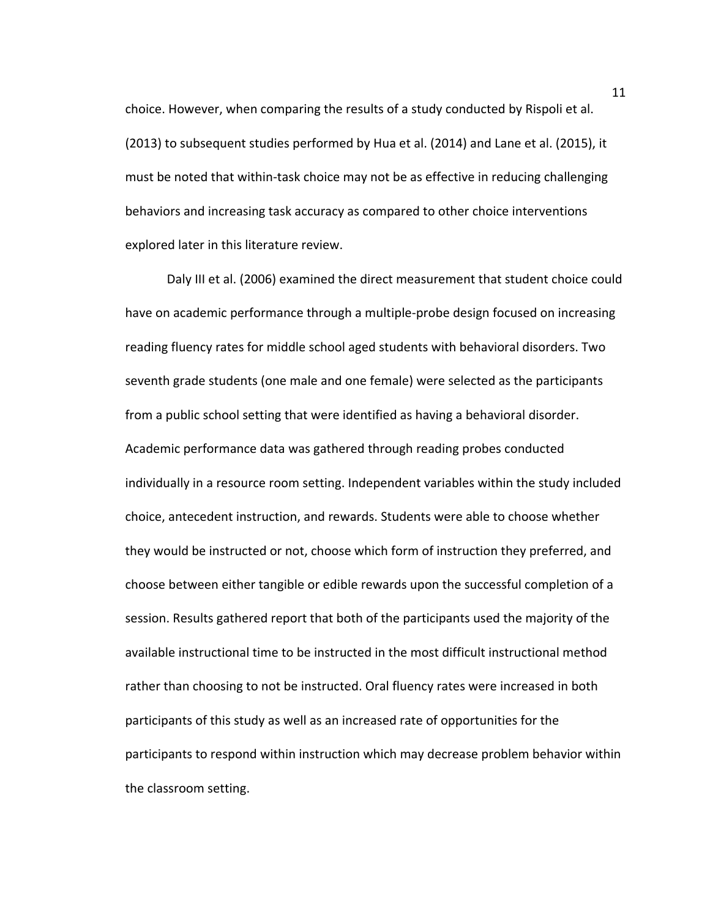choice. However, when comparing the results of a study conducted by Rispoli et al. (2013) to subsequent studies performed by Hua et al. (2014) and Lane et al. (2015), it must be noted that within-task choice may not be as effective in reducing challenging behaviors and increasing task accuracy as compared to other choice interventions explored later in this literature review.

Daly III et al. (2006) examined the direct measurement that student choice could have on academic performance through a multiple-probe design focused on increasing reading fluency rates for middle school aged students with behavioral disorders. Two seventh grade students (one male and one female) were selected as the participants from a public school setting that were identified as having a behavioral disorder. Academic performance data was gathered through reading probes conducted individually in a resource room setting. Independent variables within the study included choice, antecedent instruction, and rewards. Students were able to choose whether they would be instructed or not, choose which form of instruction they preferred, and choose between either tangible or edible rewards upon the successful completion of a session. Results gathered report that both of the participants used the majority of the available instructional time to be instructed in the most difficult instructional method rather than choosing to not be instructed. Oral fluency rates were increased in both participants of this study as well as an increased rate of opportunities for the participants to respond within instruction which may decrease problem behavior within the classroom setting.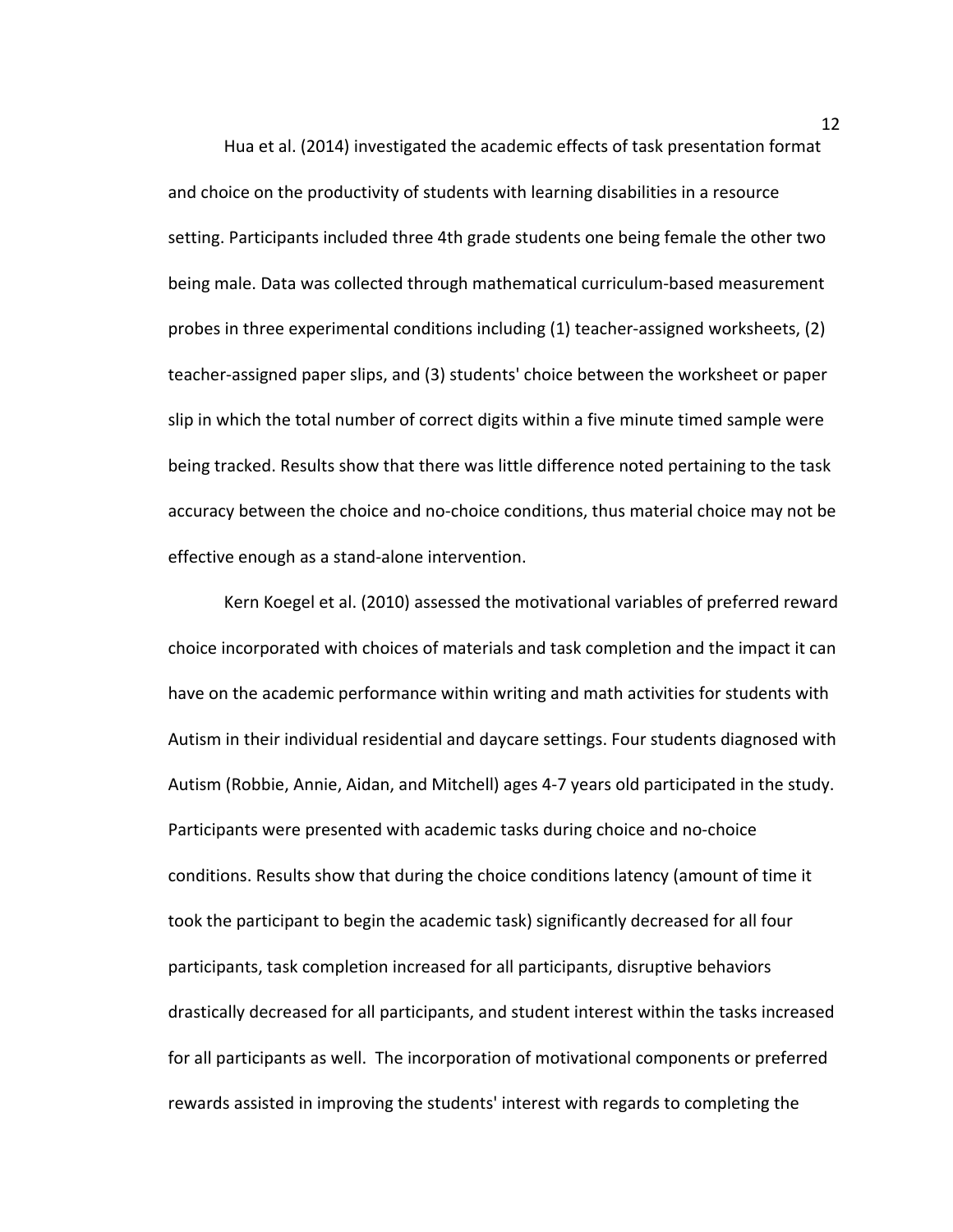Hua et al. (2014) investigated the academic effects of task presentation format and choice on the productivity of students with learning disabilities in a resource setting. Participants included three 4th grade students one being female the other two being male. Data was collected through mathematical curriculum-based measurement probes in three experimental conditions including (1) teacher-assigned worksheets, (2) teacher-assigned paper slips, and (3) students' choice between the worksheet or paper slip in which the total number of correct digits within a five minute timed sample were being tracked. Results show that there was little difference noted pertaining to the task accuracy between the choice and no-choice conditions, thus material choice may not be effective enough as a stand-alone intervention.

Kern Koegel et al. (2010) assessed the motivational variables of preferred reward choice incorporated with choices of materials and task completion and the impact it can have on the academic performance within writing and math activities for students with Autism in their individual residential and daycare settings. Four students diagnosed with Autism (Robbie, Annie, Aidan, and Mitchell) ages 4-7 years old participated in the study. Participants were presented with academic tasks during choice and no-choice conditions. Results show that during the choice conditions latency (amount of time it took the participant to begin the academic task) significantly decreased for all four participants, task completion increased for all participants, disruptive behaviors drastically decreased for all participants, and student interest within the tasks increased for all participants as well. The incorporation of motivational components or preferred rewards assisted in improving the students' interest with regards to completing the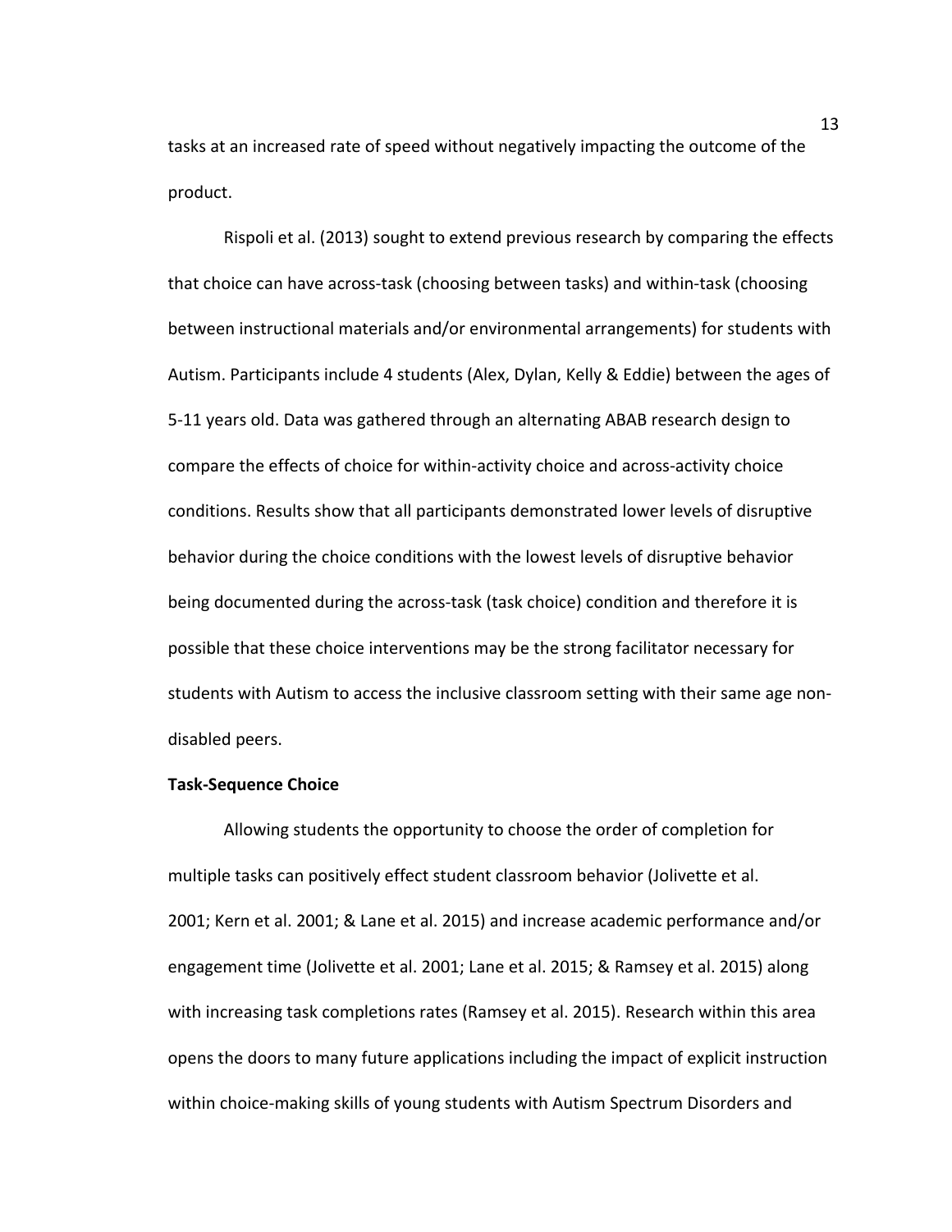tasks at an increased rate of speed without negatively impacting the outcome of the product.

Rispoli et al. (2013) sought to extend previous research by comparing the effects that choice can have across-task (choosing between tasks) and within-task (choosing between instructional materials and/or environmental arrangements) for students with Autism. Participants include 4 students (Alex, Dylan, Kelly & Eddie) between the ages of 5-11 years old. Data was gathered through an alternating ABAB research design to compare the effects of choice for within-activity choice and across-activity choice conditions. Results show that all participants demonstrated lower levels of disruptive behavior during the choice conditions with the lowest levels of disruptive behavior being documented during the across-task (task choice) condition and therefore it is possible that these choice interventions may be the strong facilitator necessary for students with Autism to access the inclusive classroom setting with their same age non-disabled peers.

**Task-Sequence Choice**

Allowing students the opportunity to choose the order of completion for multiple tasks can positively effect student classroom behavior (Jolivette et al. 2001; Kern et al. 2001; & Lane et al. 2015) and increase academic performance and/or engagement time (Jolivette et al. 2001; Lane et al. 2015; & Ramsey et al. 2015) along with increasing task completions rates (Ramsey et al. 2015). Research within this area opens the doors to many future applications including the impact of explicit instruction within choice-making skills of young students with Autism Spectrum Disorders and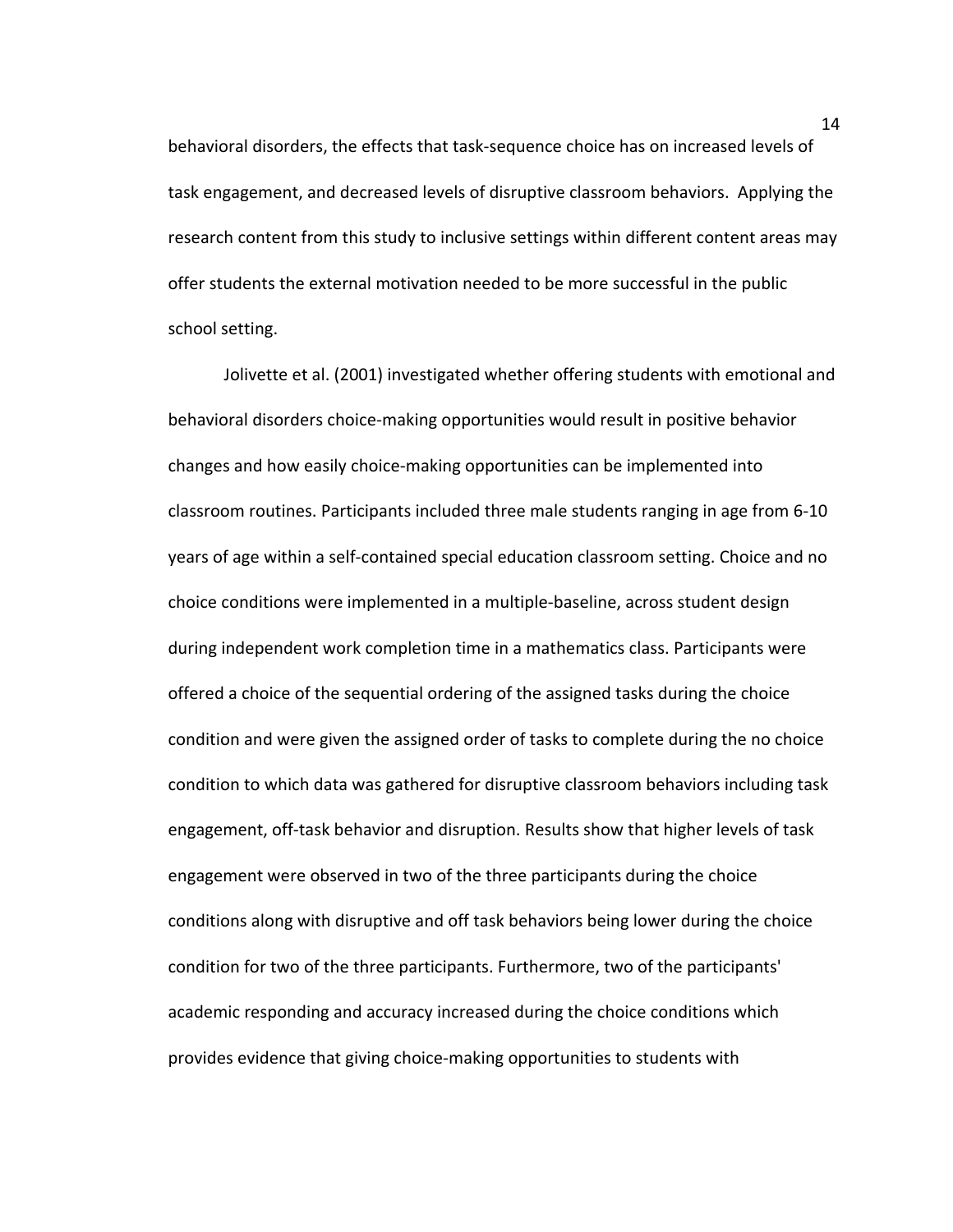behavioral disorders, the effects that task-sequence choice has on increased levels of task engagement, and decreased levels of disruptive classroom behaviors.  Applying the research content from this study to inclusive settings within different content areas may offer students the external motivation needed to be more successful in the public school setting.

Jolivette et al. (2001) investigated whether offering students with emotional and behavioral disorders choice-making opportunities would result in positive behavior changes and how easily choice-making opportunities can be implemented into classroom routines. Participants included three male students ranging in age from 6-10 years of age within a self-contained special education classroom setting. Choice and no choice conditions were implemented in a multiple-baseline, across student design during independent work completion time in a mathematics class. Participants were offered a choice of the sequential ordering of the assigned tasks during the choice condition and were given the assigned order of tasks to complete during the no choice condition to which data was gathered for disruptive classroom behaviors including task engagement, off-task behavior and disruption. Results show that higher levels of task engagement were observed in two of the three participants during the choice conditions along with disruptive and off task behaviors being lower during the choice condition for two of the three participants. Furthermore, two of the participants' academic responding and accuracy increased during the choice conditions which provides evidence that giving choice-making opportunities to students with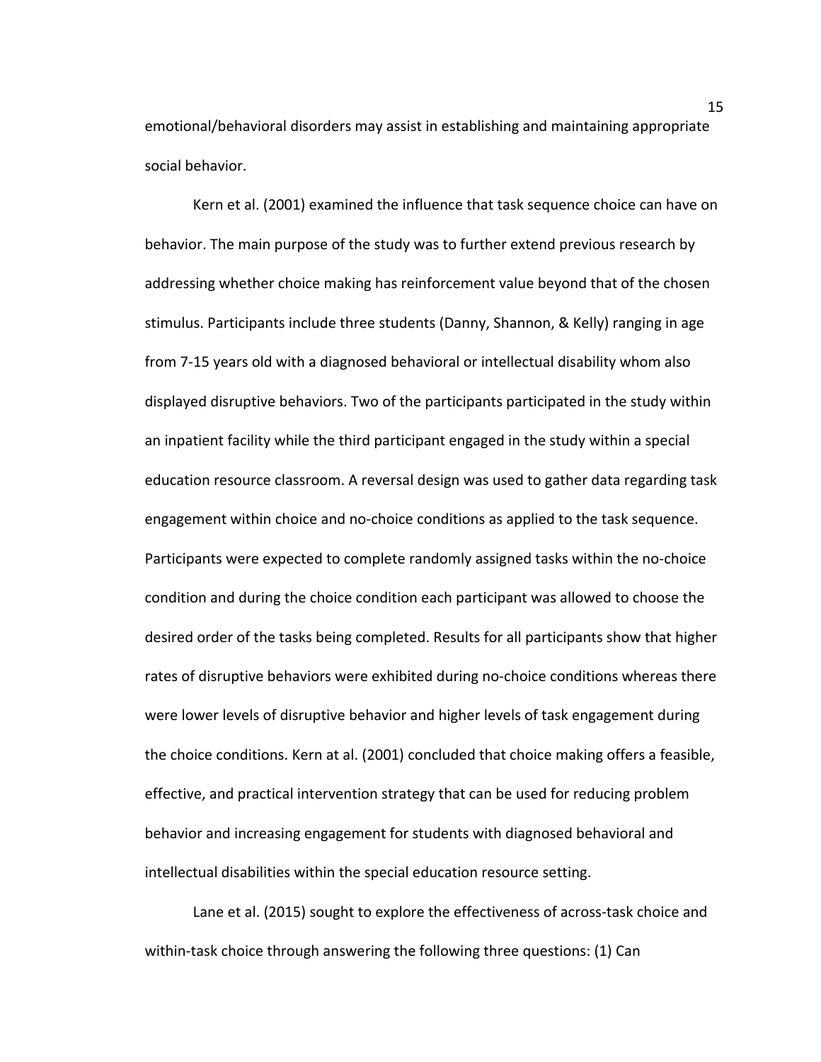emotional/behavioral disorders may assist in establishing and maintaining appropriate social behavior.

Kern et al. (2001) examined the influence that task sequence choice can have on behavior. The main purpose of the study was to further extend previous research by addressing whether choice making has reinforcement value beyond that of the chosen stimulus. Participants include three students (Danny, Shannon, & Kelly) ranging in age from 7-15 years old with a diagnosed behavioral or intellectual disability whom also displayed disruptive behaviors. Two of the participants participated in the study within an inpatient facility while the third participant engaged in the study within a special education resource classroom. A reversal design was used to gather data regarding task engagement within choice and no-choice conditions as applied to the task sequence. Participants were expected to complete randomly assigned tasks within the no-choice condition and during the choice condition each participant was allowed to choose the desired order of the tasks being completed. Results for all participants show that higher rates of disruptive behaviors were exhibited during no-choice conditions whereas there were lower levels of disruptive behavior and higher levels of task engagement during the choice conditions. Kern at al. (2001) concluded that choice making offers a feasible, effective, and practical intervention strategy that can be used for reducing problem behavior and increasing engagement for students with diagnosed behavioral and intellectual disabilities within the special education resource setting.

Lane et al. (2015) sought to explore the effectiveness of across-task choice and within-task choice through answering the following three questions: (1) Can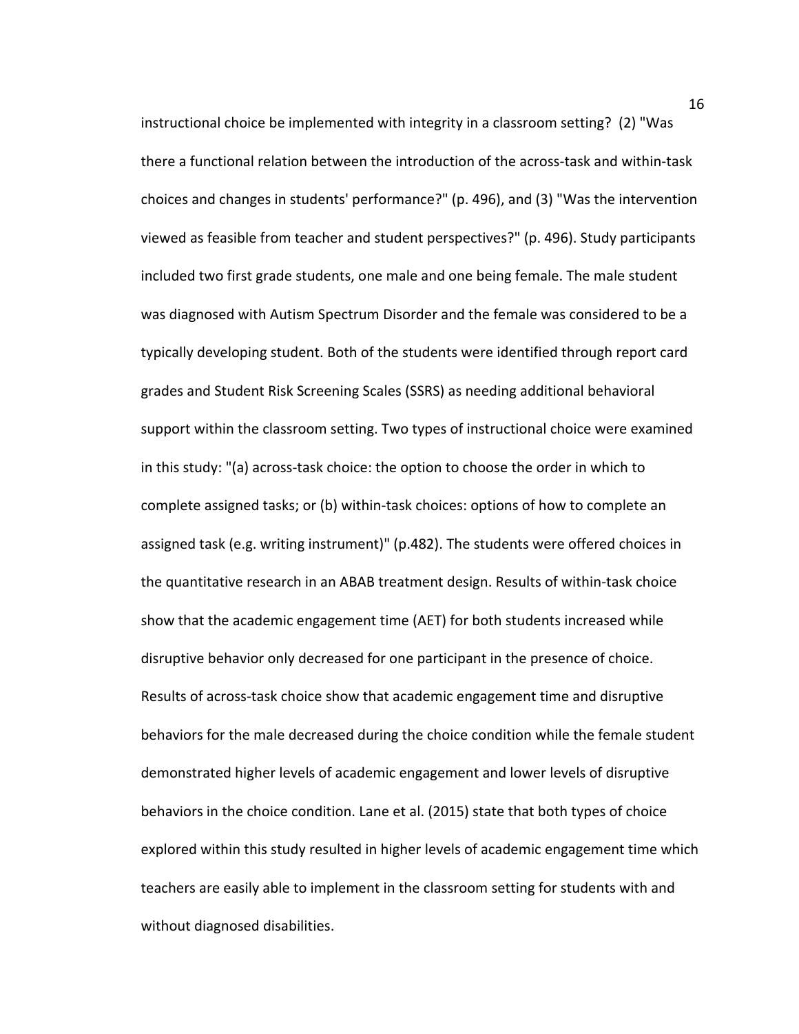instructional choice be implemented with integrity in a classroom setting? (2) "Was there a functional relation between the introduction of the across-task and within-task choices and changes in students' performance?" (p. 496), and (3) "Was the intervention viewed as feasible from teacher and student perspectives?" (p. 496). Study participants included two first grade students, one male and one being female. The male student was diagnosed with Autism Spectrum Disorder and the female was considered to be a typically developing student. Both of the students were identified through report card grades and Student Risk Screening Scales (SSRS) as needing additional behavioral support within the classroom setting. Two types of instructional choice were examined in this study: "(a) across-task choice: the option to choose the order in which to complete assigned tasks; or (b) within-task choices: options of how to complete an assigned task (e.g. writing instrument)" (p.482). The students were offered choices in the quantitative research in an ABAB treatment design. Results of within-task choice show that the academic engagement time (AET) for both students increased while disruptive behavior only decreased for one participant in the presence of choice. Results of across-task choice show that academic engagement time and disruptive behaviors for the male decreased during the choice condition while the female student demonstrated higher levels of academic engagement and lower levels of disruptive behaviors in the choice condition. Lane et al. (2015) state that both types of choice explored within this study resulted in higher levels of academic engagement time which teachers are easily able to implement in the classroom setting for students with and without diagnosed disabilities.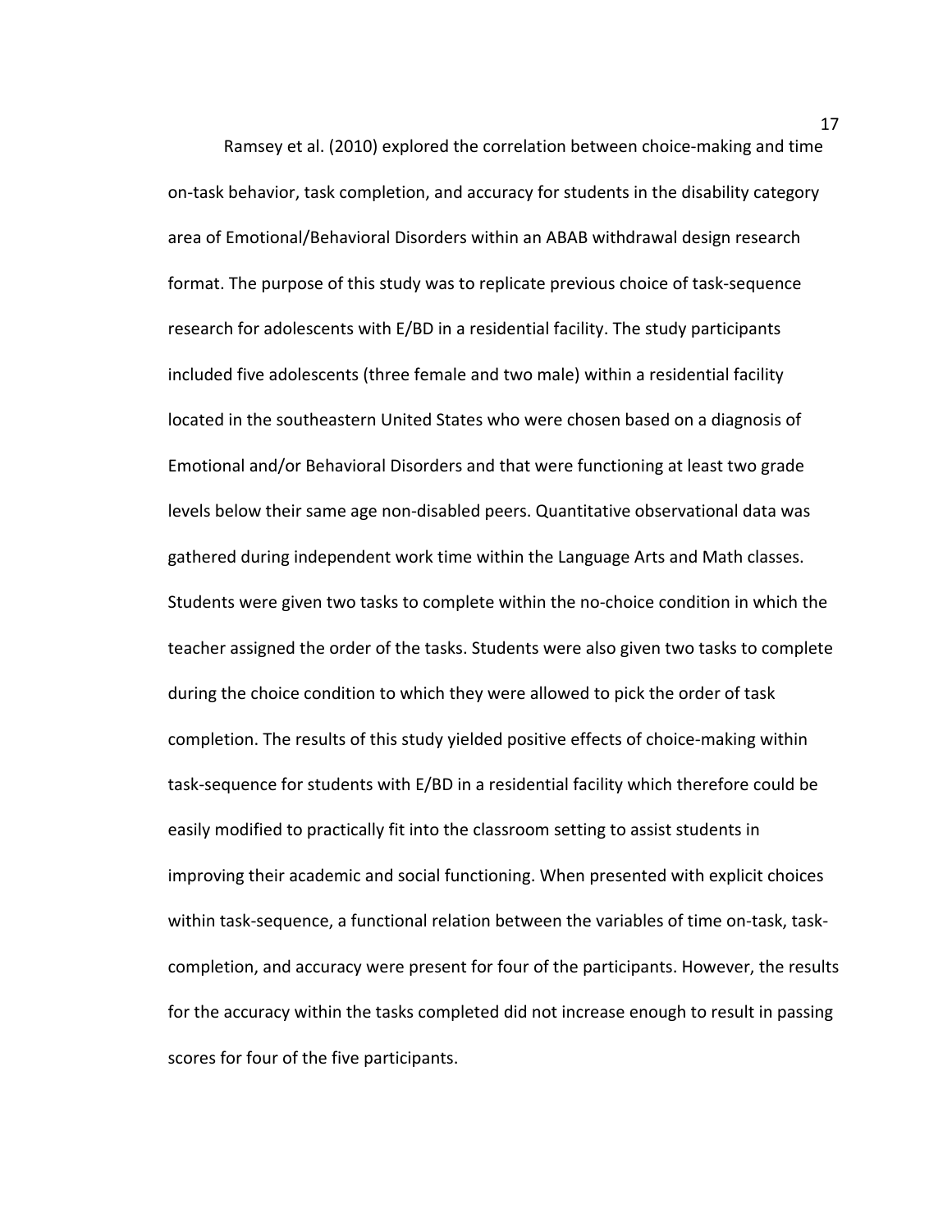Ramsey et al. (2010) explored the correlation between choice-making and time on-task behavior, task completion, and accuracy for students in the disability category area of Emotional/Behavioral Disorders within an ABAB withdrawal design research format. The purpose of this study was to replicate previous choice of task-sequence research for adolescents with E/BD in a residential facility. The study participants included five adolescents (three female and two male) within a residential facility located in the southeastern United States who were chosen based on a diagnosis of Emotional and/or Behavioral Disorders and that were functioning at least two grade levels below their same age non-disabled peers. Quantitative observational data was gathered during independent work time within the Language Arts and Math classes. Students were given two tasks to complete within the no-choice condition in which the teacher assigned the order of the tasks. Students were also given two tasks to complete during the choice condition to which they were allowed to pick the order of task completion. The results of this study yielded positive effects of choice-making within task-sequence for students with E/BD in a residential facility which therefore could be easily modified to practically fit into the classroom setting to assist students in improving their academic and social functioning. When presented with explicit choices within task-sequence, a functional relation between the variables of time on-task, task-completion, and accuracy were present for four of the participants. However, the results for the accuracy within the tasks completed did not increase enough to result in passing scores for four of the five participants.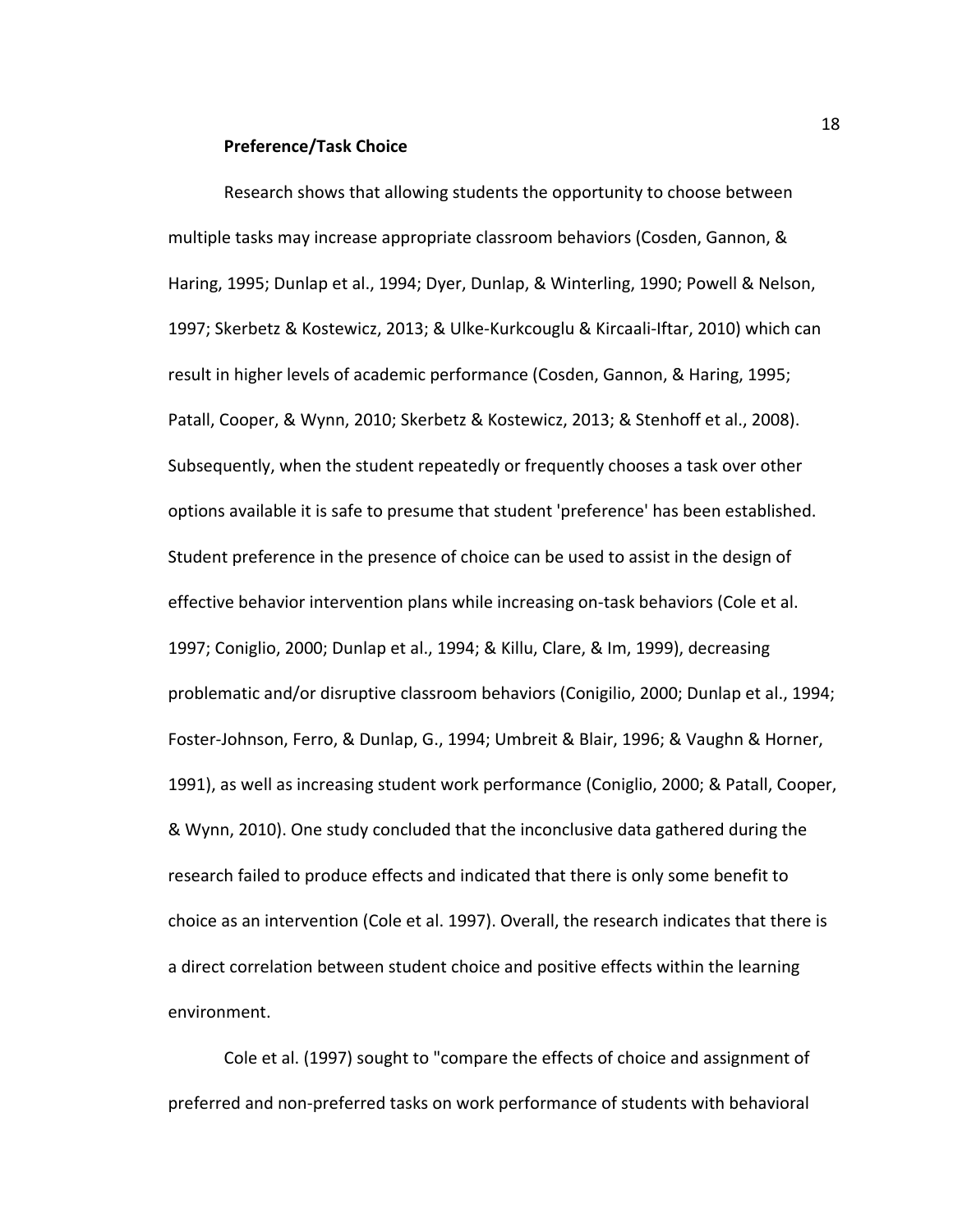### Preference/Task Choice

Research shows that allowing students the opportunity to choose between multiple tasks may increase appropriate classroom behaviors (Cosden, Gannon, & Haring, 1995; Dunlap et al., 1994; Dyer, Dunlap, & Winterling, 1990; Powell & Nelson, 1997; Skerbetz & Kostewicz, 2013; & Ulke-Kurkcouglu & Kircaali-Iftar, 2010) which can result in higher levels of academic performance (Cosden, Gannon, & Haring, 1995; Patall, Cooper, & Wynn, 2010; Skerbetz & Kostewicz, 2013; & Stenhoff et al., 2008). Subsequently, when the student repeatedly or frequently chooses a task over other options available it is safe to presume that student 'preference' has been established. Student preference in the presence of choice can be used to assist in the design of effective behavior intervention plans while increasing on-task behaviors (Cole et al. 1997; Coniglio, 2000; Dunlap et al., 1994; & Killu, Clare, & Im, 1999), decreasing problematic and/or disruptive classroom behaviors (Conigilio, 2000; Dunlap et al., 1994; Foster-Johnson, Ferro, & Dunlap, G., 1994; Umbreit & Blair, 1996; & Vaughn & Horner, 1991), as well as increasing student work performance (Coniglio, 2000; & Patall, Cooper, & Wynn, 2010). One study concluded that the inconclusive data gathered during the research failed to produce effects and indicated that there is only some benefit to choice as an intervention (Cole et al. 1997). Overall, the research indicates that there is a direct correlation between student choice and positive effects within the learning environment.

Cole et al. (1997) sought to "compare the effects of choice and assignment of preferred and non-preferred tasks on work performance of students with behavioral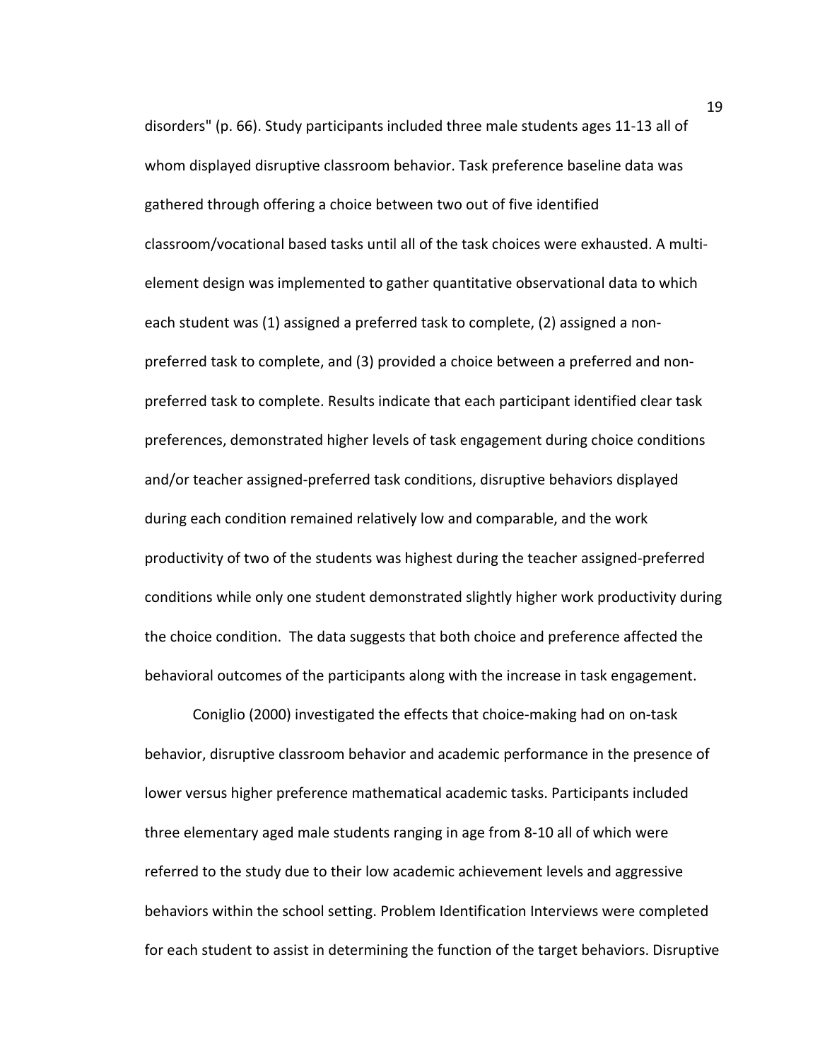disorders" (p. 66). Study participants included three male students ages 11-13 all of whom displayed disruptive classroom behavior. Task preference baseline data was gathered through offering a choice between two out of five identified classroom/vocational based tasks until all of the task choices were exhausted. A multi-element design was implemented to gather quantitative observational data to which each student was (1) assigned a preferred task to complete, (2) assigned a non-preferred task to complete, and (3) provided a choice between a preferred and non-preferred task to complete. Results indicate that each participant identified clear task preferences, demonstrated higher levels of task engagement during choice conditions and/or teacher assigned-preferred task conditions, disruptive behaviors displayed during each condition remained relatively low and comparable, and the work productivity of two of the students was highest during the teacher assigned-preferred conditions while only one student demonstrated slightly higher work productivity during the choice condition. The data suggests that both choice and preference affected the behavioral outcomes of the participants along with the increase in task engagement.

Coniglio (2000) investigated the effects that choice-making had on on-task behavior, disruptive classroom behavior and academic performance in the presence of lower versus higher preference mathematical academic tasks. Participants included three elementary aged male students ranging in age from 8-10 all of which were referred to the study due to their low academic achievement levels and aggressive behaviors within the school setting. Problem Identification Interviews were completed for each student to assist in determining the function of the target behaviors. Disruptive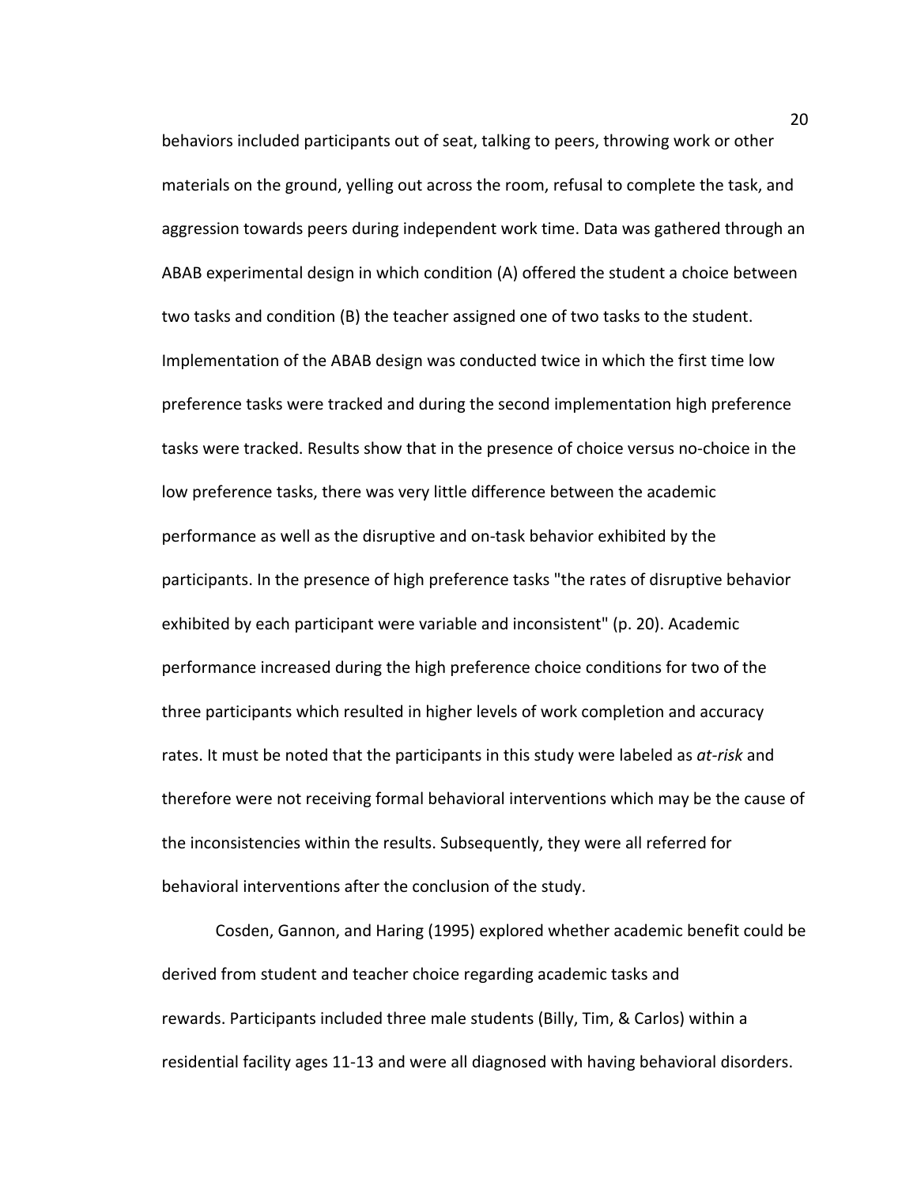behaviors included participants out of seat, talking to peers, throwing work or other materials on the ground, yelling out across the room, refusal to complete the task, and aggression towards peers during independent work time. Data was gathered through an ABAB experimental design in which condition (A) offered the student a choice between two tasks and condition (B) the teacher assigned one of two tasks to the student. Implementation of the ABAB design was conducted twice in which the first time low preference tasks were tracked and during the second implementation high preference tasks were tracked. Results show that in the presence of choice versus no-choice in the low preference tasks, there was very little difference between the academic performance as well as the disruptive and on-task behavior exhibited by the participants. In the presence of high preference tasks "the rates of disruptive behavior exhibited by each participant were variable and inconsistent" (p. 20). Academic performance increased during the high preference choice conditions for two of the three participants which resulted in higher levels of work completion and accuracy rates. It must be noted that the participants in this study were labeled as *at-risk* and therefore were not receiving formal behavioral interventions which may be the cause of the inconsistencies within the results. Subsequently, they were all referred for behavioral interventions after the conclusion of the study.

Cosden, Gannon, and Haring (1995) explored whether academic benefit could be derived from student and teacher choice regarding academic tasks and rewards. Participants included three male students (Billy, Tim, & Carlos) within a residential facility ages 11-13 and were all diagnosed with having behavioral disorders.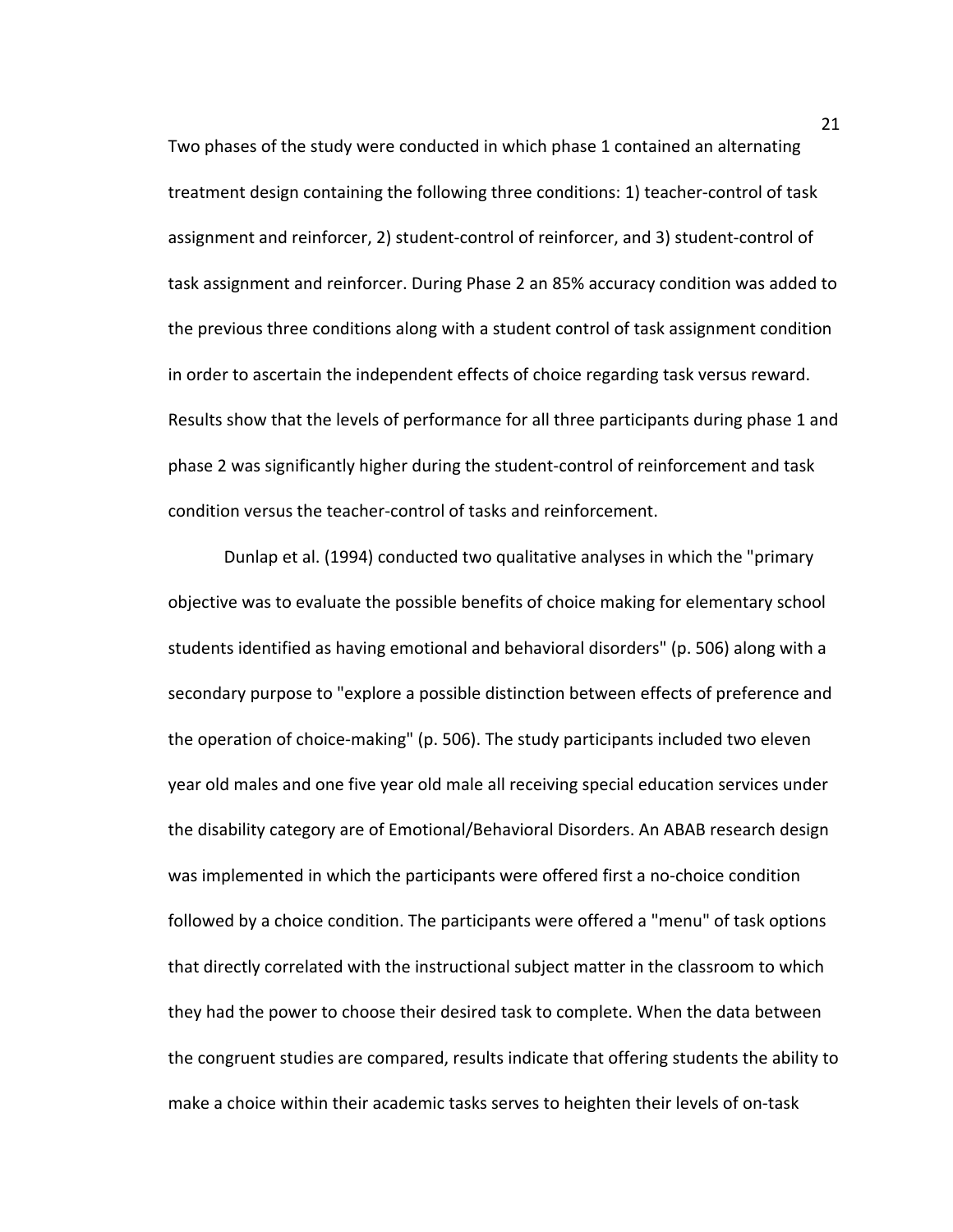Two phases of the study were conducted in which phase 1 contained an alternating treatment design containing the following three conditions: 1) teacher-control of task assignment and reinforcer, 2) student-control of reinforcer, and 3) student-control of task assignment and reinforcer. During Phase 2 an 85% accuracy condition was added to the previous three conditions along with a student control of task assignment condition in order to ascertain the independent effects of choice regarding task versus reward. Results show that the levels of performance for all three participants during phase 1 and phase 2 was significantly higher during the student-control of reinforcement and task condition versus the teacher-control of tasks and reinforcement.

Dunlap et al. (1994) conducted two qualitative analyses in which the "primary objective was to evaluate the possible benefits of choice making for elementary school students identified as having emotional and behavioral disorders" (p. 506) along with a secondary purpose to "explore a possible distinction between effects of preference and the operation of choice-making" (p. 506). The study participants included two eleven year old males and one five year old male all receiving special education services under the disability category are of Emotional/Behavioral Disorders. An ABAB research design was implemented in which the participants were offered first a no-choice condition followed by a choice condition. The participants were offered a "menu" of task options that directly correlated with the instructional subject matter in the classroom to which they had the power to choose their desired task to complete. When the data between the congruent studies are compared, results indicate that offering students the ability to make a choice within their academic tasks serves to heighten their levels of on-task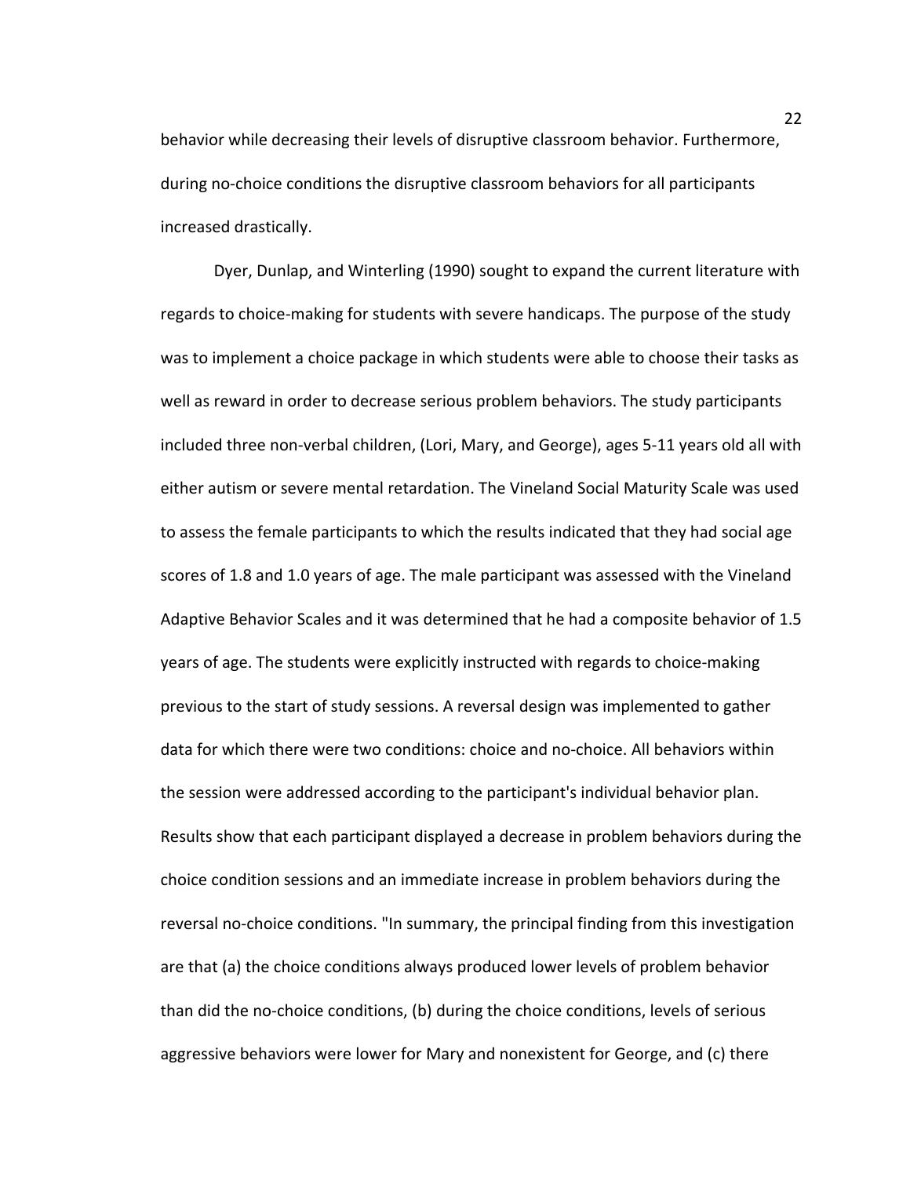behavior while decreasing their levels of disruptive classroom behavior. Furthermore, during no-choice conditions the disruptive classroom behaviors for all participants increased drastically.

Dyer, Dunlap, and Winterling (1990) sought to expand the current literature with regards to choice-making for students with severe handicaps. The purpose of the study was to implement a choice package in which students were able to choose their tasks as well as reward in order to decrease serious problem behaviors. The study participants included three non-verbal children, (Lori, Mary, and George), ages 5-11 years old all with either autism or severe mental retardation. The Vineland Social Maturity Scale was used to assess the female participants to which the results indicated that they had social age scores of 1.8 and 1.0 years of age. The male participant was assessed with the Vineland Adaptive Behavior Scales and it was determined that he had a composite behavior of 1.5 years of age. The students were explicitly instructed with regards to choice-making previous to the start of study sessions. A reversal design was implemented to gather data for which there were two conditions: choice and no-choice. All behaviors within the session were addressed according to the participant's individual behavior plan. Results show that each participant displayed a decrease in problem behaviors during the choice condition sessions and an immediate increase in problem behaviors during the reversal no-choice conditions. "In summary, the principal finding from this investigation are that (a) the choice conditions always produced lower levels of problem behavior than did the no-choice conditions, (b) during the choice conditions, levels of serious aggressive behaviors were lower for Mary and nonexistent for George, and (c) there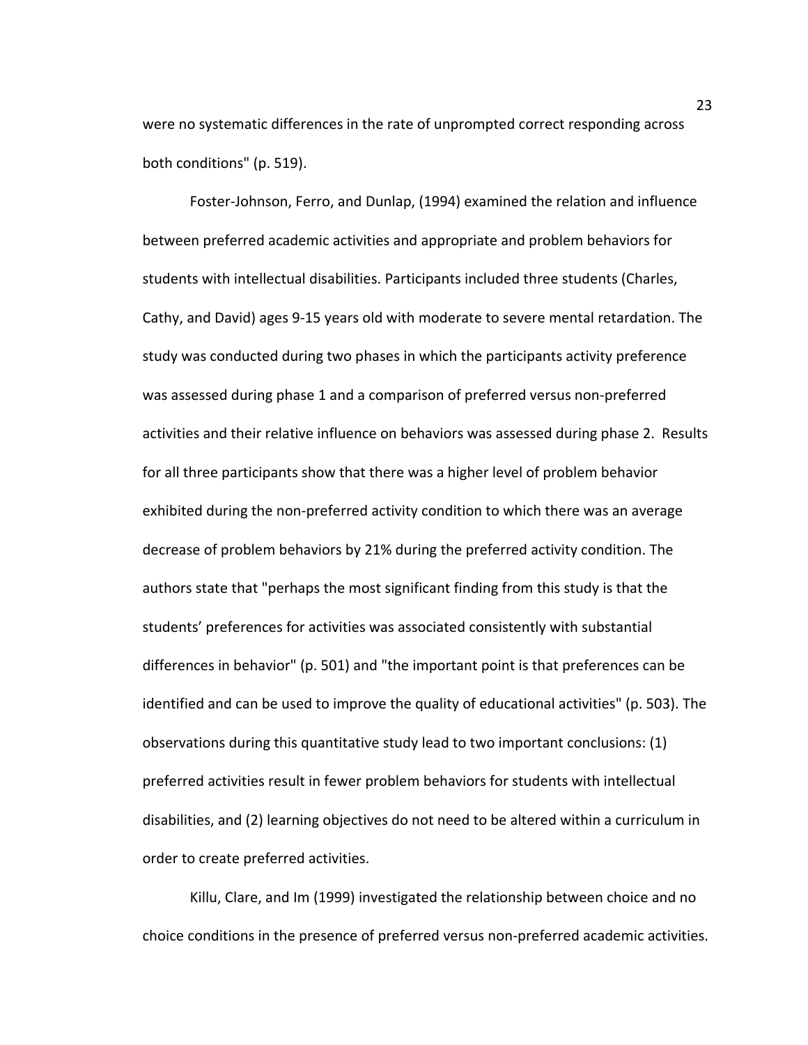were no systematic differences in the rate of unprompted correct responding across both conditions" (p. 519).

Foster-Johnson, Ferro, and Dunlap, (1994) examined the relation and influence between preferred academic activities and appropriate and problem behaviors for students with intellectual disabilities. Participants included three students (Charles, Cathy, and David) ages 9-15 years old with moderate to severe mental retardation. The study was conducted during two phases in which the participants activity preference was assessed during phase 1 and a comparison of preferred versus non-preferred activities and their relative influence on behaviors was assessed during phase 2. Results for all three participants show that there was a higher level of problem behavior exhibited during the non-preferred activity condition to which there was an average decrease of problem behaviors by 21% during the preferred activity condition. The authors state that "perhaps the most significant finding from this study is that the students' preferences for activities was associated consistently with substantial differences in behavior" (p. 501) and "the important point is that preferences can be identified and can be used to improve the quality of educational activities" (p. 503). The observations during this quantitative study lead to two important conclusions: (1) preferred activities result in fewer problem behaviors for students with intellectual disabilities, and (2) learning objectives do not need to be altered within a curriculum in order to create preferred activities.

Killu, Clare, and Im (1999) investigated the relationship between choice and no choice conditions in the presence of preferred versus non-preferred academic activities.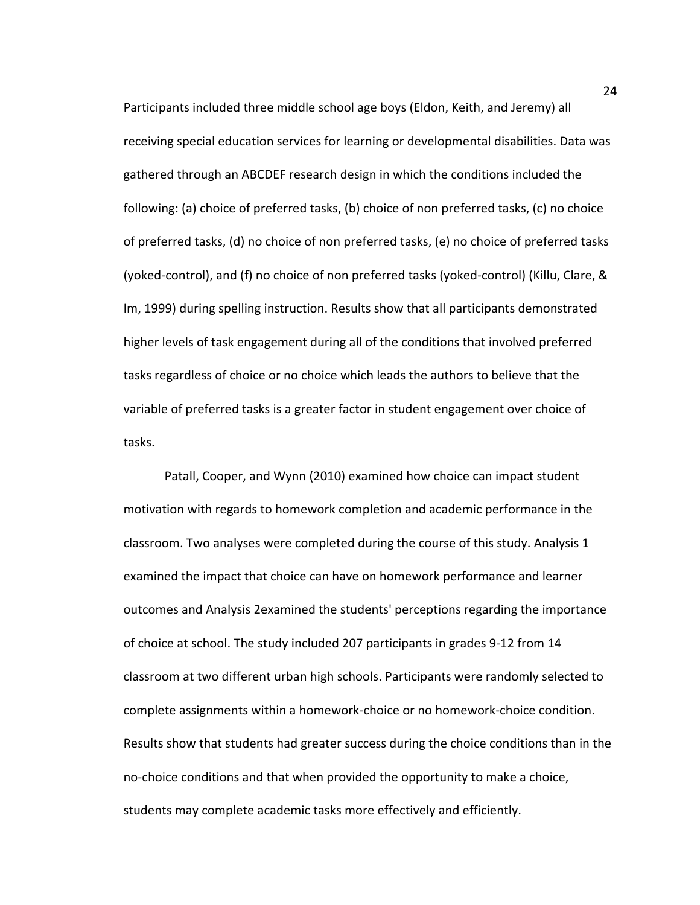Participants included three middle school age boys (Eldon, Keith, and Jeremy) all receiving special education services for learning or developmental disabilities. Data was gathered through an ABCDEF research design in which the conditions included the following: (a) choice of preferred tasks, (b) choice of non preferred tasks, (c) no choice of preferred tasks, (d) no choice of non preferred tasks, (e) no choice of preferred tasks (yoked-control), and (f) no choice of non preferred tasks (yoked-control) (Killu, Clare, & Im, 1999) during spelling instruction. Results show that all participants demonstrated higher levels of task engagement during all of the conditions that involved preferred tasks regardless of choice or no choice which leads the authors to believe that the variable of preferred tasks is a greater factor in student engagement over choice of tasks.

Patall, Cooper, and Wynn (2010) examined how choice can impact student motivation with regards to homework completion and academic performance in the classroom. Two analyses were completed during the course of this study. Analysis 1 examined the impact that choice can have on homework performance and learner outcomes and Analysis 2examined the students' perceptions regarding the importance of choice at school. The study included 207 participants in grades 9-12 from 14 classroom at two different urban high schools. Participants were randomly selected to complete assignments within a homework-choice or no homework-choice condition. Results show that students had greater success during the choice conditions than in the no-choice conditions and that when provided the opportunity to make a choice, students may complete academic tasks more effectively and efficiently.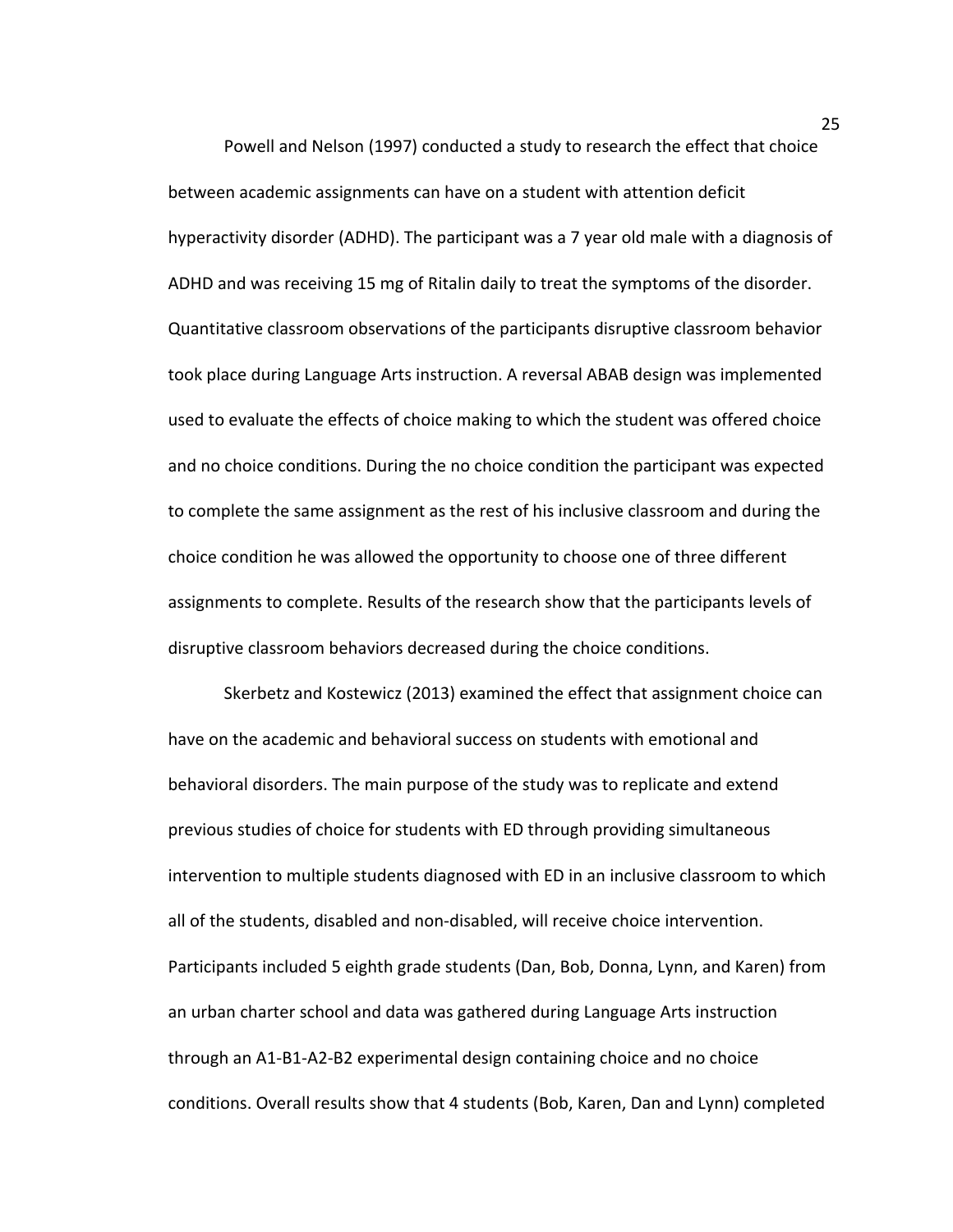Powell and Nelson (1997) conducted a study to research the effect that choice between academic assignments can have on a student with attention deficit hyperactivity disorder (ADHD). The participant was a 7 year old male with a diagnosis of ADHD and was receiving 15 mg of Ritalin daily to treat the symptoms of the disorder. Quantitative classroom observations of the participants disruptive classroom behavior took place during Language Arts instruction. A reversal ABAB design was implemented used to evaluate the effects of choice making to which the student was offered choice and no choice conditions. During the no choice condition the participant was expected to complete the same assignment as the rest of his inclusive classroom and during the choice condition he was allowed the opportunity to choose one of three different assignments to complete. Results of the research show that the participants levels of disruptive classroom behaviors decreased during the choice conditions.

Skerbetz and Kostewicz (2013) examined the effect that assignment choice can have on the academic and behavioral success on students with emotional and behavioral disorders. The main purpose of the study was to replicate and extend previous studies of choice for students with ED through providing simultaneous intervention to multiple students diagnosed with ED in an inclusive classroom to which all of the students, disabled and non-disabled, will receive choice intervention. Participants included 5 eighth grade students (Dan, Bob, Donna, Lynn, and Karen) from an urban charter school and data was gathered during Language Arts instruction through an A1-B1-A2-B2 experimental design containing choice and no choice conditions. Overall results show that 4 students (Bob, Karen, Dan and Lynn) completed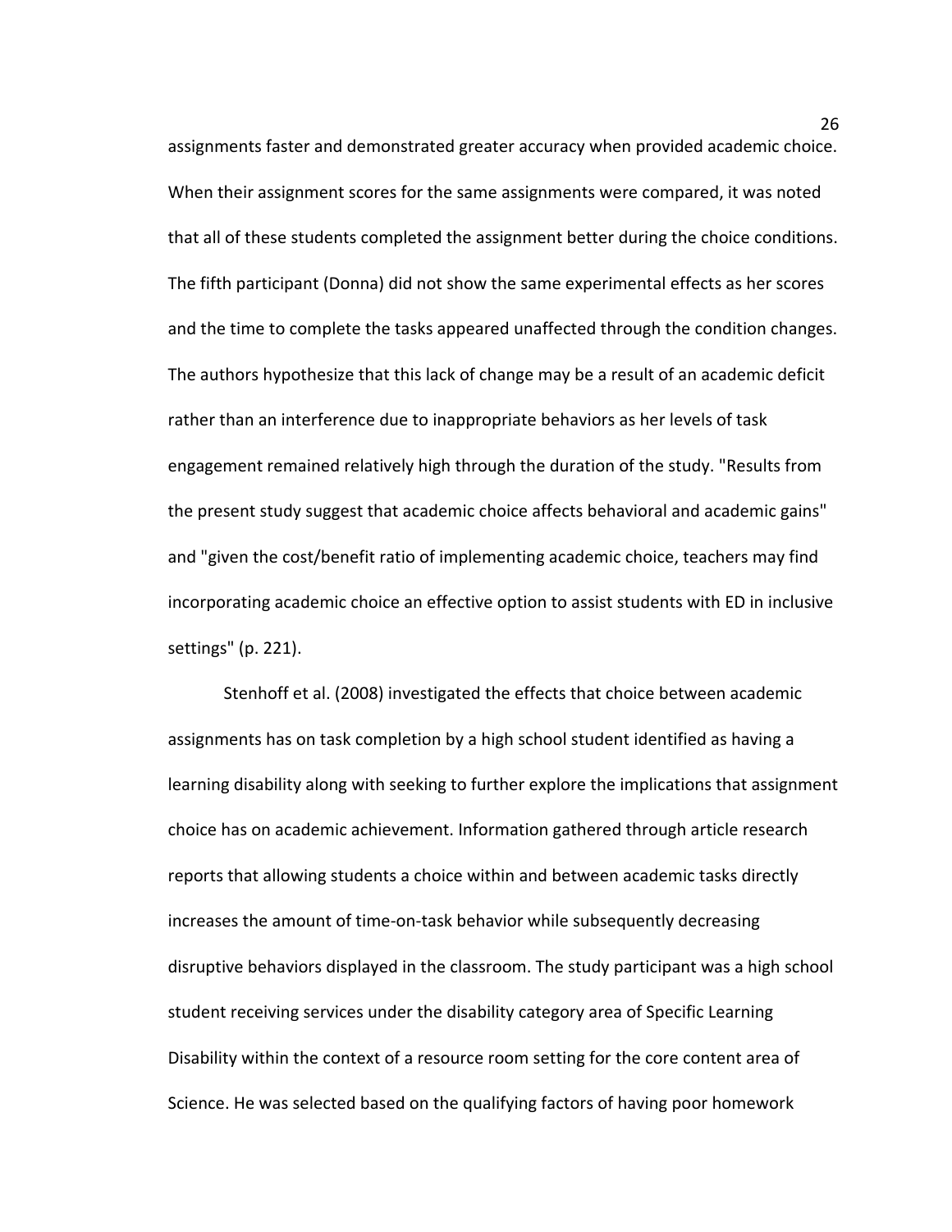assignments faster and demonstrated greater accuracy when provided academic choice. When their assignment scores for the same assignments were compared, it was noted that all of these students completed the assignment better during the choice conditions. The fifth participant (Donna) did not show the same experimental effects as her scores and the time to complete the tasks appeared unaffected through the condition changes. The authors hypothesize that this lack of change may be a result of an academic deficit rather than an interference due to inappropriate behaviors as her levels of task engagement remained relatively high through the duration of the study. "Results from the present study suggest that academic choice affects behavioral and academic gains" and "given the cost/benefit ratio of implementing academic choice, teachers may find incorporating academic choice an effective option to assist students with ED in inclusive settings" (p. 221).

Stenhoff et al. (2008) investigated the effects that choice between academic assignments has on task completion by a high school student identified as having a learning disability along with seeking to further explore the implications that assignment choice has on academic achievement. Information gathered through article research reports that allowing students a choice within and between academic tasks directly increases the amount of time-on-task behavior while subsequently decreasing disruptive behaviors displayed in the classroom. The study participant was a high school student receiving services under the disability category area of Specific Learning Disability within the context of a resource room setting for the core content area of Science. He was selected based on the qualifying factors of having poor homework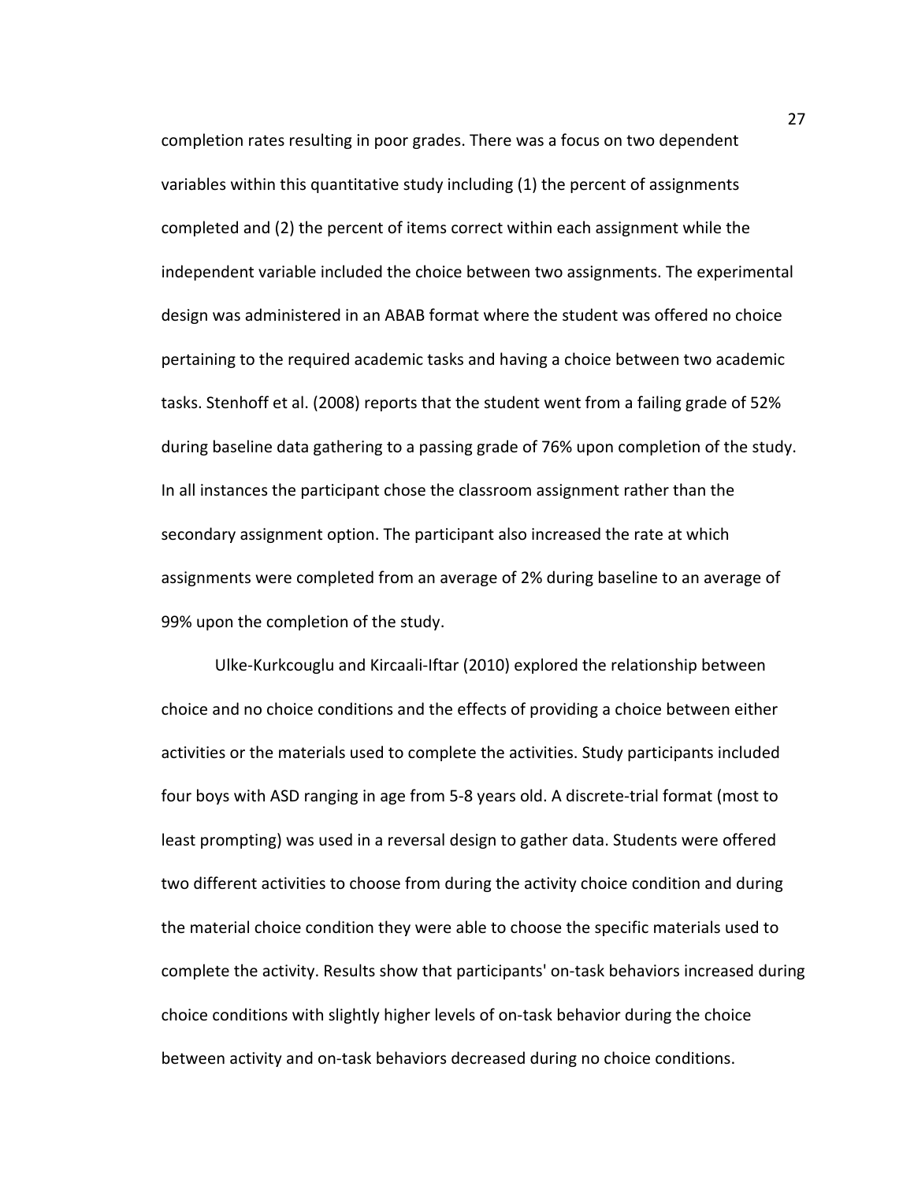completion rates resulting in poor grades. There was a focus on two dependent variables within this quantitative study including (1) the percent of assignments completed and (2) the percent of items correct within each assignment while the independent variable included the choice between two assignments. The experimental design was administered in an ABAB format where the student was offered no choice pertaining to the required academic tasks and having a choice between two academic tasks. Stenhoff et al. (2008) reports that the student went from a failing grade of 52% during baseline data gathering to a passing grade of 76% upon completion of the study. In all instances the participant chose the classroom assignment rather than the secondary assignment option. The participant also increased the rate at which assignments were completed from an average of 2% during baseline to an average of 99% upon the completion of the study.

Ulke-Kurkcouglu and Kircaali-Iftar (2010) explored the relationship between choice and no choice conditions and the effects of providing a choice between either activities or the materials used to complete the activities. Study participants included four boys with ASD ranging in age from 5-8 years old. A discrete-trial format (most to least prompting) was used in a reversal design to gather data. Students were offered two different activities to choose from during the activity choice condition and during the material choice condition they were able to choose the specific materials used to complete the activity. Results show that participants' on-task behaviors increased during choice conditions with slightly higher levels of on-task behavior during the choice between activity and on-task behaviors decreased during no choice conditions.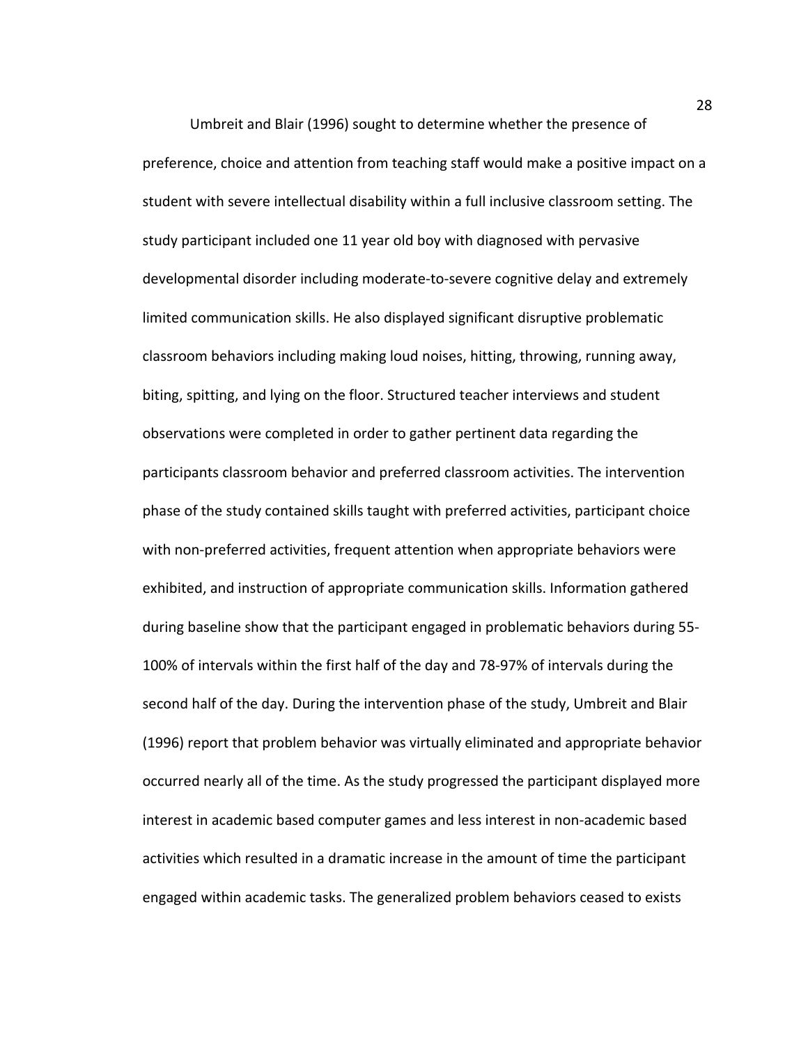Umbreit and Blair (1996) sought to determine whether the presence of preference, choice and attention from teaching staff would make a positive impact on a student with severe intellectual disability within a full inclusive classroom setting. The study participant included one 11 year old boy with diagnosed with pervasive developmental disorder including moderate-to-severe cognitive delay and extremely limited communication skills. He also displayed significant disruptive problematic classroom behaviors including making loud noises, hitting, throwing, running away, biting, spitting, and lying on the floor. Structured teacher interviews and student observations were completed in order to gather pertinent data regarding the participants classroom behavior and preferred classroom activities. The intervention phase of the study contained skills taught with preferred activities, participant choice with non-preferred activities, frequent attention when appropriate behaviors were exhibited, and instruction of appropriate communication skills. Information gathered during baseline show that the participant engaged in problematic behaviors during 55-100% of intervals within the first half of the day and 78-97% of intervals during the second half of the day. During the intervention phase of the study, Umbreit and Blair (1996) report that problem behavior was virtually eliminated and appropriate behavior occurred nearly all of the time. As the study progressed the participant displayed more interest in academic based computer games and less interest in non-academic based activities which resulted in a dramatic increase in the amount of time the participant engaged within academic tasks. The generalized problem behaviors ceased to exists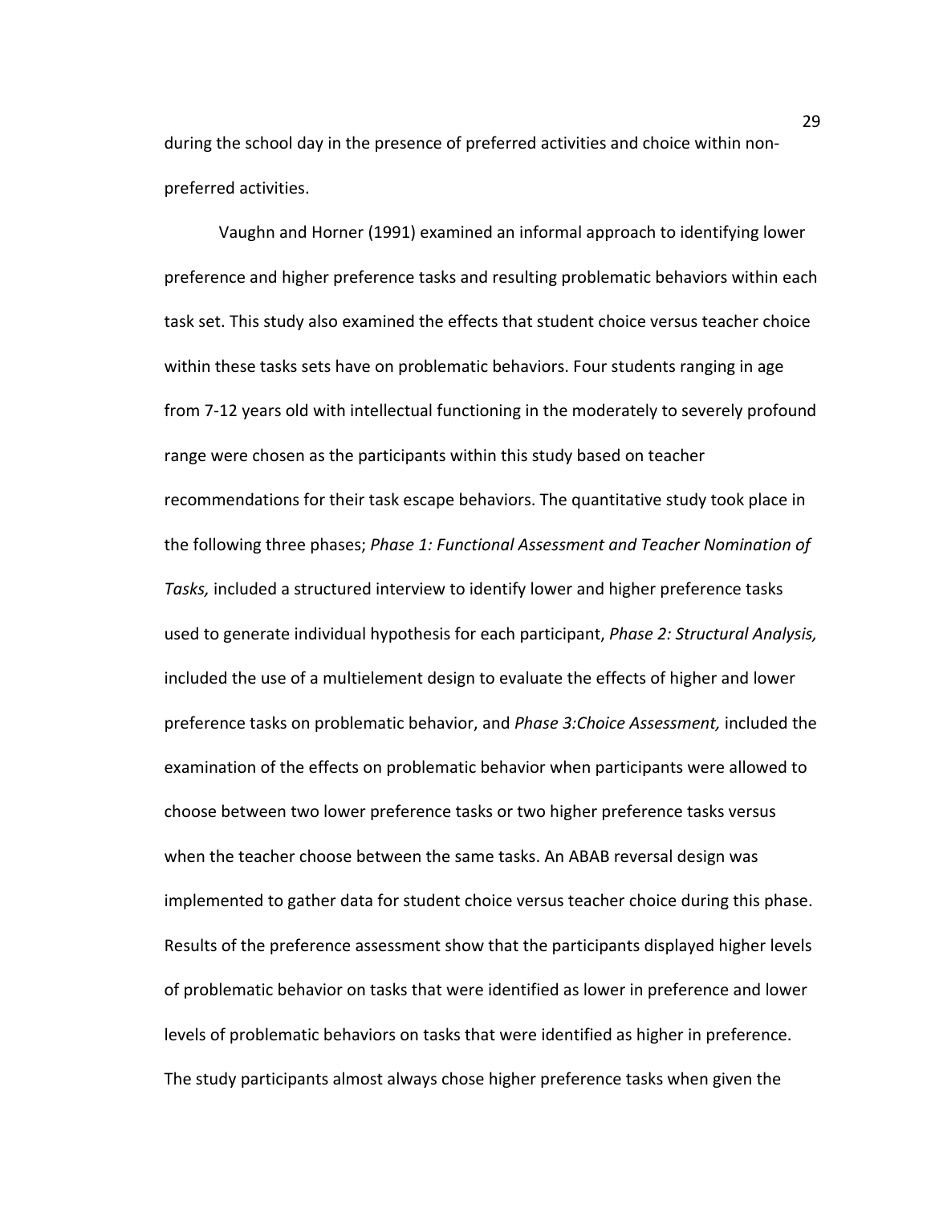during the school day in the presence of preferred activities and choice within non-preferred activities.

Vaughn and Horner (1991) examined an informal approach to identifying lower preference and higher preference tasks and resulting problematic behaviors within each task set. This study also examined the effects that student choice versus teacher choice within these tasks sets have on problematic behaviors. Four students ranging in age from 7-12 years old with intellectual functioning in the moderately to severely profound range were chosen as the participants within this study based on teacher recommendations for their task escape behaviors. The quantitative study took place in the following three phases; *Phase 1: Functional Assessment and Teacher Nomination of Tasks,* included a structured interview to identify lower and higher preference tasks used to generate individual hypothesis for each participant, *Phase 2: Structural Analysis,* included the use of a multielement design to evaluate the effects of higher and lower preference tasks on problematic behavior, and *Phase 3:Choice Assessment,* included the examination of the effects on problematic behavior when participants were allowed to choose between two lower preference tasks or two higher preference tasks versus when the teacher choose between the same tasks. An ABAB reversal design was implemented to gather data for student choice versus teacher choice during this phase. Results of the preference assessment show that the participants displayed higher levels of problematic behavior on tasks that were identified as lower in preference and lower levels of problematic behaviors on tasks that were identified as higher in preference. The study participants almost always chose higher preference tasks when given the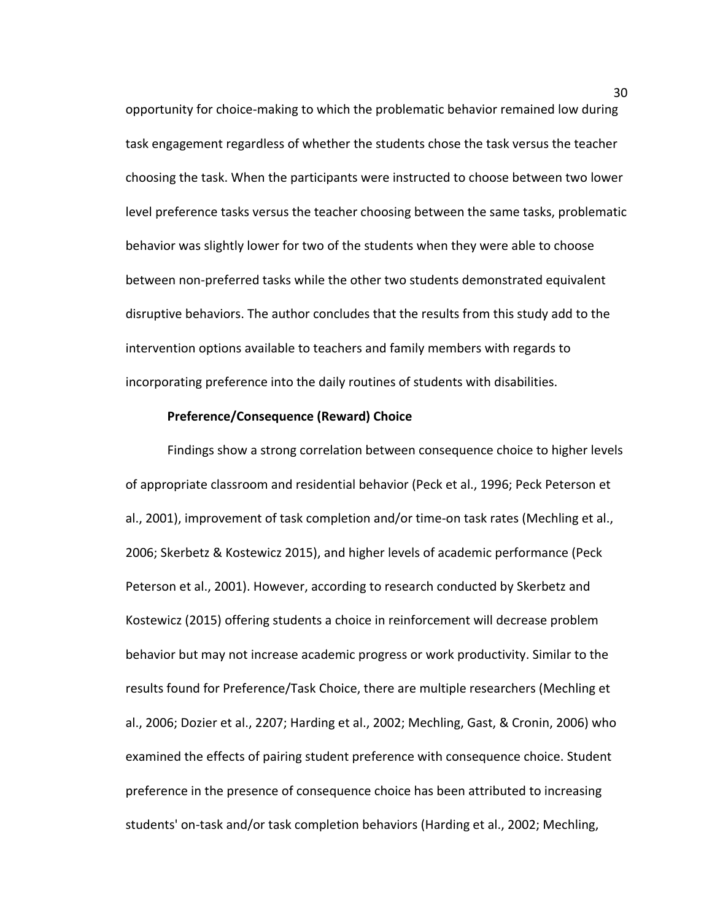opportunity for choice-making to which the problematic behavior remained low during task engagement regardless of whether the students chose the task versus the teacher choosing the task. When the participants were instructed to choose between two lower level preference tasks versus the teacher choosing between the same tasks, problematic behavior was slightly lower for two of the students when they were able to choose between non-preferred tasks while the other two students demonstrated equivalent disruptive behaviors. The author concludes that the results from this study add to the intervention options available to teachers and family members with regards to incorporating preference into the daily routines of students with disabilities.

**Preference/Consequence (Reward) Choice**

Findings show a strong correlation between consequence choice to higher levels of appropriate classroom and residential behavior (Peck et al., 1996; Peck Peterson et al., 2001), improvement of task completion and/or time-on task rates (Mechling et al., 2006; Skerbetz & Kostewicz 2015), and higher levels of academic performance (Peck Peterson et al., 2001). However, according to research conducted by Skerbetz and Kostewicz (2015) offering students a choice in reinforcement will decrease problem behavior but may not increase academic progress or work productivity. Similar to the results found for Preference/Task Choice, there are multiple researchers (Mechling et al., 2006; Dozier et al., 2207; Harding et al., 2002; Mechling, Gast, & Cronin, 2006) who examined the effects of pairing student preference with consequence choice. Student preference in the presence of consequence choice has been attributed to increasing students' on-task and/or task completion behaviors (Harding et al., 2002; Mechling,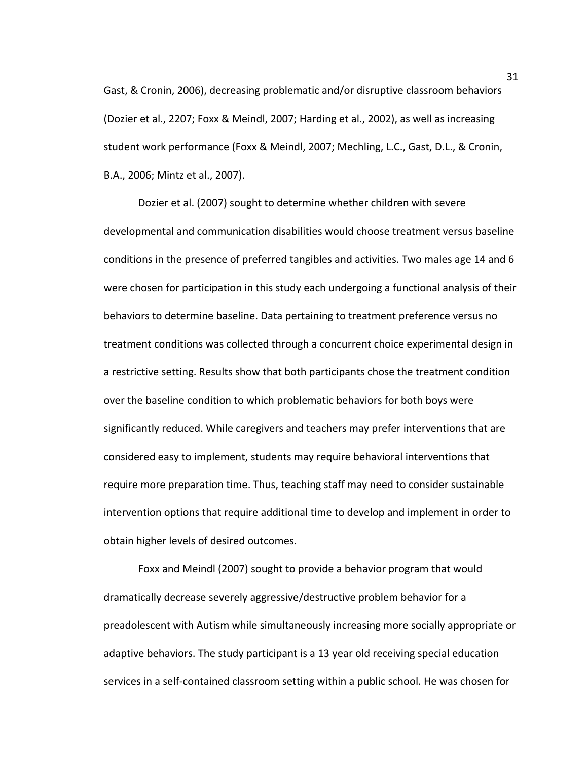Gast, & Cronin, 2006), decreasing problematic and/or disruptive classroom behaviors (Dozier et al., 2207; Foxx & Meindl, 2007; Harding et al., 2002), as well as increasing student work performance (Foxx & Meindl, 2007; Mechling, L.C., Gast, D.L., & Cronin, B.A., 2006; Mintz et al., 2007).

Dozier et al. (2007) sought to determine whether children with severe developmental and communication disabilities would choose treatment versus baseline conditions in the presence of preferred tangibles and activities. Two males age 14 and 6 were chosen for participation in this study each undergoing a functional analysis of their behaviors to determine baseline. Data pertaining to treatment preference versus no treatment conditions was collected through a concurrent choice experimental design in a restrictive setting. Results show that both participants chose the treatment condition over the baseline condition to which problematic behaviors for both boys were significantly reduced. While caregivers and teachers may prefer interventions that are considered easy to implement, students may require behavioral interventions that require more preparation time. Thus, teaching staff may need to consider sustainable intervention options that require additional time to develop and implement in order to obtain higher levels of desired outcomes.

Foxx and Meindl (2007) sought to provide a behavior program that would dramatically decrease severely aggressive/destructive problem behavior for a preadolescent with Autism while simultaneously increasing more socially appropriate or adaptive behaviors. The study participant is a 13 year old receiving special education services in a self-contained classroom setting within a public school. He was chosen for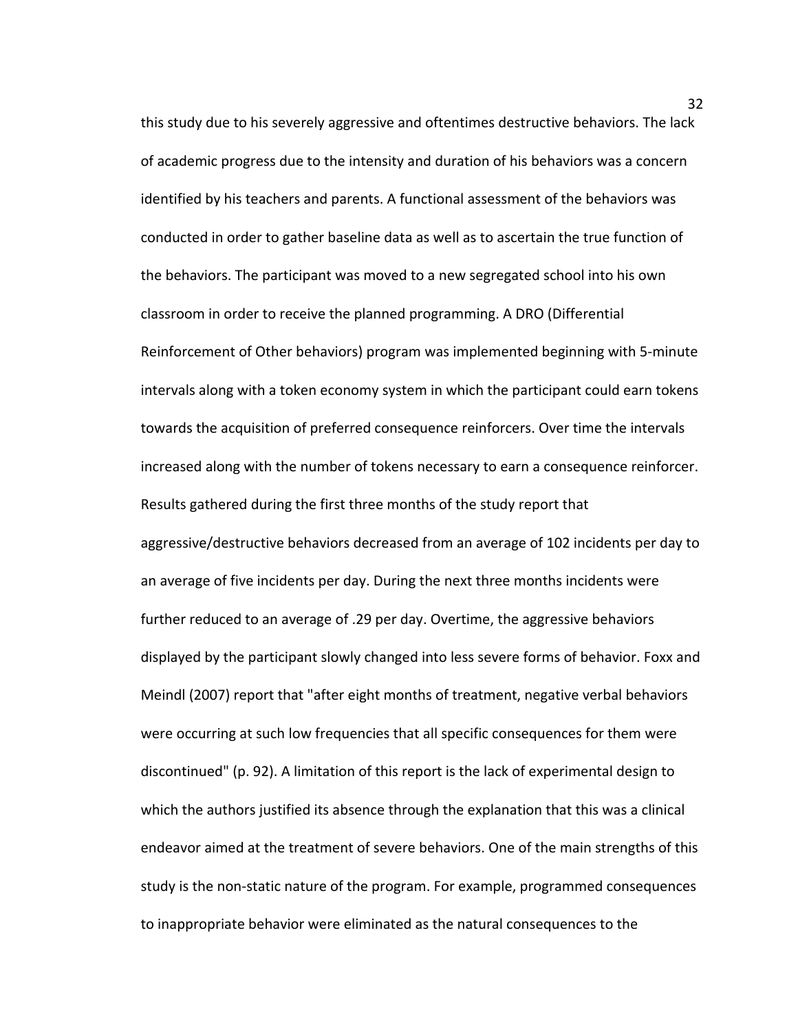this study due to his severely aggressive and oftentimes destructive behaviors. The lack of academic progress due to the intensity and duration of his behaviors was a concern identified by his teachers and parents. A functional assessment of the behaviors was conducted in order to gather baseline data as well as to ascertain the true function of the behaviors. The participant was moved to a new segregated school into his own classroom in order to receive the planned programming. A DRO (Differential Reinforcement of Other behaviors) program was implemented beginning with 5-minute intervals along with a token economy system in which the participant could earn tokens towards the acquisition of preferred consequence reinforcers. Over time the intervals increased along with the number of tokens necessary to earn a consequence reinforcer. Results gathered during the first three months of the study report that aggressive/destructive behaviors decreased from an average of 102 incidents per day to an average of five incidents per day. During the next three months incidents were further reduced to an average of .29 per day. Overtime, the aggressive behaviors displayed by the participant slowly changed into less severe forms of behavior. Foxx and Meindl (2007) report that "after eight months of treatment, negative verbal behaviors were occurring at such low frequencies that all specific consequences for them were discontinued" (p. 92). A limitation of this report is the lack of experimental design to which the authors justified its absence through the explanation that this was a clinical endeavor aimed at the treatment of severe behaviors. One of the main strengths of this study is the non-static nature of the program. For example, programmed consequences to inappropriate behavior were eliminated as the natural consequences to the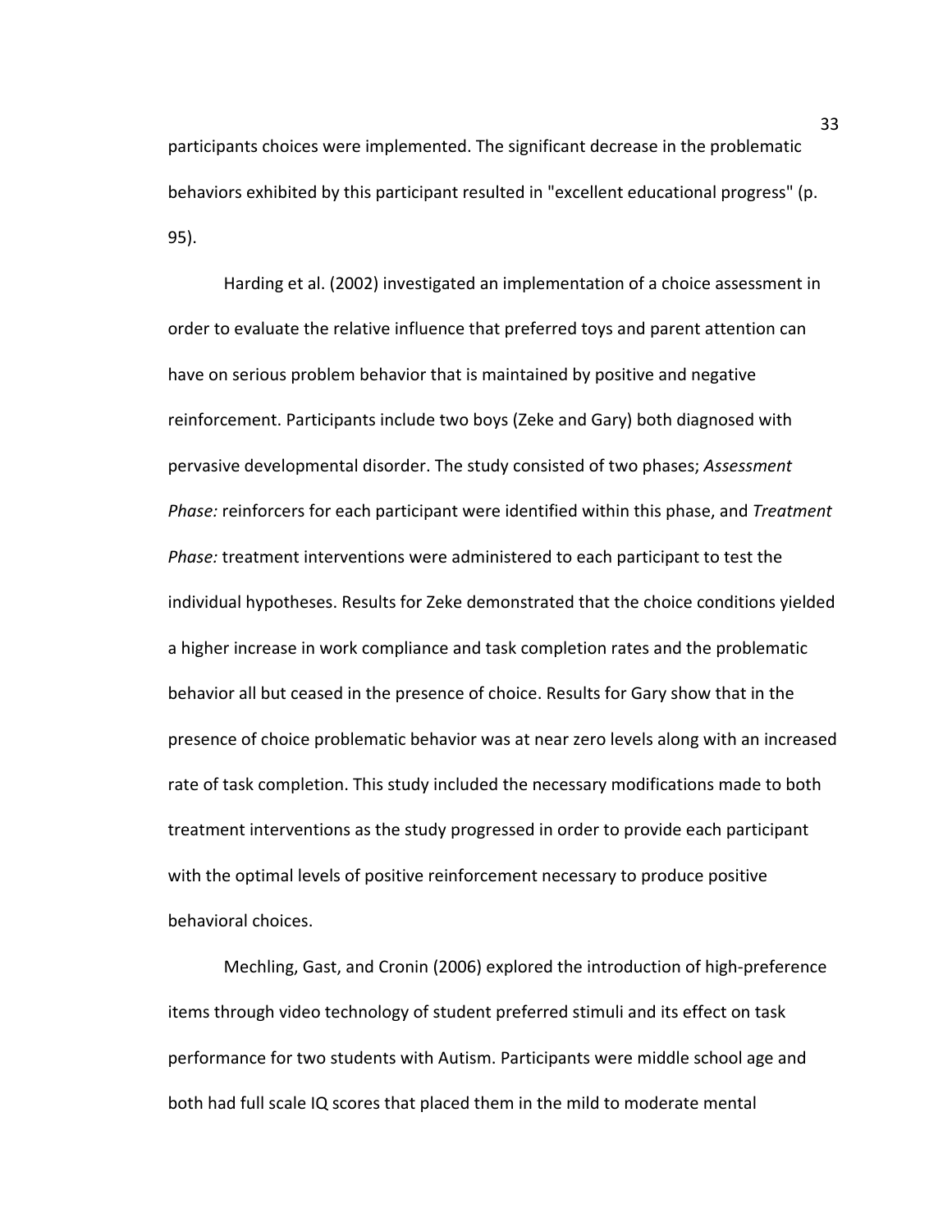participants choices were implemented. The significant decrease in the problematic behaviors exhibited by this participant resulted in "excellent educational progress" (p. 95).

Harding et al. (2002) investigated an implementation of a choice assessment in order to evaluate the relative influence that preferred toys and parent attention can have on serious problem behavior that is maintained by positive and negative reinforcement. Participants include two boys (Zeke and Gary) both diagnosed with pervasive developmental disorder. The study consisted of two phases; *Assessment Phase:* reinforcers for each participant were identified within this phase, and *Treatment Phase:* treatment interventions were administered to each participant to test the individual hypotheses. Results for Zeke demonstrated that the choice conditions yielded a higher increase in work compliance and task completion rates and the problematic behavior all but ceased in the presence of choice. Results for Gary show that in the presence of choice problematic behavior was at near zero levels along with an increased rate of task completion. This study included the necessary modifications made to both treatment interventions as the study progressed in order to provide each participant with the optimal levels of positive reinforcement necessary to produce positive behavioral choices.

Mechling, Gast, and Cronin (2006) explored the introduction of high-preference items through video technology of student preferred stimuli and its effect on task performance for two students with Autism. Participants were middle school age and both had full scale IQ scores that placed them in the mild to moderate mental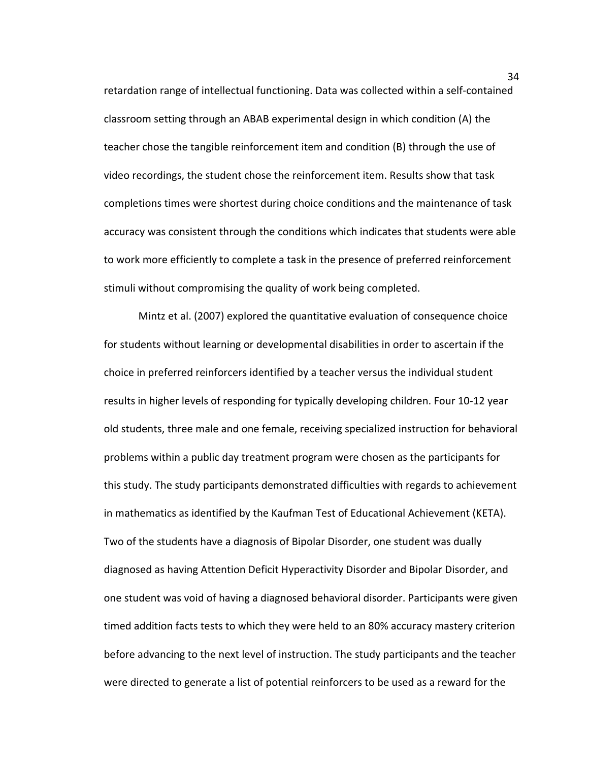retardation range of intellectual functioning. Data was collected within a self-contained classroom setting through an ABAB experimental design in which condition (A) the teacher chose the tangible reinforcement item and condition (B) through the use of video recordings, the student chose the reinforcement item. Results show that task completions times were shortest during choice conditions and the maintenance of task accuracy was consistent through the conditions which indicates that students were able to work more efficiently to complete a task in the presence of preferred reinforcement stimuli without compromising the quality of work being completed.

Mintz et al. (2007) explored the quantitative evaluation of consequence choice for students without learning or developmental disabilities in order to ascertain if the choice in preferred reinforcers identified by a teacher versus the individual student results in higher levels of responding for typically developing children. Four 10-12 year old students, three male and one female, receiving specialized instruction for behavioral problems within a public day treatment program were chosen as the participants for this study. The study participants demonstrated difficulties with regards to achievement in mathematics as identified by the Kaufman Test of Educational Achievement (KETA). Two of the students have a diagnosis of Bipolar Disorder, one student was dually diagnosed as having Attention Deficit Hyperactivity Disorder and Bipolar Disorder, and one student was void of having a diagnosed behavioral disorder. Participants were given timed addition facts tests to which they were held to an 80% accuracy mastery criterion before advancing to the next level of instruction. The study participants and the teacher were directed to generate a list of potential reinforcers to be used as a reward for the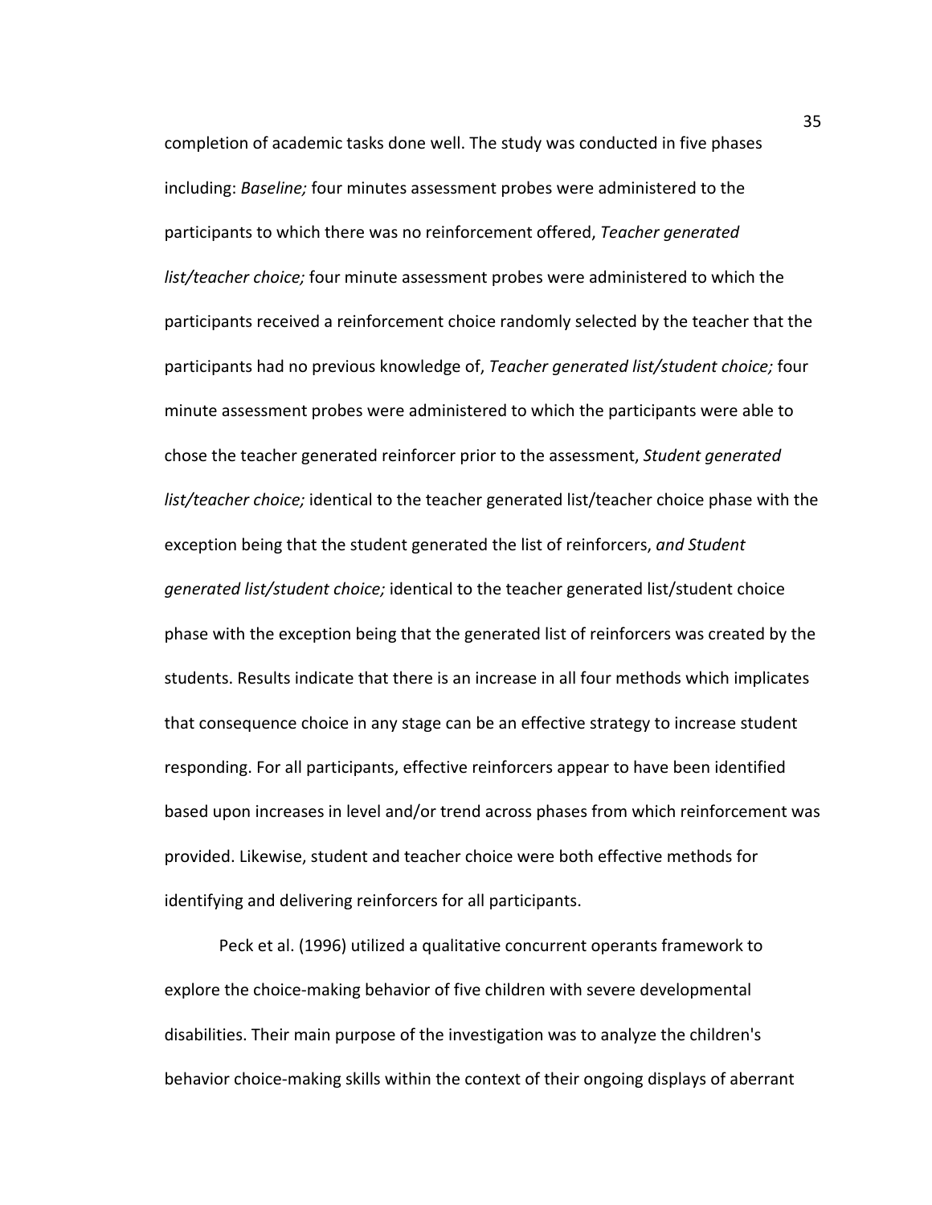completion of academic tasks done well. The study was conducted in five phases including: *Baseline;* four minutes assessment probes were administered to the participants to which there was no reinforcement offered, *Teacher generated list/teacher choice;* four minute assessment probes were administered to which the participants received a reinforcement choice randomly selected by the teacher that the participants had no previous knowledge of, *Teacher generated list/student choice;* four minute assessment probes were administered to which the participants were able to chose the teacher generated reinforcer prior to the assessment, *Student generated list/teacher choice;* identical to the teacher generated list/teacher choice phase with the exception being that the student generated the list of reinforcers, *and Student generated list/student choice;* identical to the teacher generated list/student choice phase with the exception being that the generated list of reinforcers was created by the students. Results indicate that there is an increase in all four methods which implicates that consequence choice in any stage can be an effective strategy to increase student responding. For all participants, effective reinforcers appear to have been identified based upon increases in level and/or trend across phases from which reinforcement was provided. Likewise, student and teacher choice were both effective methods for identifying and delivering reinforcers for all participants.

Peck et al. (1996) utilized a qualitative concurrent operants framework to explore the choice-making behavior of five children with severe developmental disabilities. Their main purpose of the investigation was to analyze the children's behavior choice-making skills within the context of their ongoing displays of aberrant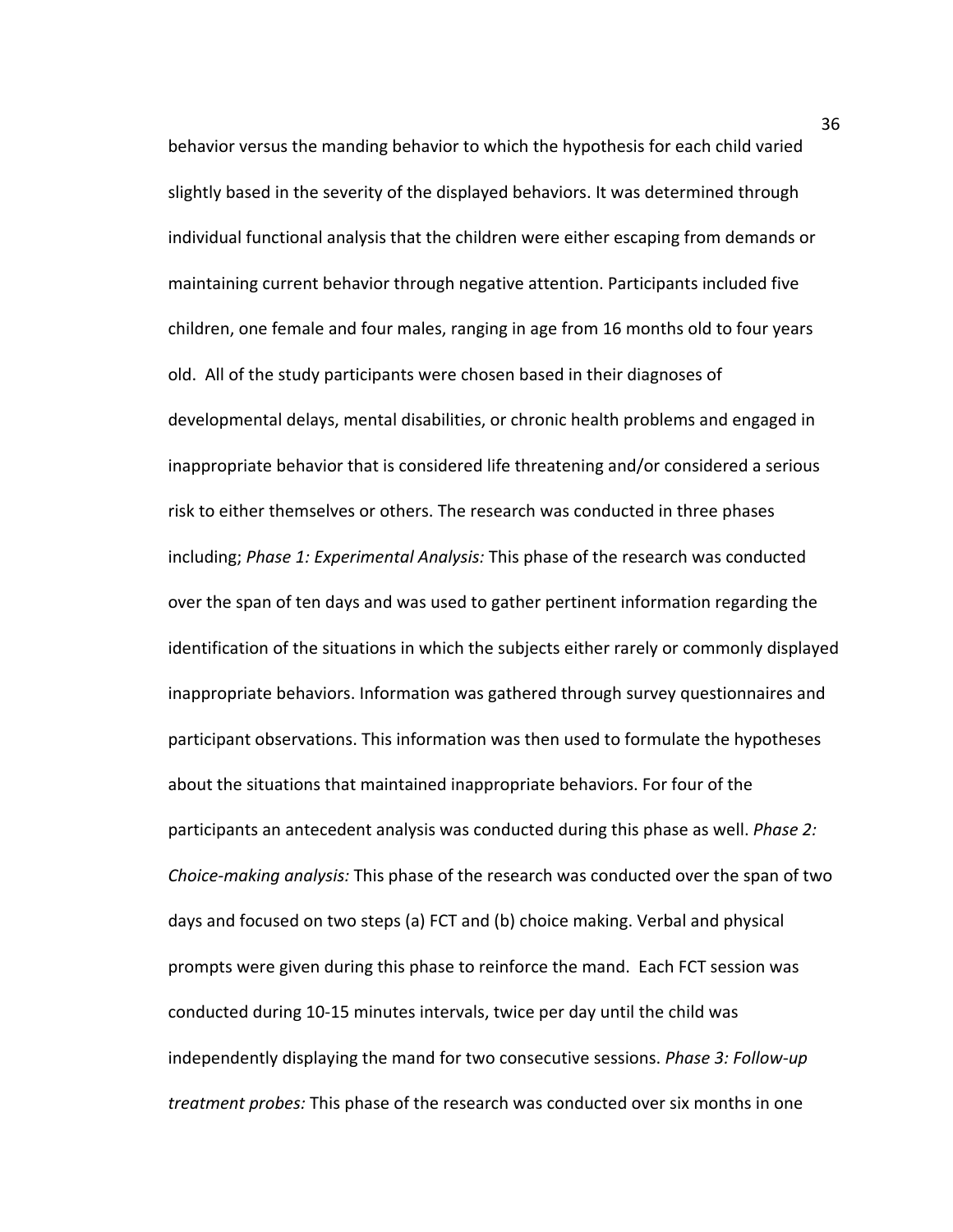behavior versus the manding behavior to which the hypothesis for each child varied slightly based in the severity of the displayed behaviors. It was determined through individual functional analysis that the children were either escaping from demands or maintaining current behavior through negative attention. Participants included five children, one female and four males, ranging in age from 16 months old to four years old. All of the study participants were chosen based in their diagnoses of developmental delays, mental disabilities, or chronic health problems and engaged in inappropriate behavior that is considered life threatening and/or considered a serious risk to either themselves or others. The research was conducted in three phases including; *Phase 1: Experimental Analysis:* This phase of the research was conducted over the span of ten days and was used to gather pertinent information regarding the identification of the situations in which the subjects either rarely or commonly displayed inappropriate behaviors. Information was gathered through survey questionnaires and participant observations. This information was then used to formulate the hypotheses about the situations that maintained inappropriate behaviors. For four of the participants an antecedent analysis was conducted during this phase as well. *Phase 2: Choice-making analysis:* This phase of the research was conducted over the span of two days and focused on two steps (a) FCT and (b) choice making. Verbal and physical prompts were given during this phase to reinforce the mand. Each FCT session was conducted during 10-15 minutes intervals, twice per day until the child was independently displaying the mand for two consecutive sessions. *Phase 3: Follow-up treatment probes:* This phase of the research was conducted over six months in one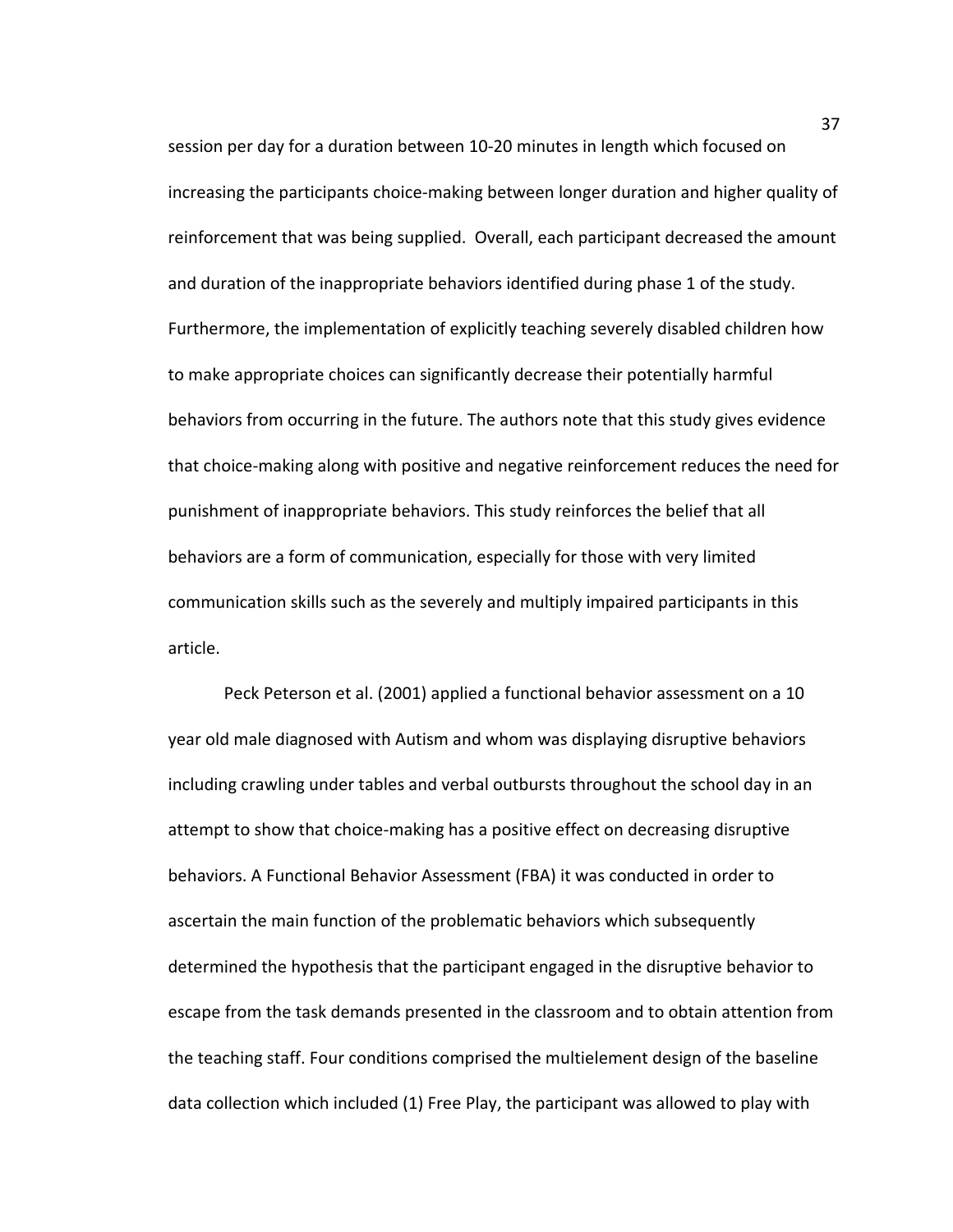session per day for a duration between 10-20 minutes in length which focused on increasing the participants choice-making between longer duration and higher quality of reinforcement that was being supplied.  Overall, each participant decreased the amount and duration of the inappropriate behaviors identified during phase 1 of the study. Furthermore, the implementation of explicitly teaching severely disabled children how to make appropriate choices can significantly decrease their potentially harmful behaviors from occurring in the future. The authors note that this study gives evidence that choice-making along with positive and negative reinforcement reduces the need for punishment of inappropriate behaviors. This study reinforces the belief that all behaviors are a form of communication, especially for those with very limited communication skills such as the severely and multiply impaired participants in this article.

Peck Peterson et al. (2001) applied a functional behavior assessment on a 10 year old male diagnosed with Autism and whom was displaying disruptive behaviors including crawling under tables and verbal outbursts throughout the school day in an attempt to show that choice-making has a positive effect on decreasing disruptive behaviors. A Functional Behavior Assessment (FBA) it was conducted in order to ascertain the main function of the problematic behaviors which subsequently determined the hypothesis that the participant engaged in the disruptive behavior to escape from the task demands presented in the classroom and to obtain attention from the teaching staff. Four conditions comprised the multielement design of the baseline data collection which included (1) Free Play, the participant was allowed to play with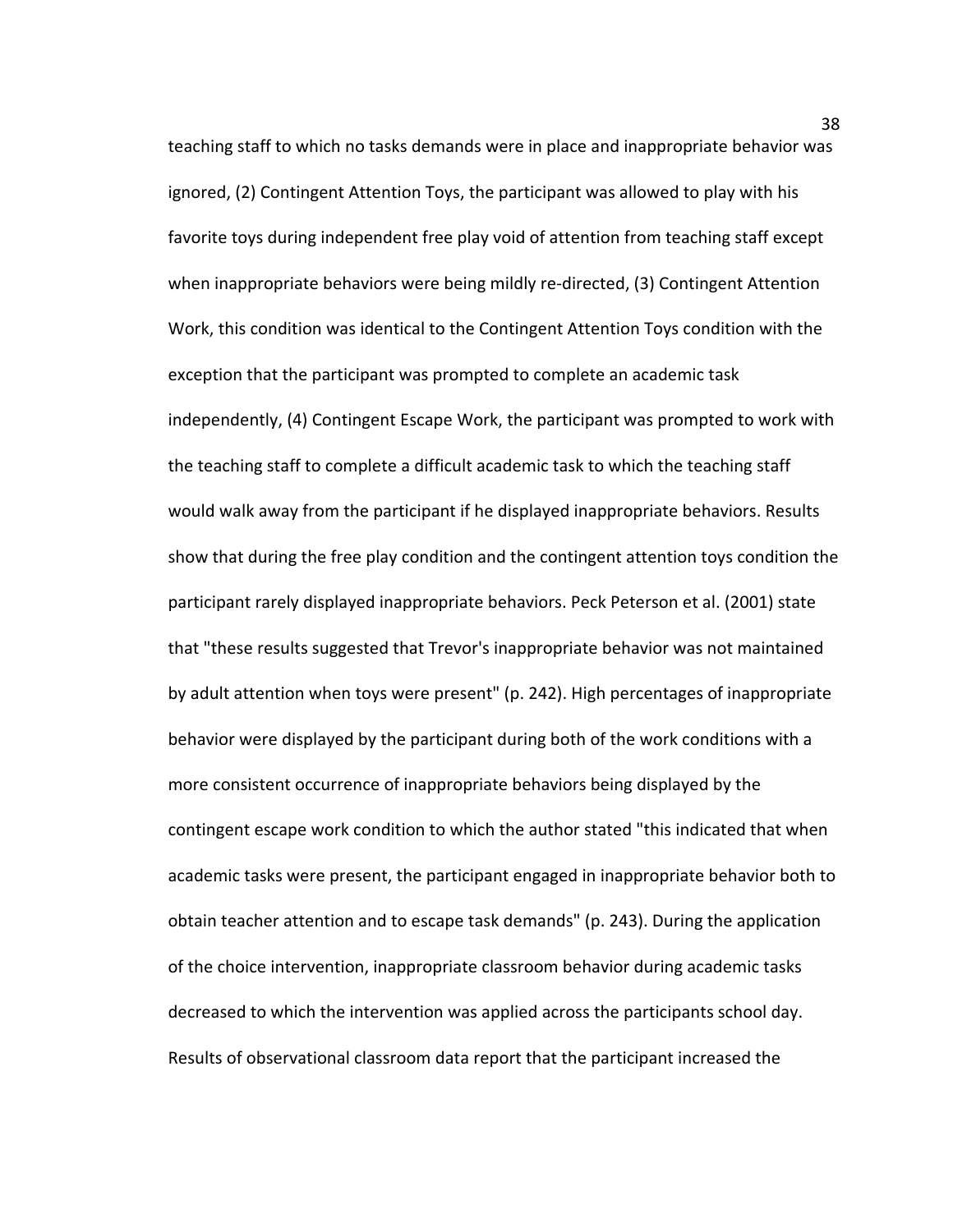teaching staff to which no tasks demands were in place and inappropriate behavior was ignored, (2) Contingent Attention Toys, the participant was allowed to play with his favorite toys during independent free play void of attention from teaching staff except when inappropriate behaviors were being mildly re-directed, (3) Contingent Attention Work, this condition was identical to the Contingent Attention Toys condition with the exception that the participant was prompted to complete an academic task independently, (4) Contingent Escape Work, the participant was prompted to work with the teaching staff to complete a difficult academic task to which the teaching staff would walk away from the participant if he displayed inappropriate behaviors. Results show that during the free play condition and the contingent attention toys condition the participant rarely displayed inappropriate behaviors. Peck Peterson et al. (2001) state that "these results suggested that Trevor's inappropriate behavior was not maintained by adult attention when toys were present" (p. 242). High percentages of inappropriate behavior were displayed by the participant during both of the work conditions with a more consistent occurrence of inappropriate behaviors being displayed by the contingent escape work condition to which the author stated "this indicated that when academic tasks were present, the participant engaged in inappropriate behavior both to obtain teacher attention and to escape task demands" (p. 243). During the application of the choice intervention, inappropriate classroom behavior during academic tasks decreased to which the intervention was applied across the participants school day. Results of observational classroom data report that the participant increased the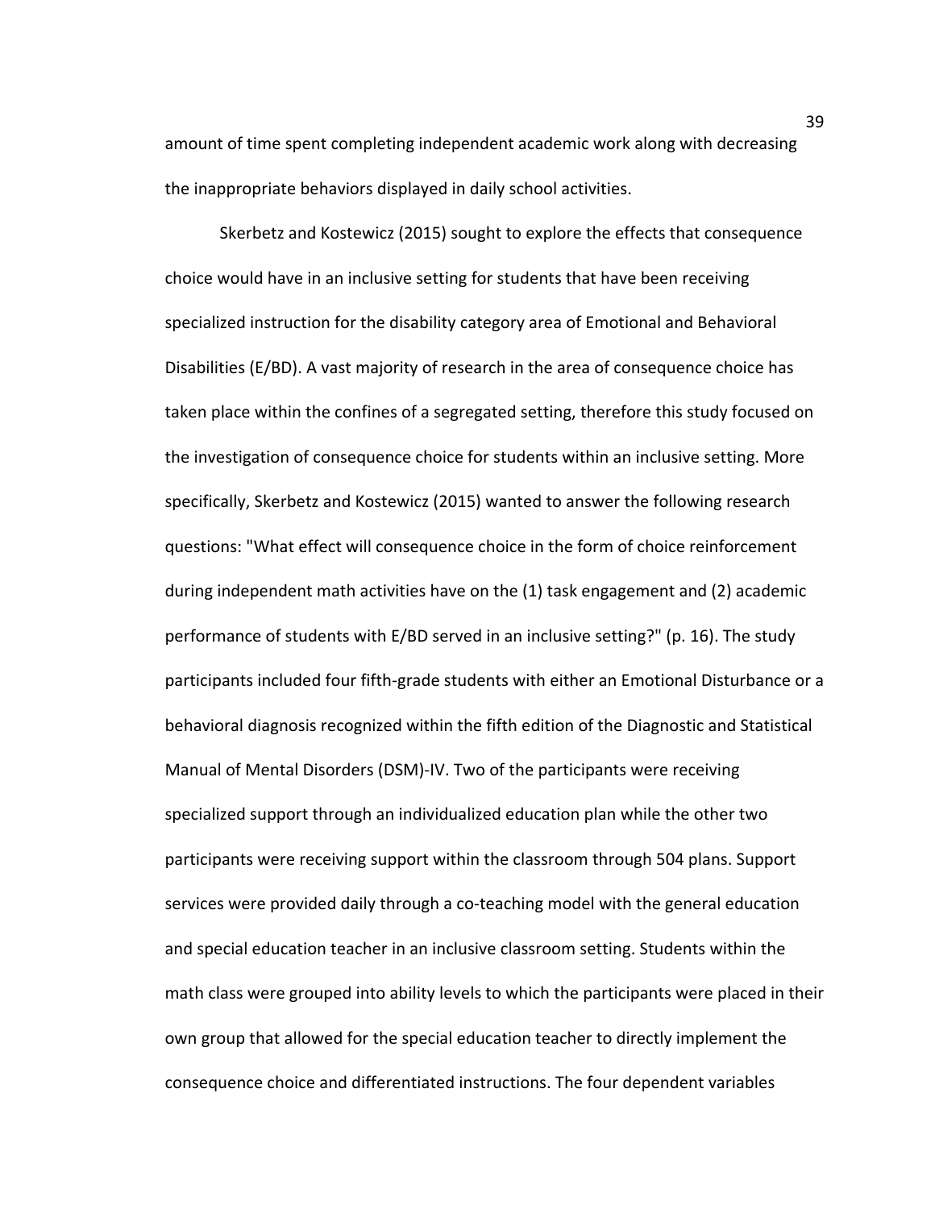amount of time spent completing independent academic work along with decreasing the inappropriate behaviors displayed in daily school activities.

Skerbetz and Kostewicz (2015) sought to explore the effects that consequence choice would have in an inclusive setting for students that have been receiving specialized instruction for the disability category area of Emotional and Behavioral Disabilities (E/BD). A vast majority of research in the area of consequence choice has taken place within the confines of a segregated setting, therefore this study focused on the investigation of consequence choice for students within an inclusive setting. More specifically, Skerbetz and Kostewicz (2015) wanted to answer the following research questions: "What effect will consequence choice in the form of choice reinforcement during independent math activities have on the (1) task engagement and (2) academic performance of students with E/BD served in an inclusive setting?" (p. 16). The study participants included four fifth-grade students with either an Emotional Disturbance or a behavioral diagnosis recognized within the fifth edition of the Diagnostic and Statistical Manual of Mental Disorders (DSM)-IV. Two of the participants were receiving specialized support through an individualized education plan while the other two participants were receiving support within the classroom through 504 plans. Support services were provided daily through a co-teaching model with the general education and special education teacher in an inclusive classroom setting. Students within the math class were grouped into ability levels to which the participants were placed in their own group that allowed for the special education teacher to directly implement the consequence choice and differentiated instructions. The four dependent variables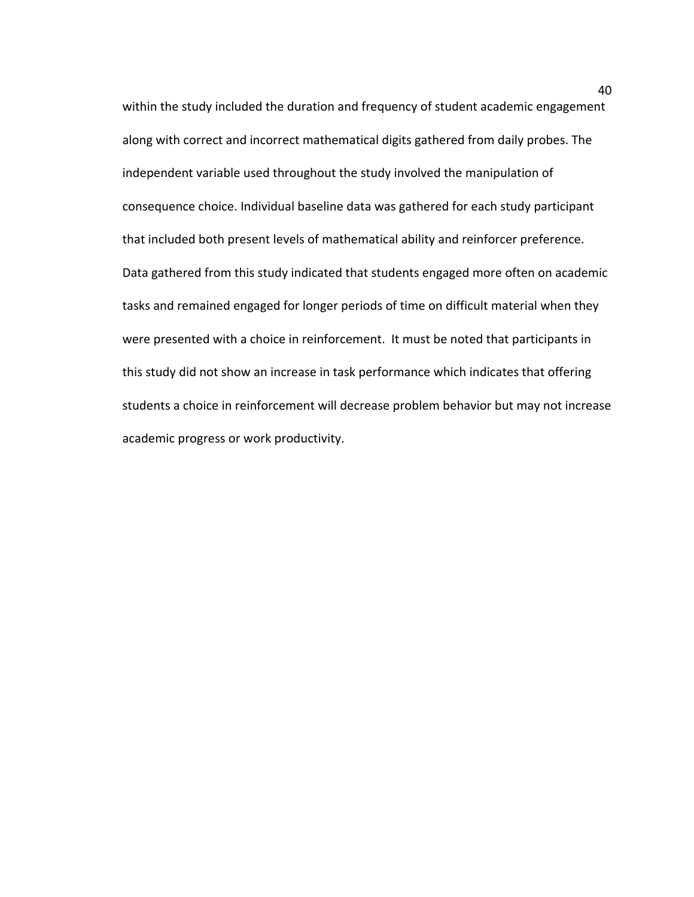within the study included the duration and frequency of student academic engagement along with correct and incorrect mathematical digits gathered from daily probes. The independent variable used throughout the study involved the manipulation of consequence choice. Individual baseline data was gathered for each study participant that included both present levels of mathematical ability and reinforcer preference. Data gathered from this study indicated that students engaged more often on academic tasks and remained engaged for longer periods of time on difficult material when they were presented with a choice in reinforcement. It must be noted that participants in this study did not show an increase in task performance which indicates that offering students a choice in reinforcement will decrease problem behavior but may not increase academic progress or work productivity.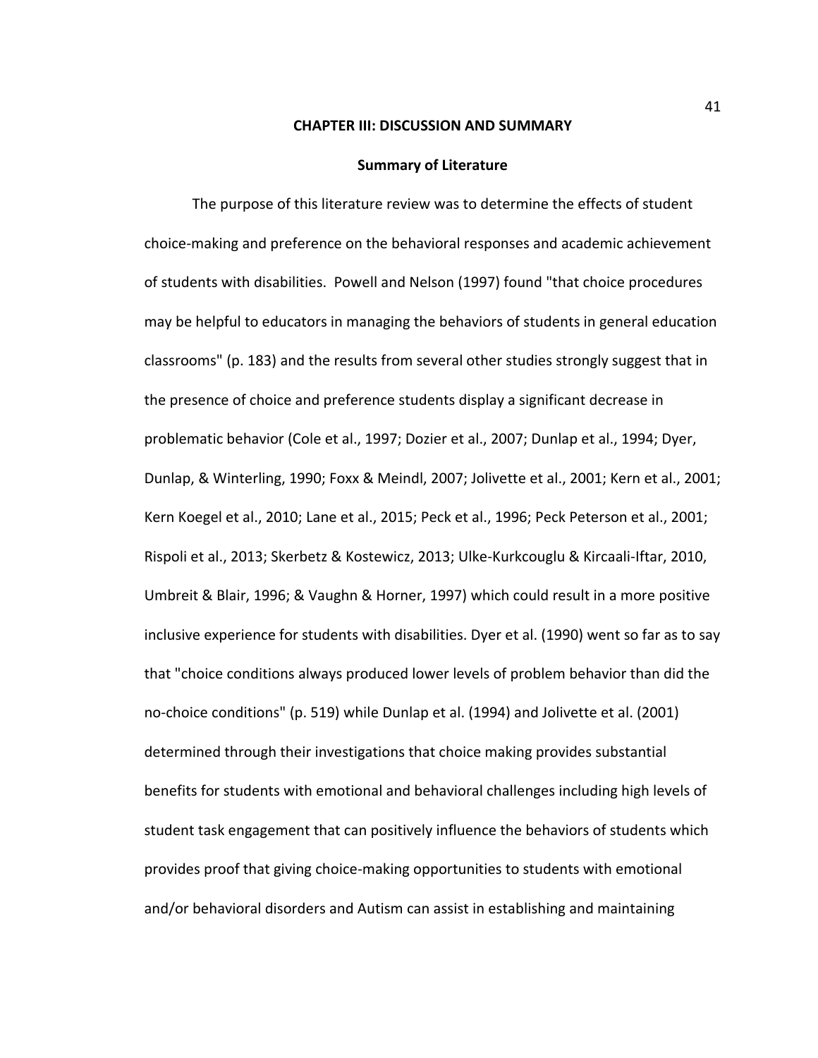## CHAPTER III: DISCUSSION AND SUMMARY

### Summary of Literature

The purpose of this literature review was to determine the effects of student choice-making and preference on the behavioral responses and academic achievement of students with disabilities. Powell and Nelson (1997) found "that choice procedures may be helpful to educators in managing the behaviors of students in general education classrooms" (p. 183) and the results from several other studies strongly suggest that in the presence of choice and preference students display a significant decrease in problematic behavior (Cole et al., 1997; Dozier et al., 2007; Dunlap et al., 1994; Dyer, Dunlap, & Winterling, 1990; Foxx & Meindl, 2007; Jolivette et al., 2001; Kern et al., 2001; Kern Koegel et al., 2010; Lane et al., 2015; Peck et al., 1996; Peck Peterson et al., 2001; Rispoli et al., 2013; Skerbetz & Kostewicz, 2013; Ulke-Kurkcouglu & Kircaali-Iftar, 2010, Umbreit & Blair, 1996; & Vaughn & Horner, 1997) which could result in a more positive inclusive experience for students with disabilities. Dyer et al. (1990) went so far as to say that "choice conditions always produced lower levels of problem behavior than did the no-choice conditions" (p. 519) while Dunlap et al. (1994) and Jolivette et al. (2001) determined through their investigations that choice making provides substantial benefits for students with emotional and behavioral challenges including high levels of student task engagement that can positively influence the behaviors of students which provides proof that giving choice-making opportunities to students with emotional and/or behavioral disorders and Autism can assist in establishing and maintaining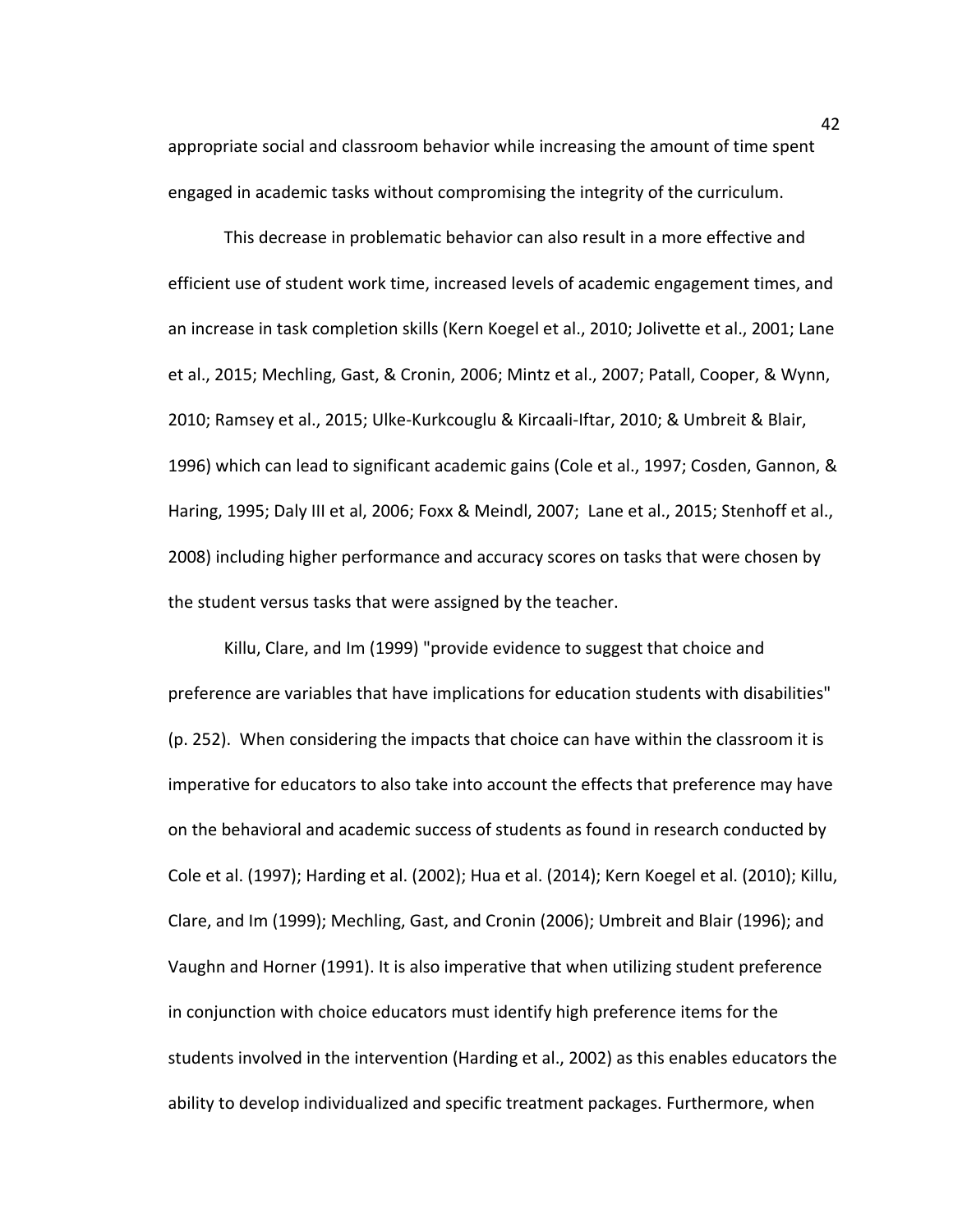appropriate social and classroom behavior while increasing the amount of time spent engaged in academic tasks without compromising the integrity of the curriculum.

This decrease in problematic behavior can also result in a more effective and efficient use of student work time, increased levels of academic engagement times, and an increase in task completion skills (Kern Koegel et al., 2010; Jolivette et al., 2001; Lane et al., 2015; Mechling, Gast, & Cronin, 2006; Mintz et al., 2007; Patall, Cooper, & Wynn, 2010; Ramsey et al., 2015; Ulke-Kurkcouglu & Kircaali-Iftar, 2010; & Umbreit & Blair, 1996) which can lead to significant academic gains (Cole et al., 1997; Cosden, Gannon, & Haring, 1995; Daly III et al, 2006; Foxx & Meindl, 2007; Lane et al., 2015; Stenhoff et al., 2008) including higher performance and accuracy scores on tasks that were chosen by the student versus tasks that were assigned by the teacher.

Killu, Clare, and Im (1999) "provide evidence to suggest that choice and preference are variables that have implications for education students with disabilities" (p. 252). When considering the impacts that choice can have within the classroom it is imperative for educators to also take into account the effects that preference may have on the behavioral and academic success of students as found in research conducted by Cole et al. (1997); Harding et al. (2002); Hua et al. (2014); Kern Koegel et al. (2010); Killu, Clare, and Im (1999); Mechling, Gast, and Cronin (2006); Umbreit and Blair (1996); and Vaughn and Horner (1991). It is also imperative that when utilizing student preference in conjunction with choice educators must identify high preference items for the students involved in the intervention (Harding et al., 2002) as this enables educators the ability to develop individualized and specific treatment packages. Furthermore, when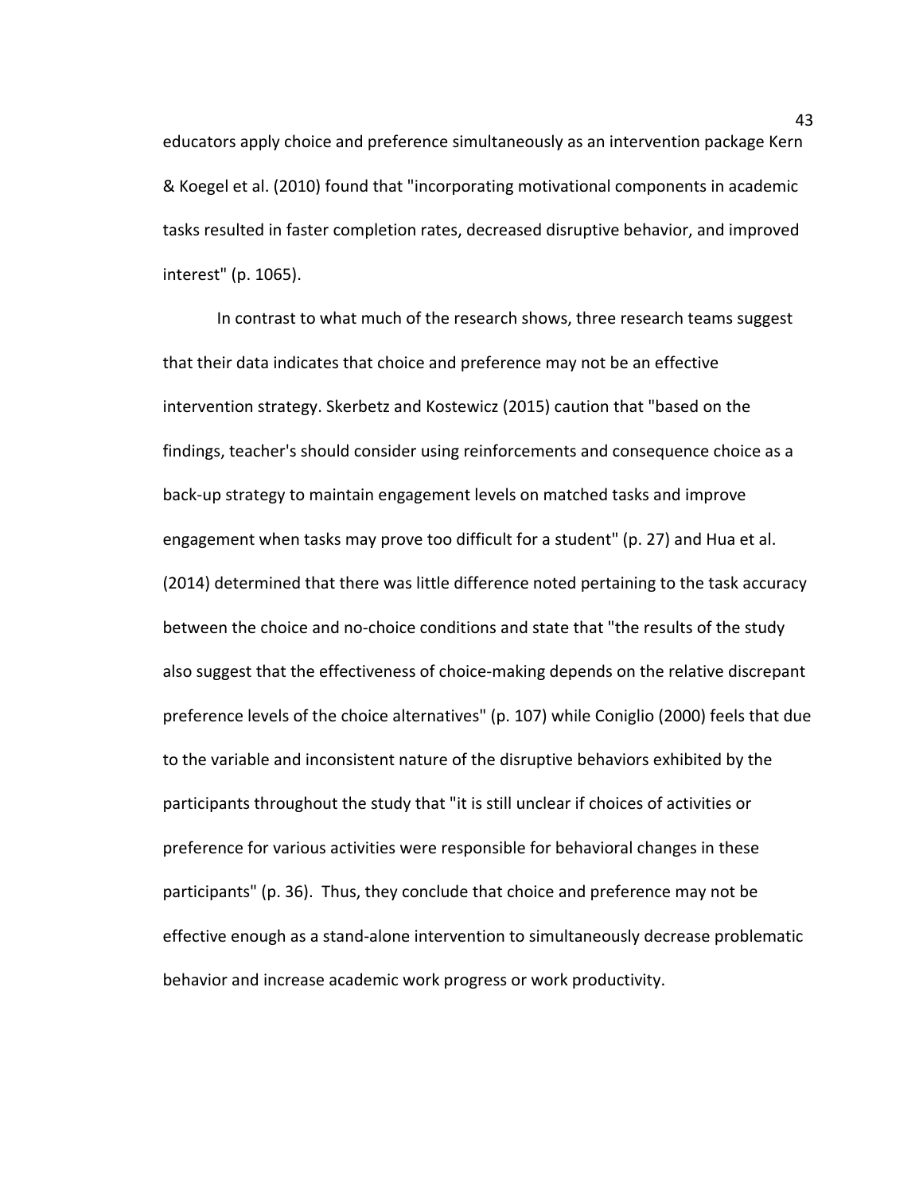educators apply choice and preference simultaneously as an intervention package Kern & Koegel et al. (2010) found that "incorporating motivational components in academic tasks resulted in faster completion rates, decreased disruptive behavior, and improved interest" (p. 1065).

In contrast to what much of the research shows, three research teams suggest that their data indicates that choice and preference may not be an effective intervention strategy. Skerbetz and Kostewicz (2015) caution that "based on the findings, teacher's should consider using reinforcements and consequence choice as a back-up strategy to maintain engagement levels on matched tasks and improve engagement when tasks may prove too difficult for a student" (p. 27) and Hua et al. (2014) determined that there was little difference noted pertaining to the task accuracy between the choice and no-choice conditions and state that "the results of the study also suggest that the effectiveness of choice-making depends on the relative discrepant preference levels of the choice alternatives" (p. 107) while Coniglio (2000) feels that due to the variable and inconsistent nature of the disruptive behaviors exhibited by the participants throughout the study that "it is still unclear if choices of activities or preference for various activities were responsible for behavioral changes in these participants" (p. 36). Thus, they conclude that choice and preference may not be effective enough as a stand-alone intervention to simultaneously decrease problematic behavior and increase academic work progress or work productivity.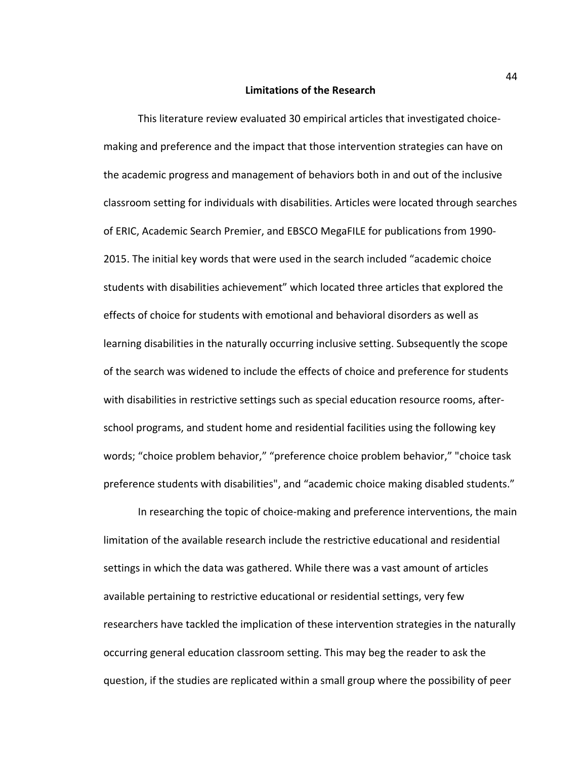## Limitations of the Research

This literature review evaluated 30 empirical articles that investigated choice-making and preference and the impact that those intervention strategies can have on the academic progress and management of behaviors both in and out of the inclusive classroom setting for individuals with disabilities. Articles were located through searches of ERIC, Academic Search Premier, and EBSCO MegaFILE for publications from 1990-2015. The initial key words that were used in the search included "academic choice students with disabilities achievement" which located three articles that explored the effects of choice for students with emotional and behavioral disorders as well as learning disabilities in the naturally occurring inclusive setting. Subsequently the scope of the search was widened to include the effects of choice and preference for students with disabilities in restrictive settings such as special education resource rooms, after-school programs, and student home and residential facilities using the following key words; "choice problem behavior," "preference choice problem behavior," "choice task preference students with disabilities", and "academic choice making disabled students."

In researching the topic of choice-making and preference interventions, the main limitation of the available research include the restrictive educational and residential settings in which the data was gathered. While there was a vast amount of articles available pertaining to restrictive educational or residential settings, very few researchers have tackled the implication of these intervention strategies in the naturally occurring general education classroom setting. This may beg the reader to ask the question, if the studies are replicated within a small group where the possibility of peer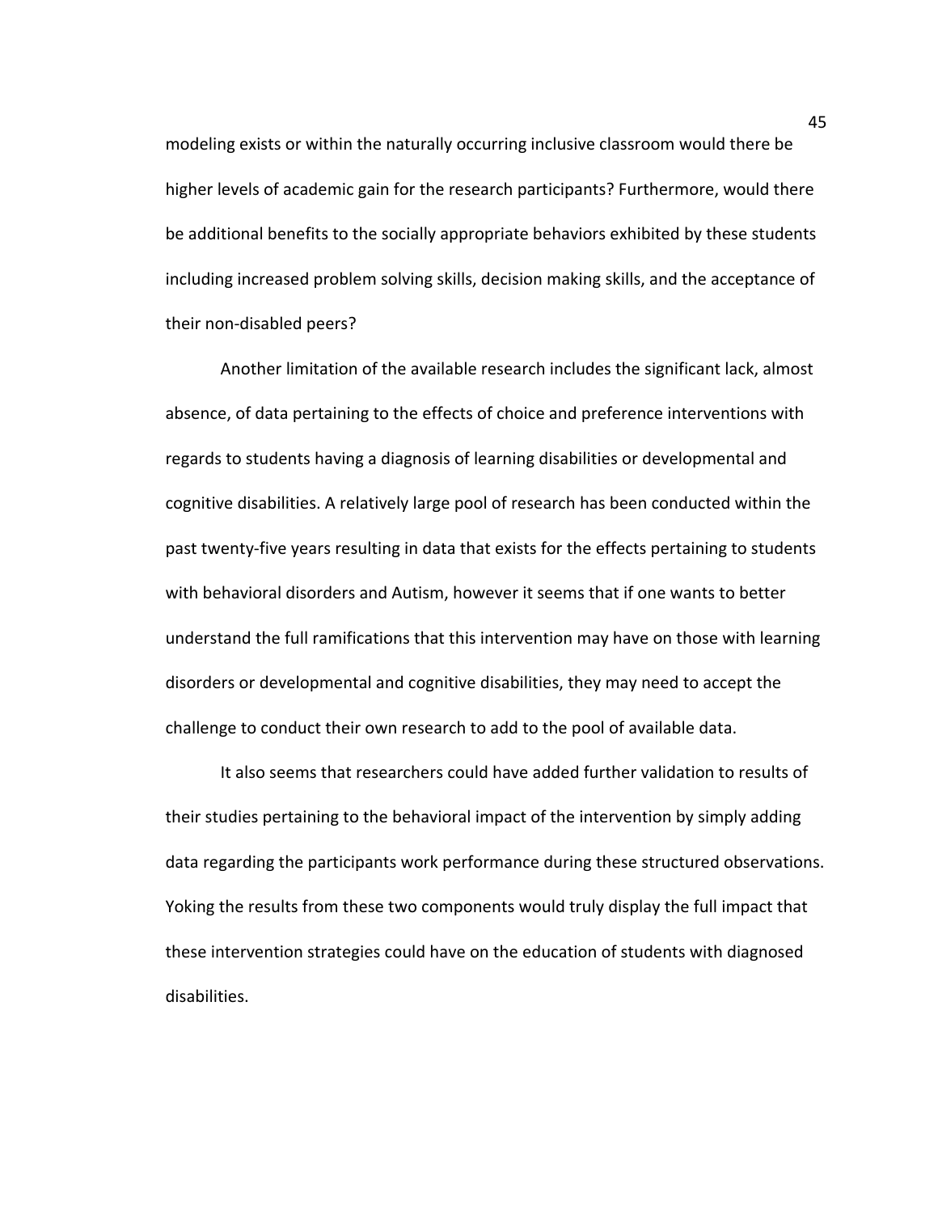modeling exists or within the naturally occurring inclusive classroom would there be higher levels of academic gain for the research participants? Furthermore, would there be additional benefits to the socially appropriate behaviors exhibited by these students including increased problem solving skills, decision making skills, and the acceptance of their non-disabled peers?

Another limitation of the available research includes the significant lack, almost absence, of data pertaining to the effects of choice and preference interventions with regards to students having a diagnosis of learning disabilities or developmental and cognitive disabilities. A relatively large pool of research has been conducted within the past twenty-five years resulting in data that exists for the effects pertaining to students with behavioral disorders and Autism, however it seems that if one wants to better understand the full ramifications that this intervention may have on those with learning disorders or developmental and cognitive disabilities, they may need to accept the challenge to conduct their own research to add to the pool of available data.

It also seems that researchers could have added further validation to results of their studies pertaining to the behavioral impact of the intervention by simply adding data regarding the participants work performance during these structured observations. Yoking the results from these two components would truly display the full impact that these intervention strategies could have on the education of students with diagnosed disabilities.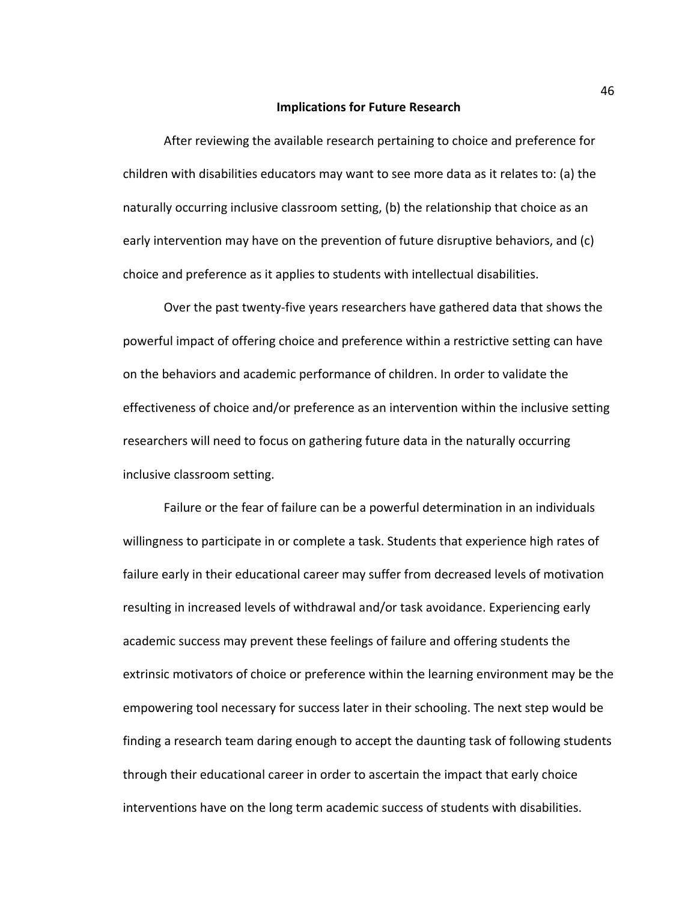## Implications for Future Research

After reviewing the available research pertaining to choice and preference for children with disabilities educators may want to see more data as it relates to: (a) the naturally occurring inclusive classroom setting, (b) the relationship that choice as an early intervention may have on the prevention of future disruptive behaviors, and (c) choice and preference as it applies to students with intellectual disabilities.

Over the past twenty-five years researchers have gathered data that shows the powerful impact of offering choice and preference within a restrictive setting can have on the behaviors and academic performance of children. In order to validate the effectiveness of choice and/or preference as an intervention within the inclusive setting researchers will need to focus on gathering future data in the naturally occurring inclusive classroom setting.

Failure or the fear of failure can be a powerful determination in an individuals willingness to participate in or complete a task. Students that experience high rates of failure early in their educational career may suffer from decreased levels of motivation resulting in increased levels of withdrawal and/or task avoidance. Experiencing early academic success may prevent these feelings of failure and offering students the extrinsic motivators of choice or preference within the learning environment may be the empowering tool necessary for success later in their schooling. The next step would be finding a research team daring enough to accept the daunting task of following students through their educational career in order to ascertain the impact that early choice interventions have on the long term academic success of students with disabilities.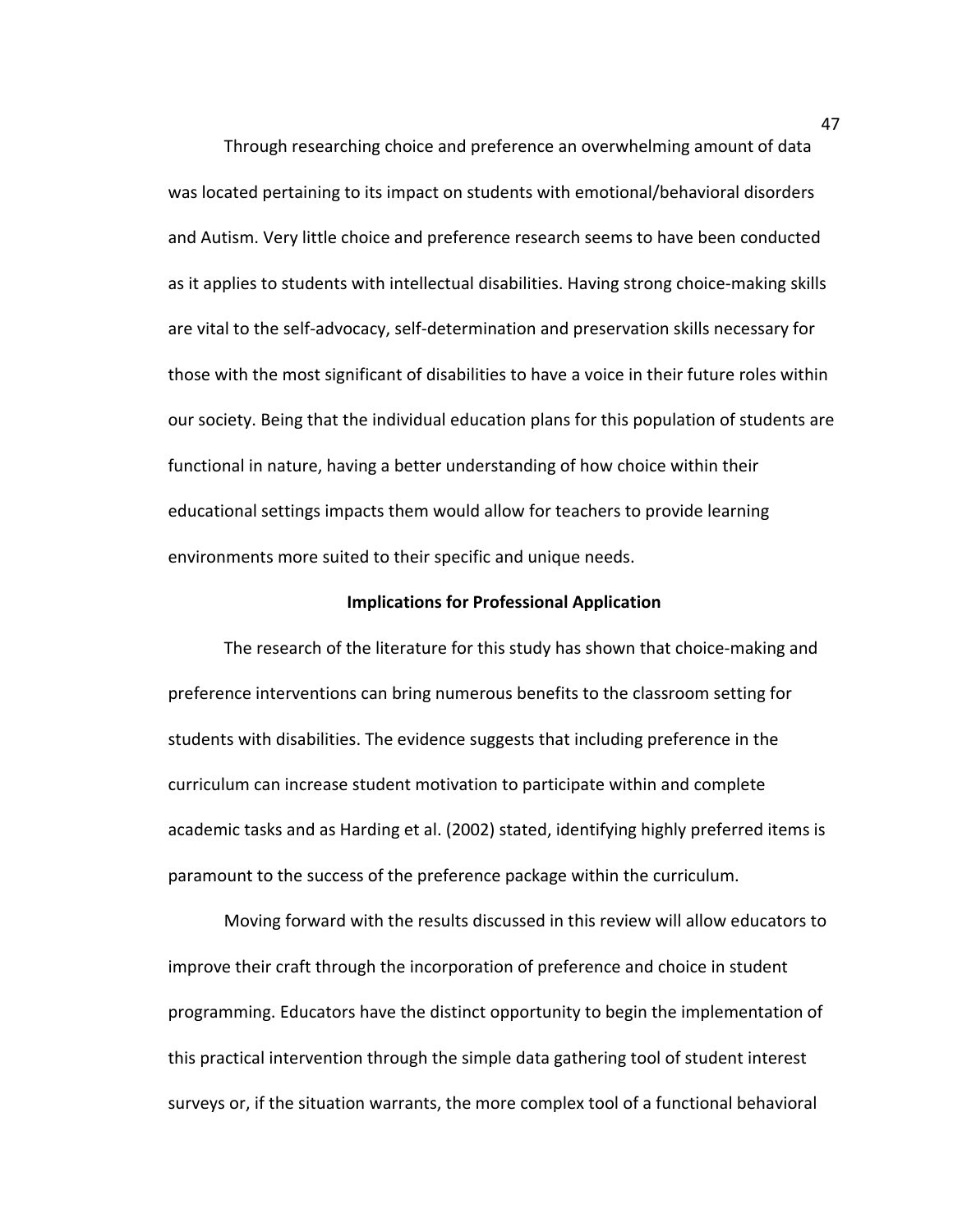Through researching choice and preference an overwhelming amount of data was located pertaining to its impact on students with emotional/behavioral disorders and Autism. Very little choice and preference research seems to have been conducted as it applies to students with intellectual disabilities. Having strong choice-making skills are vital to the self-advocacy, self-determination and preservation skills necessary for those with the most significant of disabilities to have a voice in their future roles within our society. Being that the individual education plans for this population of students are functional in nature, having a better understanding of how choice within their educational settings impacts them would allow for teachers to provide learning environments more suited to their specific and unique needs.

## Implications for Professional Application

The research of the literature for this study has shown that choice-making and preference interventions can bring numerous benefits to the classroom setting for students with disabilities. The evidence suggests that including preference in the curriculum can increase student motivation to participate within and complete academic tasks and as Harding et al. (2002) stated, identifying highly preferred items is paramount to the success of the preference package within the curriculum.

Moving forward with the results discussed in this review will allow educators to improve their craft through the incorporation of preference and choice in student programming. Educators have the distinct opportunity to begin the implementation of this practical intervention through the simple data gathering tool of student interest surveys or, if the situation warrants, the more complex tool of a functional behavioral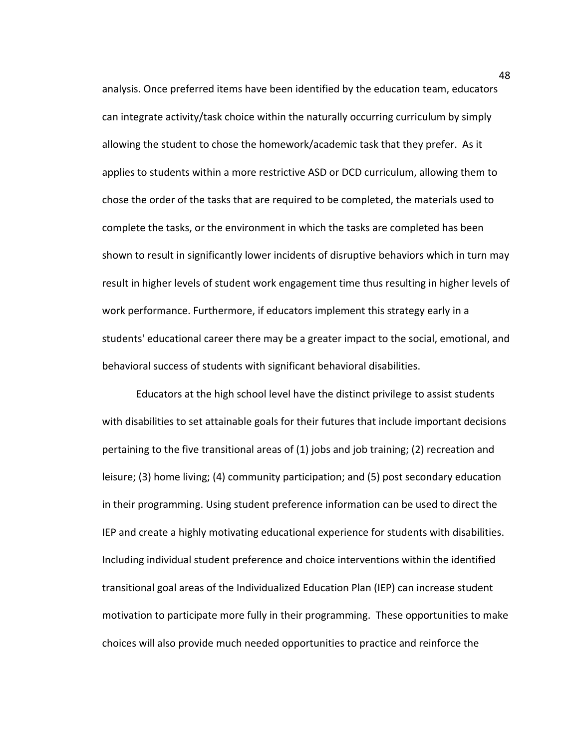analysis. Once preferred items have been identified by the education team, educators can integrate activity/task choice within the naturally occurring curriculum by simply allowing the student to chose the homework/academic task that they prefer. As it applies to students within a more restrictive ASD or DCD curriculum, allowing them to chose the order of the tasks that are required to be completed, the materials used to complete the tasks, or the environment in which the tasks are completed has been shown to result in significantly lower incidents of disruptive behaviors which in turn may result in higher levels of student work engagement time thus resulting in higher levels of work performance. Furthermore, if educators implement this strategy early in a students' educational career there may be a greater impact to the social, emotional, and behavioral success of students with significant behavioral disabilities.

Educators at the high school level have the distinct privilege to assist students with disabilities to set attainable goals for their futures that include important decisions pertaining to the five transitional areas of (1) jobs and job training; (2) recreation and leisure; (3) home living; (4) community participation; and (5) post secondary education in their programming. Using student preference information can be used to direct the IEP and create a highly motivating educational experience for students with disabilities. Including individual student preference and choice interventions within the identified transitional goal areas of the Individualized Education Plan (IEP) can increase student motivation to participate more fully in their programming. These opportunities to make choices will also provide much needed opportunities to practice and reinforce the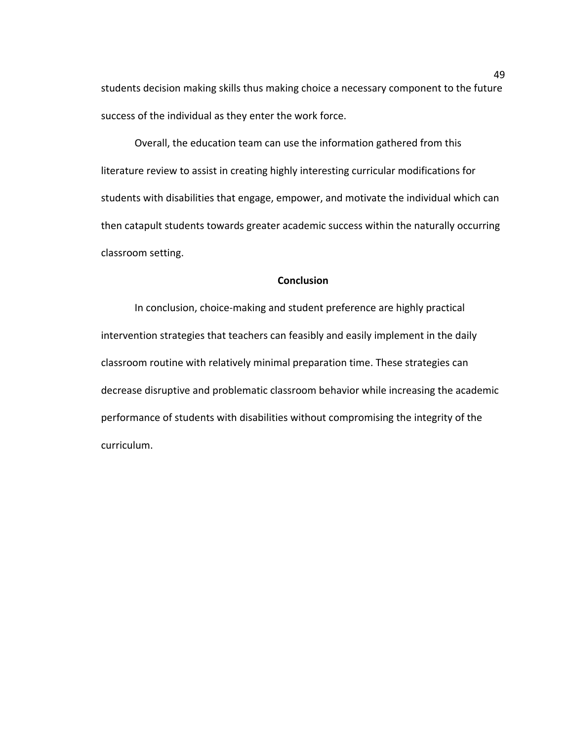students decision making skills thus making choice a necessary component to the future success of the individual as they enter the work force.

Overall, the education team can use the information gathered from this literature review to assist in creating highly interesting curricular modifications for students with disabilities that engage, empower, and motivate the individual which can then catapult students towards greater academic success within the naturally occurring classroom setting.

## Conclusion

In conclusion, choice-making and student preference are highly practical intervention strategies that teachers can feasibly and easily implement in the daily classroom routine with relatively minimal preparation time. These strategies can decrease disruptive and problematic classroom behavior while increasing the academic performance of students with disabilities without compromising the integrity of the curriculum.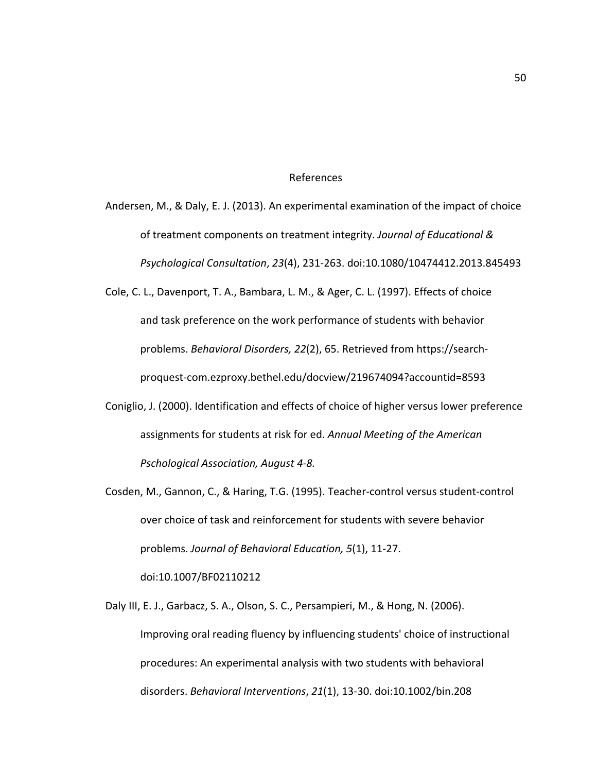# References

Andersen, M., & Daly, E. J. (2013). An experimental examination of the impact of choice of treatment components on treatment integrity. *Journal of Educational & Psychological Consultation*, *23*(4), 231-263. doi:10.1080/10474412.2013.845493

Cole, C. L., Davenport, T. A., Bambara, L. M., & Ager, C. L. (1997). Effects of choice and task preference on the work performance of students with behavior problems. *Behavioral Disorders, 22*(2), 65. Retrieved from https://search-proquest-com.ezproxy.bethel.edu/docview/219674094?accountid=8593

Coniglio, J. (2000). Identification and effects of choice of higher versus lower preference assignments for students at risk for ed. *Annual Meeting of the American Pschological Association, August 4-8.*

Cosden, M., Gannon, C., & Haring, T.G. (1995). Teacher-control versus student-control over choice of task and reinforcement for students with severe behavior problems. *Journal of Behavioral Education, 5*(1), 11-27. doi:10.1007/BF02110212

Daly III, E. J., Garbacz, S. A., Olson, S. C., Persampieri, M., & Hong, N. (2006). Improving oral reading fluency by influencing students' choice of instructional procedures: An experimental analysis with two students with behavioral disorders. *Behavioral Interventions*, *21*(1), 13-30. doi:10.1002/bin.208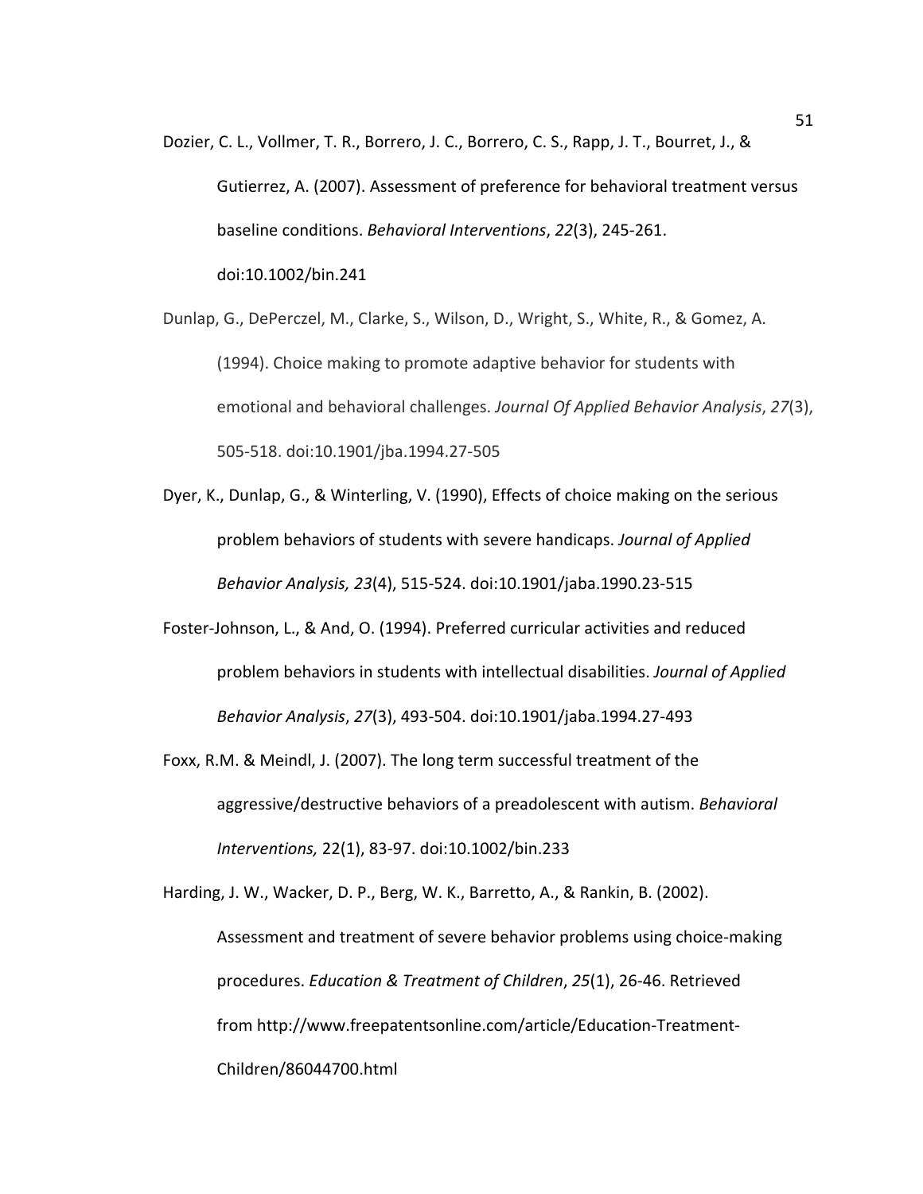Dozier, C. L., Vollmer, T. R., Borrero, J. C., Borrero, C. S., Rapp, J. T., Bourret, J., & Gutierrez, A. (2007). Assessment of preference for behavioral treatment versus baseline conditions. *Behavioral Interventions*, *22*(3), 245-261. doi:10.1002/bin.241

Dunlap, G., DePerczel, M., Clarke, S., Wilson, D., Wright, S., White, R., & Gomez, A. (1994). Choice making to promote adaptive behavior for students with emotional and behavioral challenges. *Journal Of Applied Behavior Analysis*, *27*(3), 505-518. doi:10.1901/jba.1994.27-505

Dyer, K., Dunlap, G., & Winterling, V. (1990), Effects of choice making on the serious problem behaviors of students with severe handicaps. *Journal of Applied Behavior Analysis, 23*(4), 515-524. doi:10.1901/jaba.1990.23-515

Foster-Johnson, L., & And, O. (1994). Preferred curricular activities and reduced problem behaviors in students with intellectual disabilities. *Journal of Applied Behavior Analysis*, *27*(3), 493-504. doi:10.1901/jaba.1994.27-493

Foxx, R.M. & Meindl, J. (2007). The long term successful treatment of the aggressive/destructive behaviors of a preadolescent with autism. *Behavioral Interventions,* 22(1), 83-97. doi:10.1002/bin.233

Harding, J. W., Wacker, D. P., Berg, W. K., Barretto, A., & Rankin, B. (2002). Assessment and treatment of severe behavior problems using choice-making procedures. *Education & Treatment of Children*, *25*(1), 26-46. Retrieved from http://www.freepatentsonline.com/article/Education-Treatment-Children/86044700.html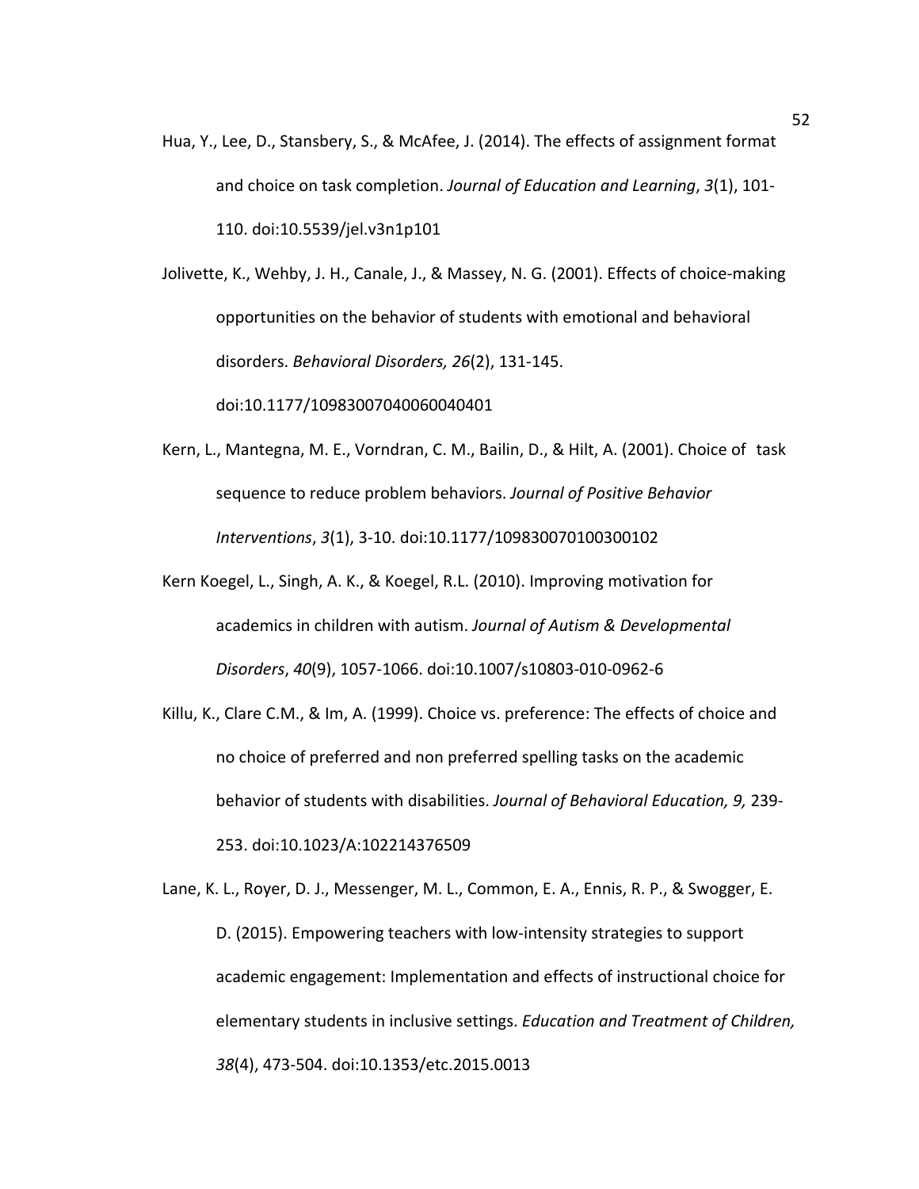Hua, Y., Lee, D., Stansbery, S., & McAfee, J. (2014). The effects of assignment format and choice on task completion. *Journal of Education and Learning*, *3*(1), 101-110. doi:10.5539/jel.v3n1p101

Jolivette, K., Wehby, J. H., Canale, J., & Massey, N. G. (2001). Effects of choice-making opportunities on the behavior of students with emotional and behavioral disorders. *Behavioral Disorders, 26*(2), 131-145. doi:10.1177/10983007040060040401

Kern, L., Mantegna, M. E., Vorndran, C. M., Bailin, D., & Hilt, A. (2001). Choice of task sequence to reduce problem behaviors. *Journal of Positive Behavior Interventions*, *3*(1), 3-10. doi:10.1177/109830070100300102

Kern Koegel, L., Singh, A. K., & Koegel, R.L. (2010). Improving motivation for academics in children with autism. *Journal of Autism & Developmental Disorders*, *40*(9), 1057-1066. doi:10.1007/s10803-010-0962-6

Killu, K., Clare C.M., & Im, A. (1999). Choice vs. preference: The effects of choice and no choice of preferred and non preferred spelling tasks on the academic behavior of students with disabilities. *Journal of Behavioral Education, 9,* 239-253. doi:10.1023/A:102214376509

Lane, K. L., Royer, D. J., Messenger, M. L., Common, E. A., Ennis, R. P., & Swogger, E. D. (2015). Empowering teachers with low-intensity strategies to support academic engagement: Implementation and effects of instructional choice for elementary students in inclusive settings. *Education and Treatment of Children, 38*(4), 473-504. doi:10.1353/etc.2015.0013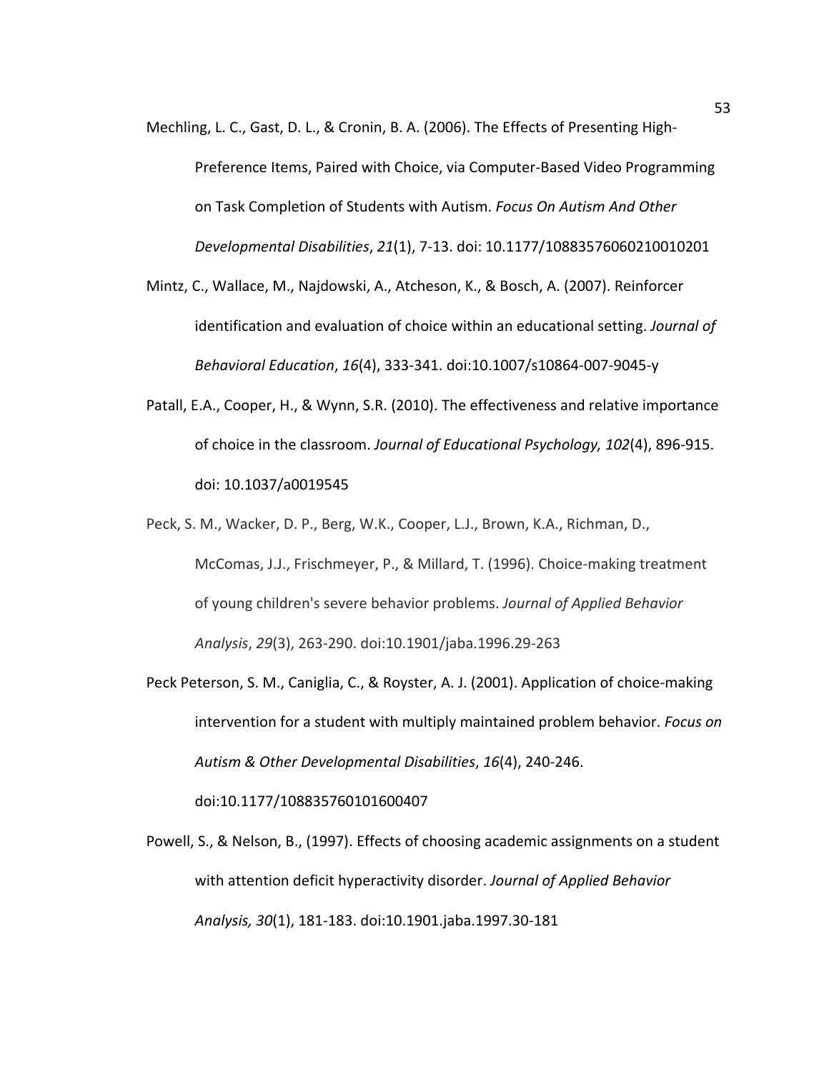Mechling, L. C., Gast, D. L., & Cronin, B. A. (2006). The Effects of Presenting High-Preference Items, Paired with Choice, via Computer-Based Video Programming on Task Completion of Students with Autism. *Focus On Autism And Other Developmental Disabilities*, *21*(1), 7-13. doi: 10.1177/10883576060210010201

Mintz, C., Wallace, M., Najdowski, A., Atcheson, K., & Bosch, A. (2007). Reinforcer identification and evaluation of choice within an educational setting. *Journal of Behavioral Education*, *16*(4), 333-341. doi:10.1007/s10864-007-9045-y

Patall, E.A., Cooper, H., & Wynn, S.R. (2010). The effectiveness and relative importance of choice in the classroom. *Journal of Educational Psychology, 102*(4), 896-915. doi: 10.1037/a0019545

Peck, S. M., Wacker, D. P., Berg, W.K., Cooper, L.J., Brown, K.A., Richman, D., McComas, J.J., Frischmeyer, P., & Millard, T. (1996). Choice-making treatment of young children's severe behavior problems. *Journal of Applied Behavior Analysis*, *29*(3), 263-290. doi:10.1901/jaba.1996.29-263

Peck Peterson, S. M., Caniglia, C., & Royster, A. J. (2001). Application of choice-making intervention for a student with multiply maintained problem behavior. *Focus on Autism & Other Developmental Disabilities*, *16*(4), 240-246. doi:10.1177/108835760101600407

Powell, S., & Nelson, B., (1997). Effects of choosing academic assignments on a student with attention deficit hyperactivity disorder. *Journal of Applied Behavior Analysis, 30*(1), 181-183. doi:10.1901.jaba.1997.30-181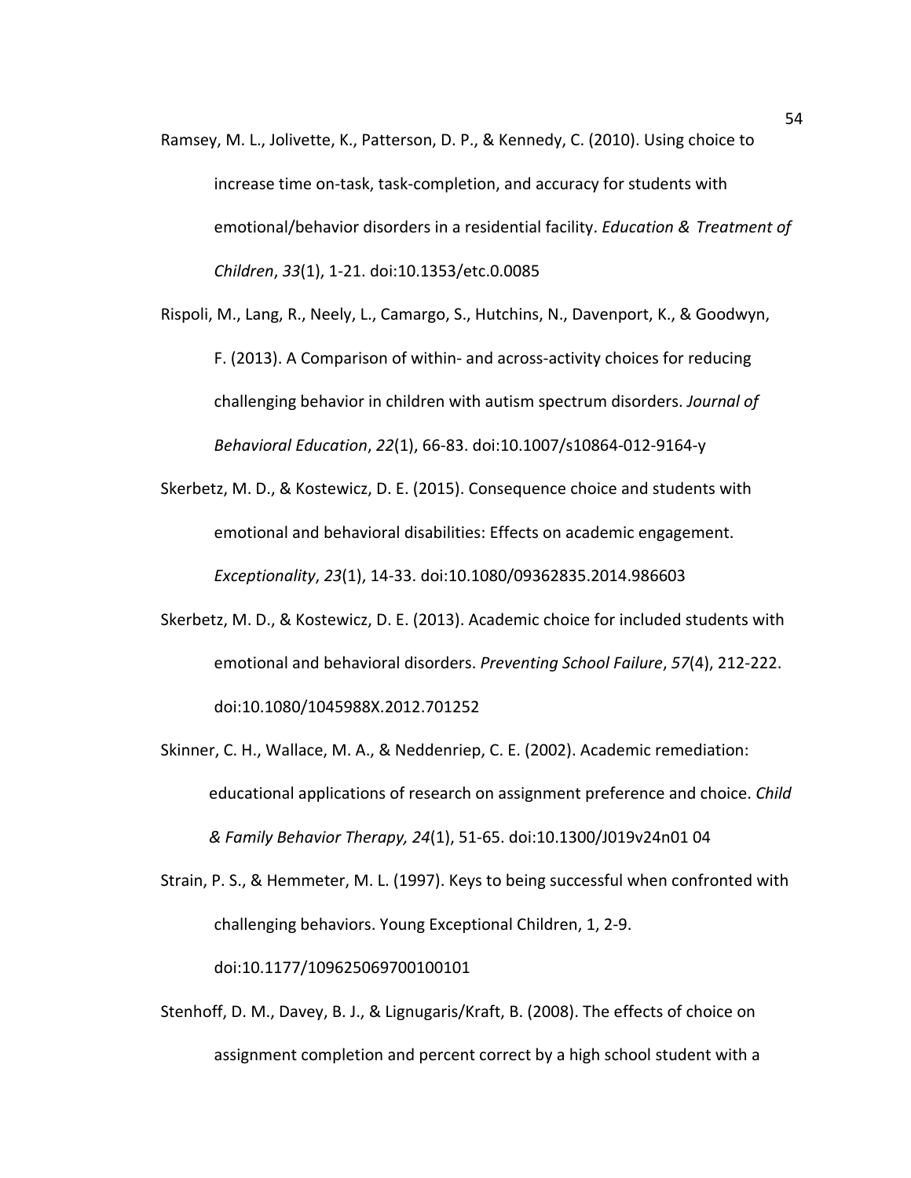Ramsey, M. L., Jolivette, K., Patterson, D. P., & Kennedy, C. (2010). Using choice to increase time on-task, task-completion, and accuracy for students with emotional/behavior disorders in a residential facility. *Education & Treatment of Children*, *33*(1), 1-21. doi:10.1353/etc.0.0085

Rispoli, M., Lang, R., Neely, L., Camargo, S., Hutchins, N., Davenport, K., & Goodwyn, F. (2013). A Comparison of within- and across-activity choices for reducing challenging behavior in children with autism spectrum disorders. *Journal of Behavioral Education*, *22*(1), 66-83. doi:10.1007/s10864-012-9164-y

Skerbetz, M. D., & Kostewicz, D. E. (2015). Consequence choice and students with emotional and behavioral disabilities: Effects on academic engagement. *Exceptionality*, *23*(1), 14-33. doi:10.1080/09362835.2014.986603

Skerbetz, M. D., & Kostewicz, D. E. (2013). Academic choice for included students with emotional and behavioral disorders. *Preventing School Failure*, *57*(4), 212-222. doi:10.1080/1045988X.2012.701252

Skinner, C. H., Wallace, M. A., & Neddenriep, C. E. (2002). Academic remediation: educational applications of research on assignment preference and choice. *Child & Family Behavior Therapy, 24*(1), 51-65. doi:10.1300/J019v24n01 04

Strain, P. S., & Hemmeter, M. L. (1997). Keys to being successful when confronted with challenging behaviors. Young Exceptional Children, 1, 2-9. doi:10.1177/109625069700100101

Stenhoff, D. M., Davey, B. J., & Lignugaris/Kraft, B. (2008). The effects of choice on assignment completion and percent correct by a high school student with a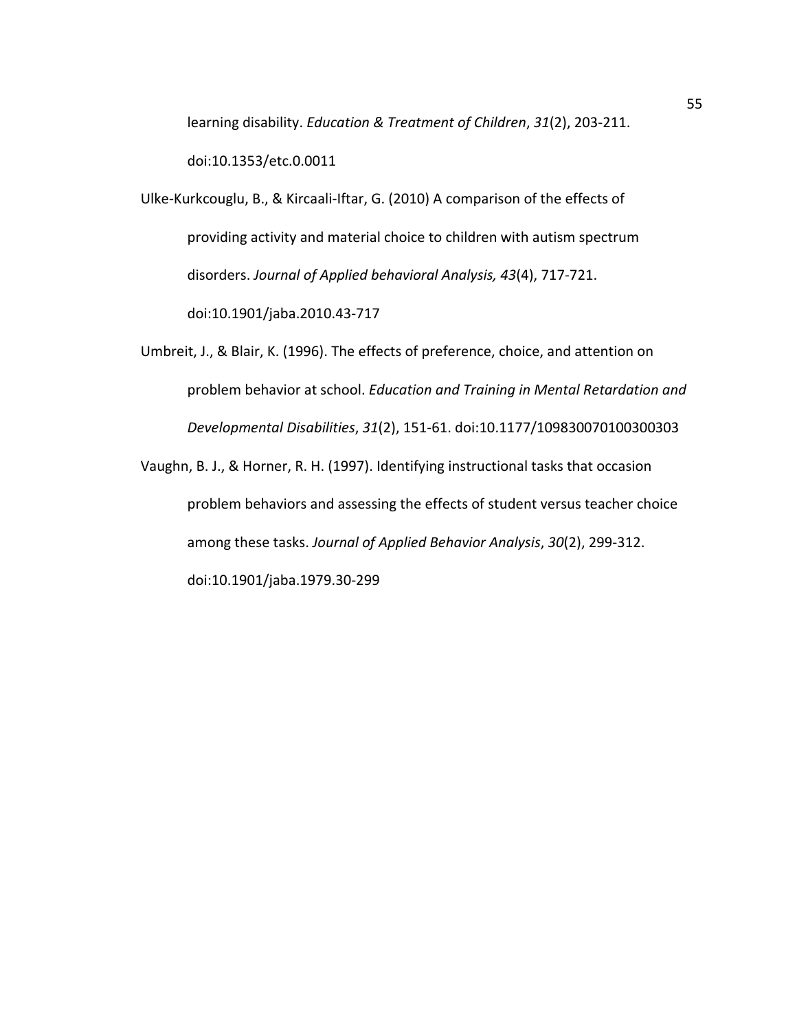learning disability. *Education & Treatment of Children*, *31*(2), 203-211. doi:10.1353/etc.0.0011

Ulke-Kurkcouglu, B., & Kircaali-Iftar, G. (2010) A comparison of the effects of providing activity and material choice to children with autism spectrum disorders. *Journal of Applied behavioral Analysis, 43*(4), 717-721. doi:10.1901/jaba.2010.43-717

Umbreit, J., & Blair, K. (1996). The effects of preference, choice, and attention on problem behavior at school. *Education and Training in Mental Retardation and Developmental Disabilities*, *31*(2), 151-61. doi:10.1177/109830070100300303

Vaughn, B. J., & Horner, R. H. (1997). Identifying instructional tasks that occasion problem behaviors and assessing the effects of student versus teacher choice among these tasks. *Journal of Applied Behavior Analysis*, *30*(2), 299-312. doi:10.1901/jaba.1979.30-299